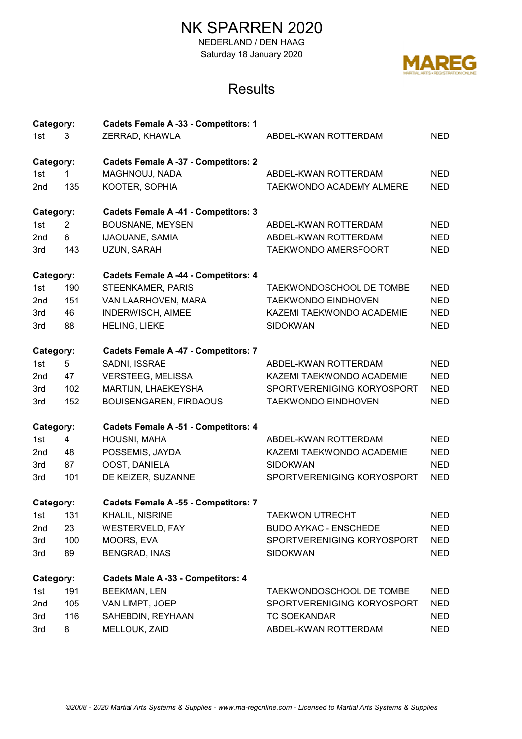# NK SPARREN 2020

NEDERLAND / DEN HAAG

Saturday 18 January 2020

## Results

| Category: | | Cadets Female A -33 - Competitors: 1 | | |
|---|---|---|---|---|
| 1st | 3 | ZERRAD, KHAWLA | ABDEL-KWAN ROTTERDAM | NED |

| Category: | | Cadets Female A -37 - Competitors: 2 | | |
|---|---|---|---|---|
| 1st | 1 | MAGHNOUJ, NADA | ABDEL-KWAN ROTTERDAM | NED |
| 2nd | 135 | KOOTER, SOPHIA | TAEKWONDO ACADEMY ALMERE | NED |

| Category: | | Cadets Female A -41 - Competitors: 3 | | |
|---|---|---|---|---|
| 1st | 2 | BOUSNANE, MEYSEN | ABDEL-KWAN ROTTERDAM | NED |
| 2nd | 6 | IJAOUANE, SAMIA | ABDEL-KWAN ROTTERDAM | NED |
| 3rd | 143 | UZUN, SARAH | TAEKWONDO AMERSFOORT | NED |

| Category: | | Cadets Female A -44 - Competitors: 4 | | |
|---|---|---|---|---|
| 1st | 190 | STEENKAMER, PARIS | TAEKWONDOSCHOOL DE TOMBE | NED |
| 2nd | 151 | VAN LAARHOVEN, MARA | TAEKWONDO EINDHOVEN | NED |
| 3rd | 46 | INDERWISCH, AIMEE | KAZEMI TAEKWONDO ACADEMIE | NED |
| 3rd | 88 | HELING, LIEKE | SIDOKWAN | NED |

| Category: | | Cadets Female A -47 - Competitors: 7 | | |
|---|---|---|---|---|
| 1st | 5 | SADNI, ISSRAE | ABDEL-KWAN ROTTERDAM | NED |
| 2nd | 47 | VERSTEEG, MELISSA | KAZEMI TAEKWONDO ACADEMIE | NED |
| 3rd | 102 | MARTIJN, LHAEKEYSHA | SPORTVERENIGING KORYOSPORT | NED |
| 3rd | 152 | BOUISENGAREN, FIRDAOUS | TAEKWONDO EINDHOVEN | NED |

| Category: | | Cadets Female A -51 - Competitors: 4 | | |
|---|---|---|---|---|
| 1st | 4 | HOUSNI, MAHA | ABDEL-KWAN ROTTERDAM | NED |
| 2nd | 48 | POSSEMIS, JAYDA | KAZEMI TAEKWONDO ACADEMIE | NED |
| 3rd | 87 | OOST, DANIELA | SIDOKWAN | NED |
| 3rd | 101 | DE KEIZER, SUZANNE | SPORTVERENIGING KORYOSPORT | NED |

| Category: | | Cadets Female A -55 - Competitors: 7 | | |
|---|---|---|---|---|
| 1st | 131 | KHALIL, NISRINE | TAEKWON UTRECHT | NED |
| 2nd | 23 | WESTERVELD, FAY | BUDO AYKAC - ENSCHEDE | NED |
| 3rd | 100 | MOORS, EVA | SPORTVERENIGING KORYOSPORT | NED |
| 3rd | 89 | BENGRAD, INAS | SIDOKWAN | NED |

| Category: | | Cadets Male A -33 - Competitors: 4 | | |
|---|---|---|---|---|
| 1st | 191 | BEEKMAN, LEN | TAEKWONDOSCHOOL DE TOMBE | NED |
| 2nd | 105 | VAN LIMPT, JOEP | SPORTVERENIGING KORYOSPORT | NED |
| 3rd | 116 | SAHEBDIN, REYHAAN | TC SOEKANDAR | NED |
| 3rd | 8 | MELLOUK, ZAID | ABDEL-KWAN ROTTERDAM | NED |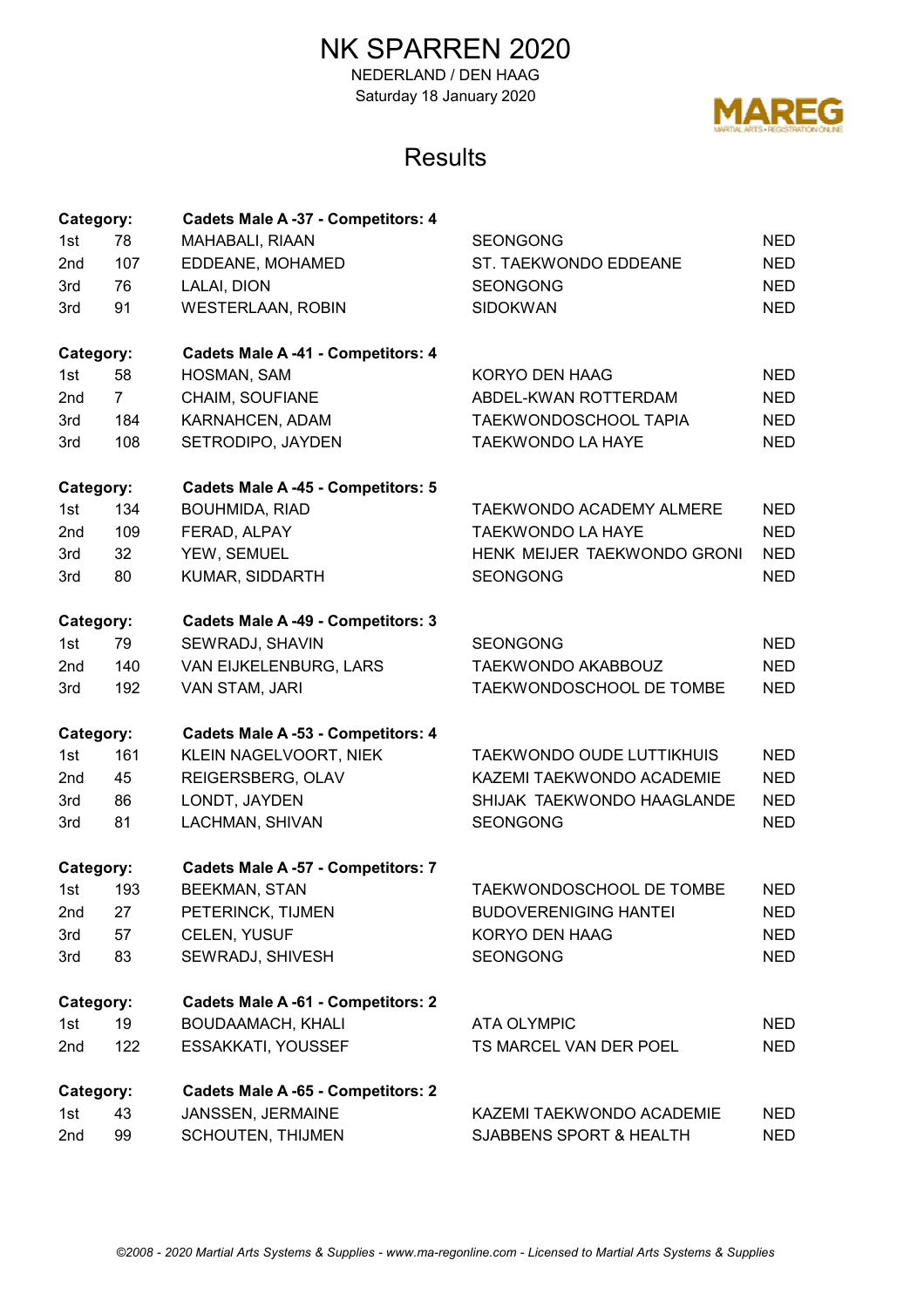# NK SPARREN 2020

NEDERLAND / DEN HAAG
Saturday 18 January 2020

## Results

**Category: Cadets Male A -37 - Competitors: 4**

| | | | | |
|---|---|---|---|---|
| 1st | 78 | MAHABALI, RIAAN | SEONGONG | NED |
| 2nd | 107 | EDDEANE, MOHAMED | ST. TAEKWONDO EDDEANE | NED |
| 3rd | 76 | LALAI, DION | SEONGONG | NED |
| 3rd | 91 | WESTERLAAN, ROBIN | SIDOKWAN | NED |

**Category: Cadets Male A -41 - Competitors: 4**

| | | | | |
|---|---|---|---|---|
| 1st | 58 | HOSMAN, SAM | KORYO DEN HAAG | NED |
| 2nd | 7 | CHAIM, SOUFIANE | ABDEL-KWAN ROTTERDAM | NED |
| 3rd | 184 | KARNAHCEN, ADAM | TAEKWONDOSCHOOL TAPIA | NED |
| 3rd | 108 | SETRODIPO, JAYDEN | TAEKWONDO LA HAYE | NED |

**Category: Cadets Male A -45 - Competitors: 5**

| | | | | |
|---|---|---|---|---|
| 1st | 134 | BOUHMIDA, RIAD | TAEKWONDO ACADEMY ALMERE | NED |
| 2nd | 109 | FERAD, ALPAY | TAEKWONDO LA HAYE | NED |
| 3rd | 32 | YEW, SEMUEL | HENK MEIJER TAEKWONDO GRONI | NED |
| 3rd | 80 | KUMAR, SIDDARTH | SEONGONG | NED |

**Category: Cadets Male A -49 - Competitors: 3**

| | | | | |
|---|---|---|---|---|
| 1st | 79 | SEWRADJ, SHAVIN | SEONGONG | NED |
| 2nd | 140 | VAN EIJKELENBURG, LARS | TAEKWONDO AKABBOUZ | NED |
| 3rd | 192 | VAN STAM, JARI | TAEKWONDOSCHOOL DE TOMBE | NED |

**Category: Cadets Male A -53 - Competitors: 4**

| | | | | |
|---|---|---|---|---|
| 1st | 161 | KLEIN NAGELVOORT, NIEK | TAEKWONDO OUDE LUTTIKHUIS | NED |
| 2nd | 45 | REIGERSBERG, OLAV | KAZEMI TAEKWONDO ACADEMIE | NED |
| 3rd | 86 | LONDT, JAYDEN | SHIJAK TAEKWONDO HAAGLANDE | NED |
| 3rd | 81 | LACHMAN, SHIVAN | SEONGONG | NED |

**Category: Cadets Male A -57 - Competitors: 7**

| | | | | |
|---|---|---|---|---|
| 1st | 193 | BEEKMAN, STAN | TAEKWONDOSCHOOL DE TOMBE | NED |
| 2nd | 27 | PETERINCK, TIJMEN | BUDOVERENIGING HANTEI | NED |
| 3rd | 57 | CELEN, YUSUF | KORYO DEN HAAG | NED |
| 3rd | 83 | SEWRADJ, SHIVESH | SEONGONG | NED |

**Category: Cadets Male A -61 - Competitors: 2**

| | | | | |
|---|---|---|---|---|
| 1st | 19 | BOUDAAMACH, KHALI | ATA OLYMPIC | NED |
| 2nd | 122 | ESSAKKATI, YOUSSEF | TS MARCEL VAN DER POEL | NED |

**Category: Cadets Male A -65 - Competitors: 2**

| | | | | |
|---|---|---|---|---|
| 1st | 43 | JANSSEN, JERMAINE | KAZEMI TAEKWONDO ACADEMIE | NED |
| 2nd | 99 | SCHOUTEN, THIJMEN | SJABBENS SPORT & HEALTH | NED |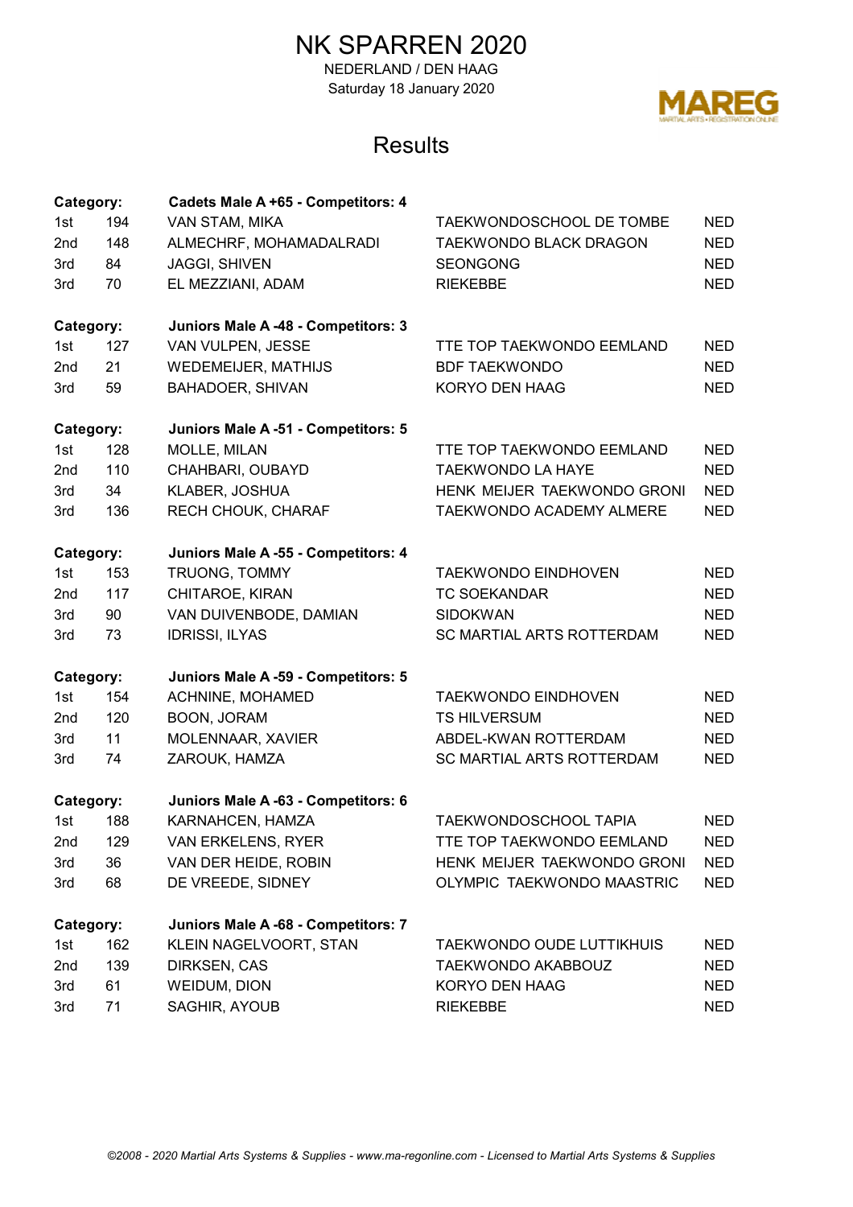# NK SPARREN 2020

NEDERLAND / DEN HAAG

Saturday 18 January 2020

## Results

| Category: | | Cadets Male A +65 - Competitors: 4 | | |
|---|---|---|---|---|
| 1st | 194 | VAN STAM, MIKA | TAEKWONDOSCHOOL DE TOMBE | NED |
| 2nd | 148 | ALMECHRF, MOHAMADALRADI | TAEKWONDO BLACK DRAGON | NED |
| 3rd | 84 | JAGGI, SHIVEN | SEONGONG | NED |
| 3rd | 70 | EL MEZZIANI, ADAM | RIEKEBBE | NED |

| Category: | | Juniors Male A -48 - Competitors: 3 | | |
|---|---|---|---|---|
| 1st | 127 | VAN VULPEN, JESSE | TTE TOP TAEKWONDO EEMLAND | NED |
| 2nd | 21 | WEDEMEIJER, MATHIJS | BDF TAEKWONDO | NED |
| 3rd | 59 | BAHADOER, SHIVAN | KORYO DEN HAAG | NED |

| Category: | | Juniors Male A -51 - Competitors: 5 | | |
|---|---|---|---|---|
| 1st | 128 | MOLLE, MILAN | TTE TOP TAEKWONDO EEMLAND | NED |
| 2nd | 110 | CHAHBARI, OUBAYD | TAEKWONDO LA HAYE | NED |
| 3rd | 34 | KLABER, JOSHUA | HENK MEIJER TAEKWONDO GRONI | NED |
| 3rd | 136 | RECH CHOUK, CHARAF | TAEKWONDO ACADEMY ALMERE | NED |

| Category: | | Juniors Male A -55 - Competitors: 4 | | |
|---|---|---|---|---|
| 1st | 153 | TRUONG, TOMMY | TAEKWONDO EINDHOVEN | NED |
| 2nd | 117 | CHITAROE, KIRAN | TC SOEKANDAR | NED |
| 3rd | 90 | VAN DUIVENBODE, DAMIAN | SIDOKWAN | NED |
| 3rd | 73 | IDRISSI, ILYAS | SC MARTIAL ARTS ROTTERDAM | NED |

| Category: | | Juniors Male A -59 - Competitors: 5 | | |
|---|---|---|---|---|
| 1st | 154 | ACHNINE, MOHAMED | TAEKWONDO EINDHOVEN | NED |
| 2nd | 120 | BOON, JORAM | TS HILVERSUM | NED |
| 3rd | 11 | MOLENNAAR, XAVIER | ABDEL-KWAN ROTTERDAM | NED |
| 3rd | 74 | ZAROUK, HAMZA | SC MARTIAL ARTS ROTTERDAM | NED |

| Category: | | Juniors Male A -63 - Competitors: 6 | | |
|---|---|---|---|---|
| 1st | 188 | KARNAHCEN, HAMZA | TAEKWONDOSCHOOL TAPIA | NED |
| 2nd | 129 | VAN ERKELENS, RYER | TTE TOP TAEKWONDO EEMLAND | NED |
| 3rd | 36 | VAN DER HEIDE, ROBIN | HENK MEIJER TAEKWONDO GRONI | NED |
| 3rd | 68 | DE VREEDE, SIDNEY | OLYMPIC TAEKWONDO MAASTRIC | NED |

| Category: | | Juniors Male A -68 - Competitors: 7 | | |
|---|---|---|---|---|
| 1st | 162 | KLEIN NAGELVOORT, STAN | TAEKWONDO OUDE LUTTIKHUIS | NED |
| 2nd | 139 | DIRKSEN, CAS | TAEKWONDO AKABBOUZ | NED |
| 3rd | 61 | WEIDUM, DION | KORYO DEN HAAG | NED |
| 3rd | 71 | SAGHIR, AYOUB | RIEKEBBE | NED |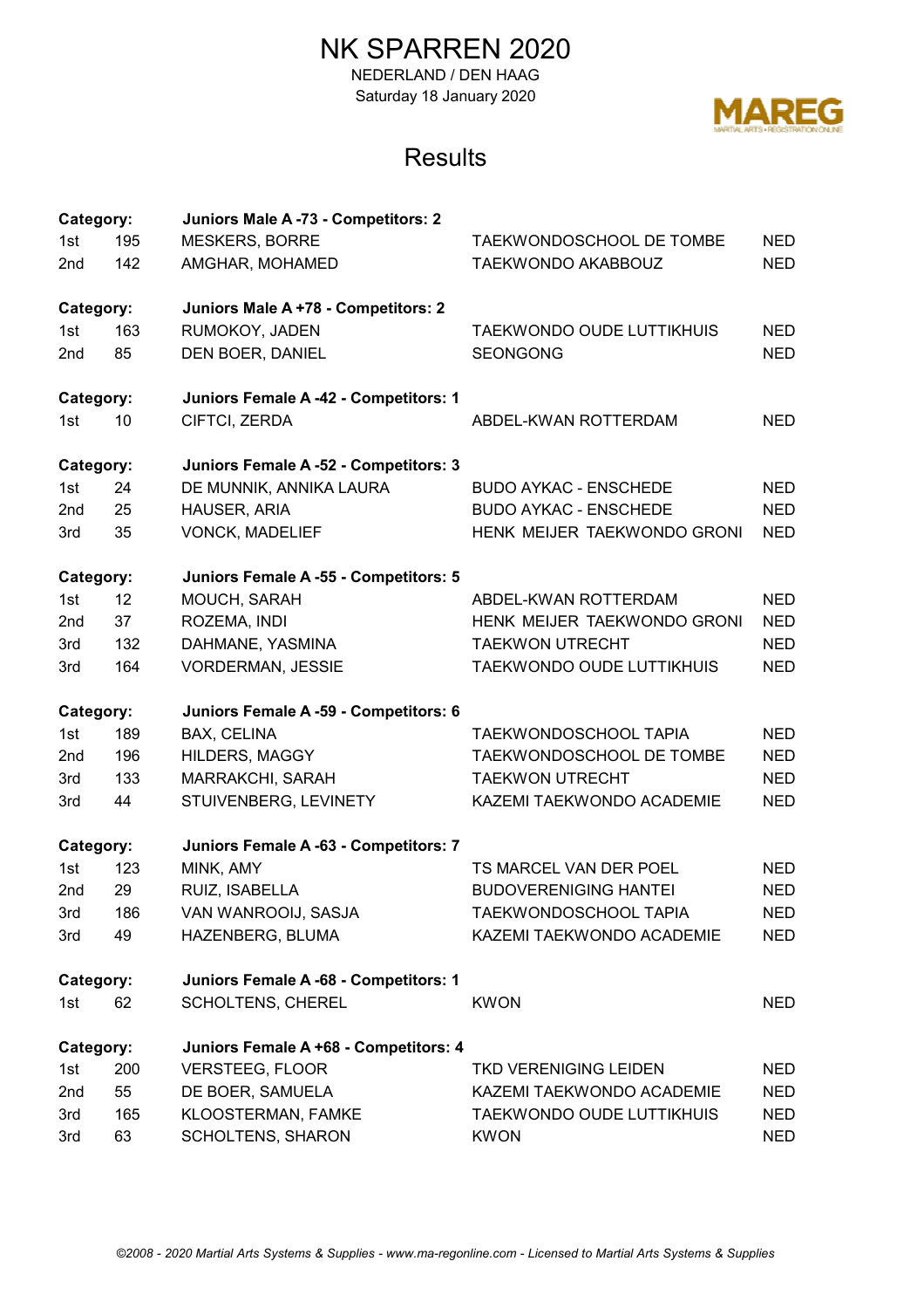# NK SPARREN 2020

NEDERLAND / DEN HAAG

Saturday 18 January 2020

MAREG

## Results

| Category: | | Juniors Male A -73 - Competitors: 2 | | |
|---|---|---|---|---|
| 1st | 195 | MESKERS, BORRE | TAEKWONDOSCHOOL DE TOMBE | NED |
| 2nd | 142 | AMGHAR, MOHAMED | TAEKWONDO AKABBOUZ | NED |
| **Category:** | | **Juniors Male A +78 - Competitors: 2** | | |
| 1st | 163 | RUMOKOY, JADEN | TAEKWONDO OUDE LUTTIKHUIS | NED |
| 2nd | 85 | DEN BOER, DANIEL | SEONGONG | NED |
| **Category:** | | **Juniors Female A -42 - Competitors: 1** | | |
| 1st | 10 | CIFTCI, ZERDA | ABDEL-KWAN ROTTERDAM | NED |
| **Category:** | | **Juniors Female A -52 - Competitors: 3** | | |
| 1st | 24 | DE MUNNIK, ANNIKA LAURA | BUDO AYKAC - ENSCHEDE | NED |
| 2nd | 25 | HAUSER, ARIA | BUDO AYKAC - ENSCHEDE | NED |
| 3rd | 35 | VONCK, MADELIEF | HENK MEIJER TAEKWONDO GRONI | NED |
| **Category:** | | **Juniors Female A -55 - Competitors: 5** | | |
| 1st | 12 | MOUCH, SARAH | ABDEL-KWAN ROTTERDAM | NED |
| 2nd | 37 | ROZEMA, INDI | HENK MEIJER TAEKWONDO GRONI | NED |
| 3rd | 132 | DAHMANE, YASMINA | TAEKWON UTRECHT | NED |
| 3rd | 164 | VORDERMAN, JESSIE | TAEKWONDO OUDE LUTTIKHUIS | NED |
| **Category:** | | **Juniors Female A -59 - Competitors: 6** | | |
| 1st | 189 | BAX, CELINA | TAEKWONDOSCHOOL TAPIA | NED |
| 2nd | 196 | HILDERS, MAGGY | TAEKWONDOSCHOOL DE TOMBE | NED |
| 3rd | 133 | MARRAKCHI, SARAH | TAEKWON UTRECHT | NED |
| 3rd | 44 | STUIVENBERG, LEVINETY | KAZEMI TAEKWONDO ACADEMIE | NED |
| **Category:** | | **Juniors Female A -63 - Competitors: 7** | | |
| 1st | 123 | MINK, AMY | TS MARCEL VAN DER POEL | NED |
| 2nd | 29 | RUIZ, ISABELLA | BUDOVERENIGING HANTEI | NED |
| 3rd | 186 | VAN WANROOIJ, SASJA | TAEKWONDOSCHOOL TAPIA | NED |
| 3rd | 49 | HAZENBERG, BLUMA | KAZEMI TAEKWONDO ACADEMIE | NED |
| **Category:** | | **Juniors Female A -68 - Competitors: 1** | | |
| 1st | 62 | SCHOLTENS, CHEREL | KWON | NED |
| **Category:** | | **Juniors Female A +68 - Competitors: 4** | | |
| 1st | 200 | VERSTEEG, FLOOR | TKD VERENIGING LEIDEN | NED |
| 2nd | 55 | DE BOER, SAMUELA | KAZEMI TAEKWONDO ACADEMIE | NED |
| 3rd | 165 | KLOOSTERMAN, FAMKE | TAEKWONDO OUDE LUTTIKHUIS | NED |
| 3rd | 63 | SCHOLTENS, SHARON | KWON | NED |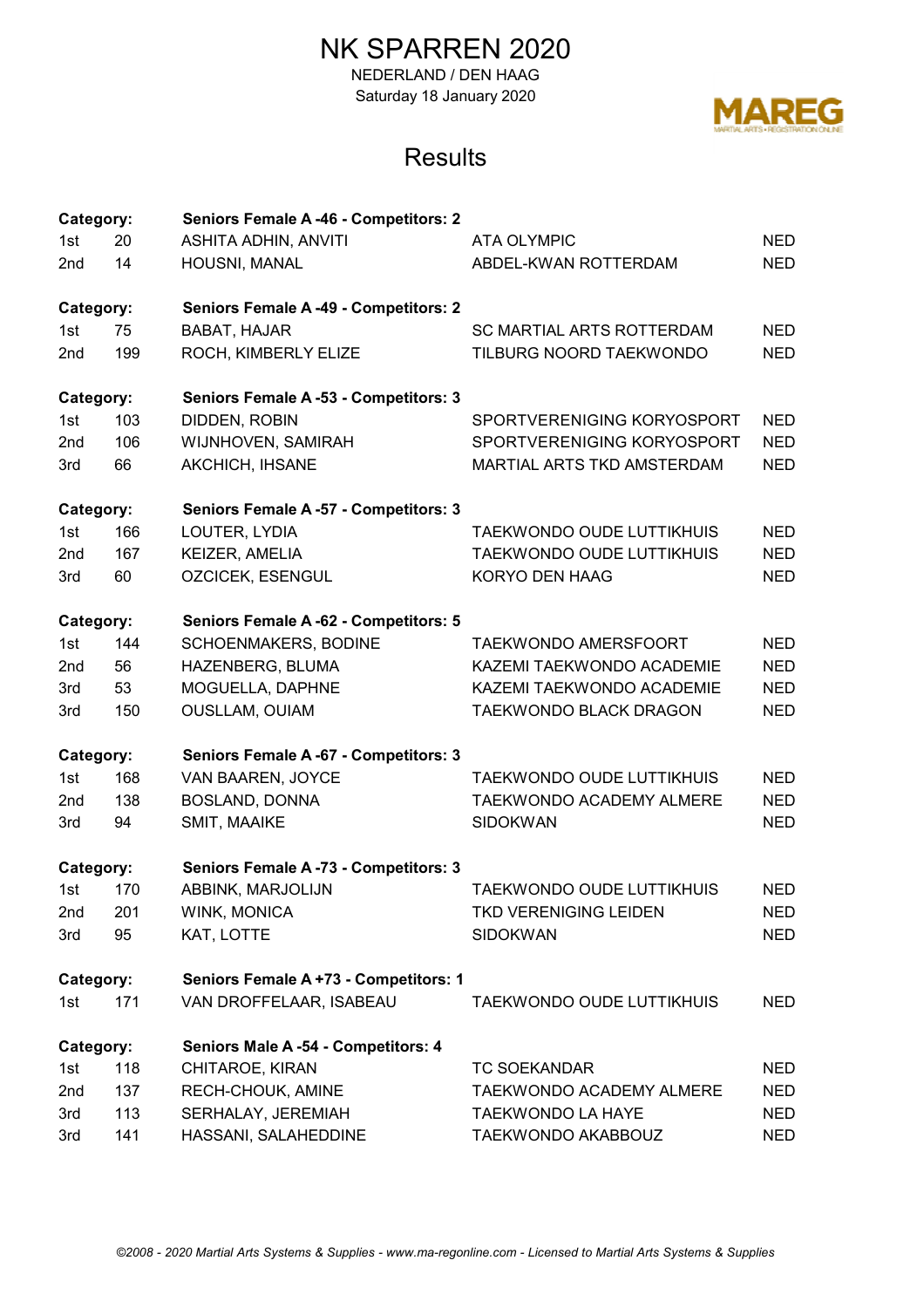# NK SPARREN 2020

NEDERLAND / DEN HAAG

Saturday 18 January 2020

## Results

| Category: | | Seniors Female A -46 - Competitors: 2 | | |
|---|---|---|---|---|
| 1st | 20 | ASHITA ADHIN, ANVITI | ATA OLYMPIC | NED |
| 2nd | 14 | HOUSNI, MANAL | ABDEL-KWAN ROTTERDAM | NED |

| Category: | | Seniors Female A -49 - Competitors: 2 | | |
|---|---|---|---|---|
| 1st | 75 | BABAT, HAJAR | SC MARTIAL ARTS ROTTERDAM | NED |
| 2nd | 199 | ROCH, KIMBERLY ELIZE | TILBURG NOORD TAEKWONDO | NED |

| Category: | | Seniors Female A -53 - Competitors: 3 | | |
|---|---|---|---|---|
| 1st | 103 | DIDDEN, ROBIN | SPORTVERENIGING KORYOSPORT | NED |
| 2nd | 106 | WIJNHOVEN, SAMIRAH | SPORTVERENIGING KORYOSPORT | NED |
| 3rd | 66 | AKCHICH, IHSANE | MARTIAL ARTS TKD AMSTERDAM | NED |

| Category: | | Seniors Female A -57 - Competitors: 3 | | |
|---|---|---|---|---|
| 1st | 166 | LOUTER, LYDIA | TAEKWONDO OUDE LUTTIKHUIS | NED |
| 2nd | 167 | KEIZER, AMELIA | TAEKWONDO OUDE LUTTIKHUIS | NED |
| 3rd | 60 | OZCICEK, ESENGUL | KORYO DEN HAAG | NED |

| Category: | | Seniors Female A -62 - Competitors: 5 | | |
|---|---|---|---|---|
| 1st | 144 | SCHOENMAKERS, BODINE | TAEKWONDO AMERSFOORT | NED |
| 2nd | 56 | HAZENBERG, BLUMA | KAZEMI TAEKWONDO ACADEMIE | NED |
| 3rd | 53 | MOGUELLA, DAPHNE | KAZEMI TAEKWONDO ACADEMIE | NED |
| 3rd | 150 | OUSLLAM, OUIAM | TAEKWONDO BLACK DRAGON | NED |

| Category: | | Seniors Female A -67 - Competitors: 3 | | |
|---|---|---|---|---|
| 1st | 168 | VAN BAAREN, JOYCE | TAEKWONDO OUDE LUTTIKHUIS | NED |
| 2nd | 138 | BOSLAND, DONNA | TAEKWONDO ACADEMY ALMERE | NED |
| 3rd | 94 | SMIT, MAAIKE | SIDOKWAN | NED |

| Category: | | Seniors Female A -73 - Competitors: 3 | | |
|---|---|---|---|---|
| 1st | 170 | ABBINK, MARJOLIJN | TAEKWONDO OUDE LUTTIKHUIS | NED |
| 2nd | 201 | WINK, MONICA | TKD VERENIGING LEIDEN | NED |
| 3rd | 95 | KAT, LOTTE | SIDOKWAN | NED |

| Category: | | Seniors Female A +73 - Competitors: 1 | | |
|---|---|---|---|---|
| 1st | 171 | VAN DROFFELAAR, ISABEAU | TAEKWONDO OUDE LUTTIKHUIS | NED |

| Category: | | Seniors Male A -54 - Competitors: 4 | | |
|---|---|---|---|---|
| 1st | 118 | CHITAROE, KIRAN | TC SOEKANDAR | NED |
| 2nd | 137 | RECH-CHOUK, AMINE | TAEKWONDO ACADEMY ALMERE | NED |
| 3rd | 113 | SERHALAY, JEREMIAH | TAEKWONDO LA HAYE | NED |
| 3rd | 141 | HASSANI, SALAHEDDINE | TAEKWONDO AKABBOUZ | NED |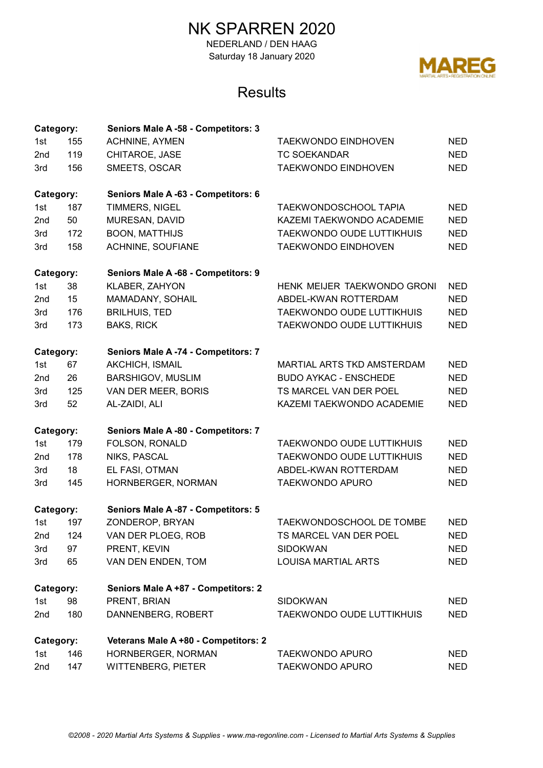# NK SPARREN 2020

NEDERLAND / DEN HAAG

Saturday 18 January 2020

## Results

| Category: | | Seniors Male A -58 - Competitors: 3 | | |
|---|---|---|---|---|
| 1st | 155 | ACHNINE, AYMEN | TAEKWONDO EINDHOVEN | NED |
| 2nd | 119 | CHITAROE, JASE | TC SOEKANDAR | NED |
| 3rd | 156 | SMEETS, OSCAR | TAEKWONDO EINDHOVEN | NED |

| Category: | | Seniors Male A -63 - Competitors: 6 | | |
|---|---|---|---|---|
| 1st | 187 | TIMMERS, NIGEL | TAEKWONDOSCHOOL TAPIA | NED |
| 2nd | 50 | MURESAN, DAVID | KAZEMI TAEKWONDO ACADEMIE | NED |
| 3rd | 172 | BOON, MATTHIJS | TAEKWONDO OUDE LUTTIKHUIS | NED |
| 3rd | 158 | ACHNINE, SOUFIANE | TAEKWONDO EINDHOVEN | NED |

| Category: | | Seniors Male A -68 - Competitors: 9 | | |
|---|---|---|---|---|
| 1st | 38 | KLABER, ZAHYON | HENK MEIJER TAEKWONDO GRONI | NED |
| 2nd | 15 | MAMADANY, SOHAIL | ABDEL-KWAN ROTTERDAM | NED |
| 3rd | 176 | BRILHUIS, TED | TAEKWONDO OUDE LUTTIKHUIS | NED |
| 3rd | 173 | BAKS, RICK | TAEKWONDO OUDE LUTTIKHUIS | NED |

| Category: | | Seniors Male A -74 - Competitors: 7 | | |
|---|---|---|---|---|
| 1st | 67 | AKCHICH, ISMAIL | MARTIAL ARTS TKD AMSTERDAM | NED |
| 2nd | 26 | BARSHIGOV, MUSLIM | BUDO AYKAC - ENSCHEDE | NED |
| 3rd | 125 | VAN DER MEER, BORIS | TS MARCEL VAN DER POEL | NED |
| 3rd | 52 | AL-ZAIDI, ALI | KAZEMI TAEKWONDO ACADEMIE | NED |

| Category: | | Seniors Male A -80 - Competitors: 7 | | |
|---|---|---|---|---|
| 1st | 179 | FOLSON, RONALD | TAEKWONDO OUDE LUTTIKHUIS | NED |
| 2nd | 178 | NIKS, PASCAL | TAEKWONDO OUDE LUTTIKHUIS | NED |
| 3rd | 18 | EL FASI, OTMAN | ABDEL-KWAN ROTTERDAM | NED |
| 3rd | 145 | HORNBERGER, NORMAN | TAEKWONDO APURO | NED |

| Category: | | Seniors Male A -87 - Competitors: 5 | | |
|---|---|---|---|---|
| 1st | 197 | ZONDEROP, BRYAN | TAEKWONDOSCHOOL DE TOMBE | NED |
| 2nd | 124 | VAN DER PLOEG, ROB | TS MARCEL VAN DER POEL | NED |
| 3rd | 97 | PRENT, KEVIN | SIDOKWAN | NED |
| 3rd | 65 | VAN DEN ENDEN, TOM | LOUISA MARTIAL ARTS | NED |

| Category: | | Seniors Male A +87 - Competitors: 2 | | |
|---|---|---|---|---|
| 1st | 98 | PRENT, BRIAN | SIDOKWAN | NED |
| 2nd | 180 | DANNENBERG, ROBERT | TAEKWONDO OUDE LUTTIKHUIS | NED |

| Category: | | Veterans Male A +80 - Competitors: 2 | | |
|---|---|---|---|---|
| 1st | 146 | HORNBERGER, NORMAN | TAEKWONDO APURO | NED |
| 2nd | 147 | WITTENBERG, PIETER | TAEKWONDO APURO | NED |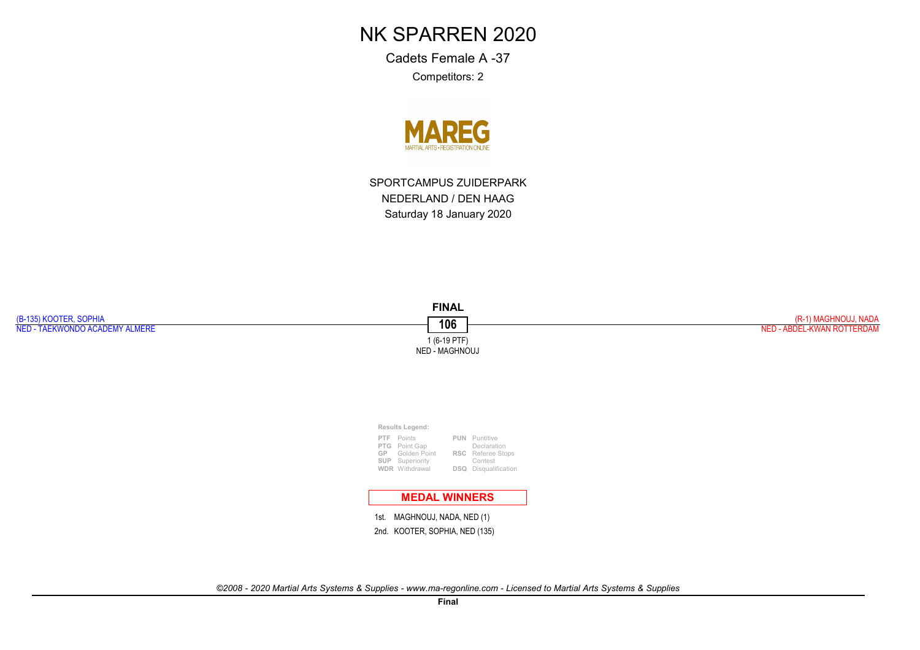# NK SPARREN 2020

Cadets Female A -37

Competitors: 2

SPORTCAMPUS ZUIDERPARK

NEDERLAND / DEN HAAG

Saturday 18 January 2020

**FINAL**

(B-135) KOOTER, SOPHIA
NED - TAEKWONDO ACADEMY ALMERE

**106**

1 (6-19 PTF)
NED - MAGHNOUJ

(R-1) MAGHNOUJ, NADA
NED - ABDEL-KWAN ROTTERDAM

**Results Legend:**

| | | | |
|---|---|---|---|
| **PTF** | Points | **PUN** | Puntitive Declaration |
| **PTG** | Point Gap | **RSC** | Referee Stops Contest |
| **GP** | Golden Point | **DSQ** | Disqualification |
| **SUP** | Superiority | | |
| **WDR** | Withdrawal | | |

**MEDAL WINNERS**

1st. MAGHNOUJ, NADA, NED (1)

2nd. KOOTER, SOPHIA, NED (135)

*©2008 - 2020 Martial Arts Systems & Supplies - www.ma-regonline.com - Licensed to Martial Arts Systems & Supplies*

**Final**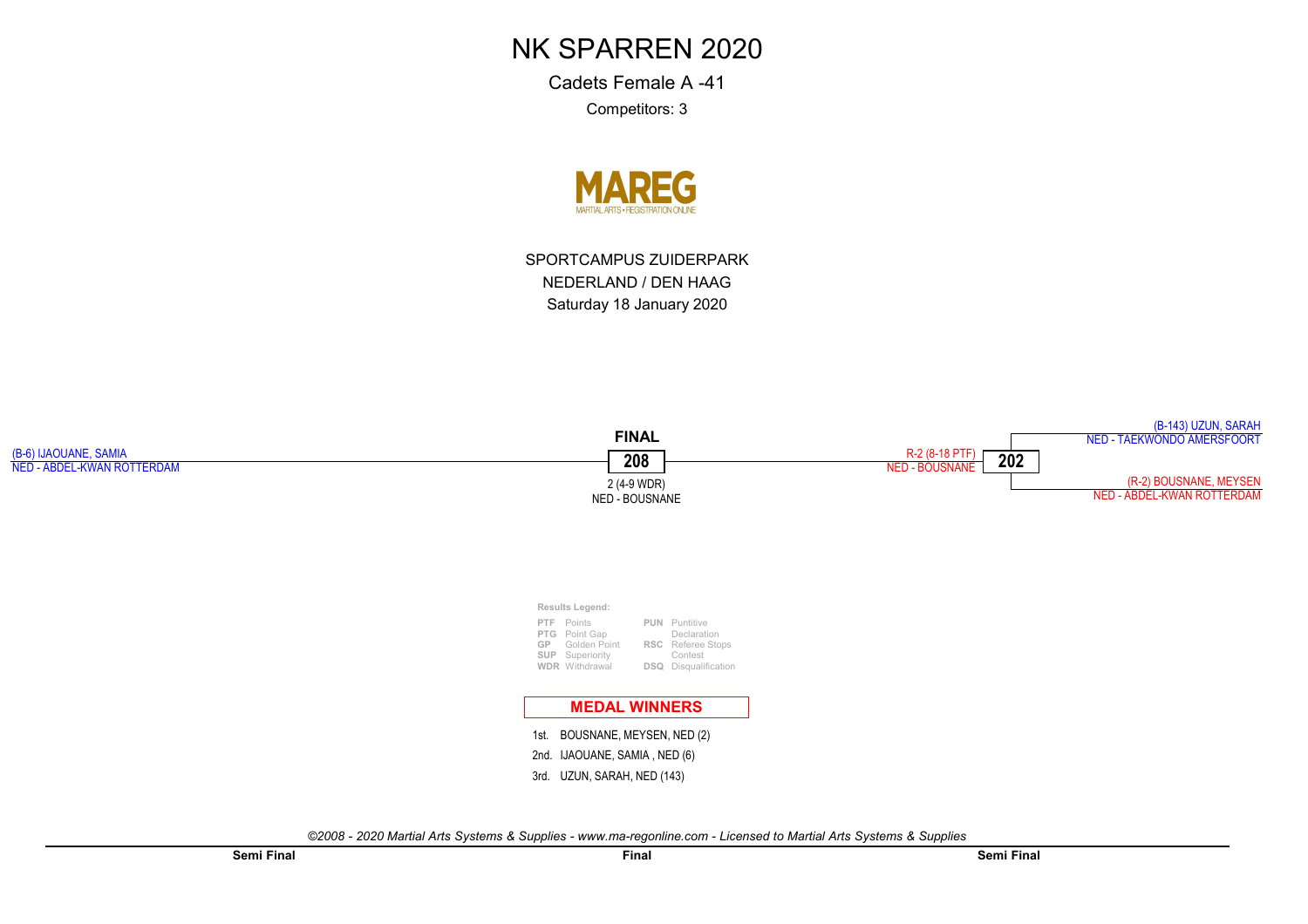# NK SPARREN 2020

Cadets Female A -41

Competitors: 3

MAREG
MARTIAL ARTS • REGISTRATION ONLINE

SPORTCAMPUS ZUIDERPARK
NEDERLAND / DEN HAAG
Saturday 18 January 2020

(B-6) IJAOUANE, SAMIA
NED - ABDEL-KWAN ROTTERDAM

**FINAL**

**208**

2 (4-9 WDR)
NED - BOUSNANE

R-2 (8-18 PTF)
NED - BOUSNANE

**202**

(B-143) UZUN, SARAH
NED - TAEKWONDO AMERSFOORT

(R-2) BOUSNANE, MEYSEN
NED - ABDEL-KWAN ROTTERDAM

**Results Legend:**

| | | | |
|---|---|---|---|
| **PTF** | Points | **PUN** | Puntitive Declaration |
| **PTG** | Point Gap | | |
| **GP** | Golden Point | **RSC** | Referee Stops Contest |
| **SUP** | Superiority | | |
| **WDR** | Withdrawal | **DSQ** | Disqualification |

## MEDAL WINNERS

1st. BOUSNANE, MEYSEN, NED (2)

2nd. IJAOUANE, SAMIA , NED (6)

3rd. UZUN, SARAH, NED (143)

*©2008 - 2020 Martial Arts Systems & Supplies - www.ma-regonline.com - Licensed to Martial Arts Systems & Supplies*

**Semi Final** **Final** **Semi Final**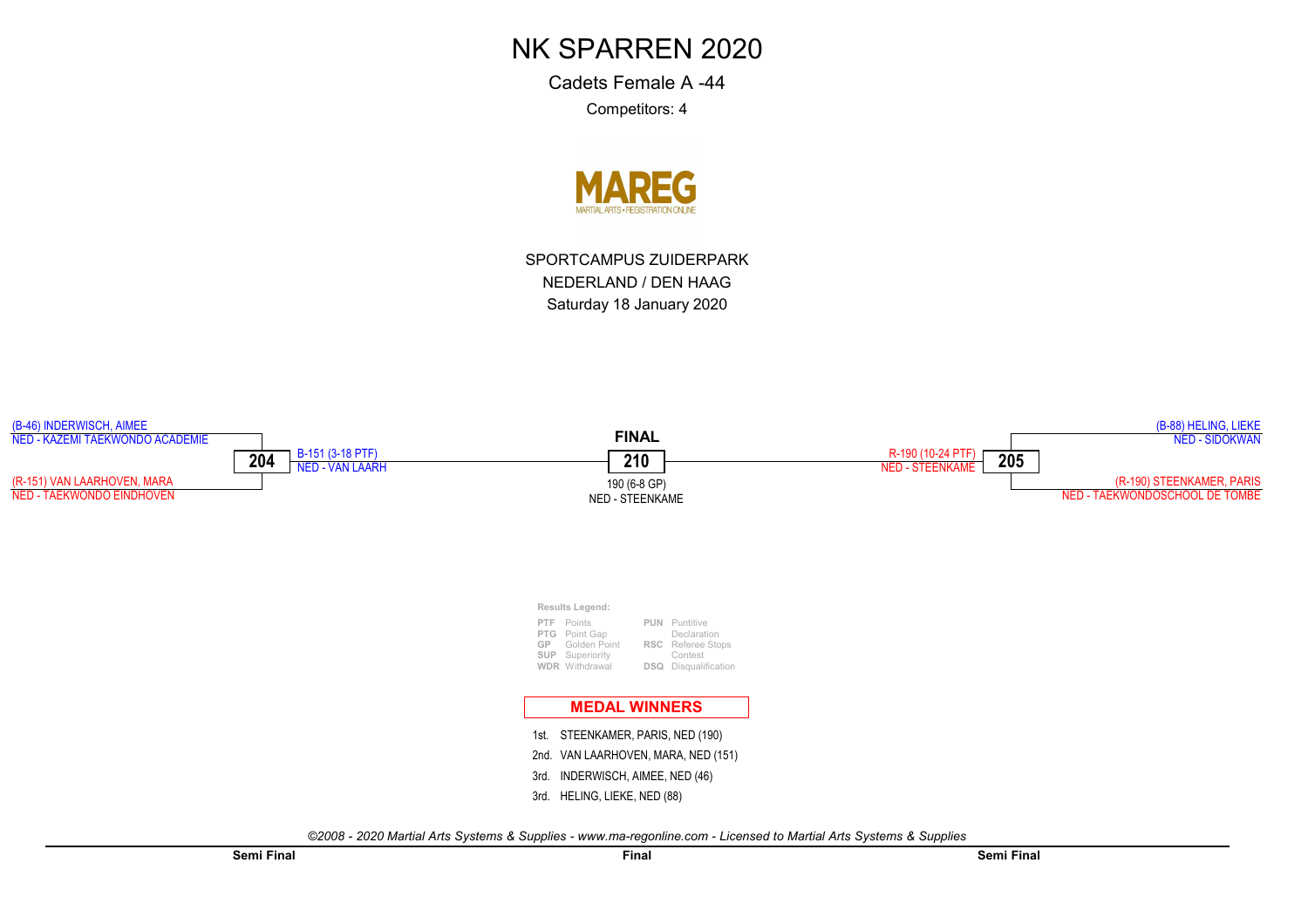# NK SPARREN 2020

Cadets Female A -44

Competitors: 4

MAREG
MARTIAL ARTS • REGISTRATION ONLINE

SPORTCAMPUS ZUIDERPARK
NEDERLAND / DEN HAAG
Saturday 18 January 2020

## Semi Final

**204**

(B-46) INDERWISCH, AIMEE
NED - KAZEMI TAEKWONDO ACADEMIE

(R-151) VAN LAARHOVEN, MARA
NED - TAEKWONDO EINDHOVEN

Winner: B-151 (3-18 PTF)
NED - VAN LAARH

## Final

**210**

190 (6-8 GP)
NED - STEENKAME

## Semi Final

**205**

(B-88) HELING, LIEKE
NED - SIDOKWAN

(R-190) STEENKAMER, PARIS
NED - TAEKWONDOSCHOOL DE TOMBE

Winner: R-190 (10-24 PTF)
NED - STEENKAME

**Results Legend:**

| | | | |
|---|---|---|---|
| PTF | Points | PUN | Puntitive Declaration |
| PTG | Point Gap | RSC | Referee Stops Contest |
| GP | Golden Point | DSQ | Disqualification |
| SUP | Superiority | | |
| WDR | Withdrawal | | |

## MEDAL WINNERS

1st. STEENKAMER, PARIS, NED (190)
2nd. VAN LAARHOVEN, MARA, NED (151)
3rd. INDERWISCH, AIMEE, NED (46)
3rd. HELING, LIEKE, NED (88)

*©2008 - 2020 Martial Arts Systems & Supplies - www.ma-regonline.com - Licensed to Martial Arts Systems & Supplies*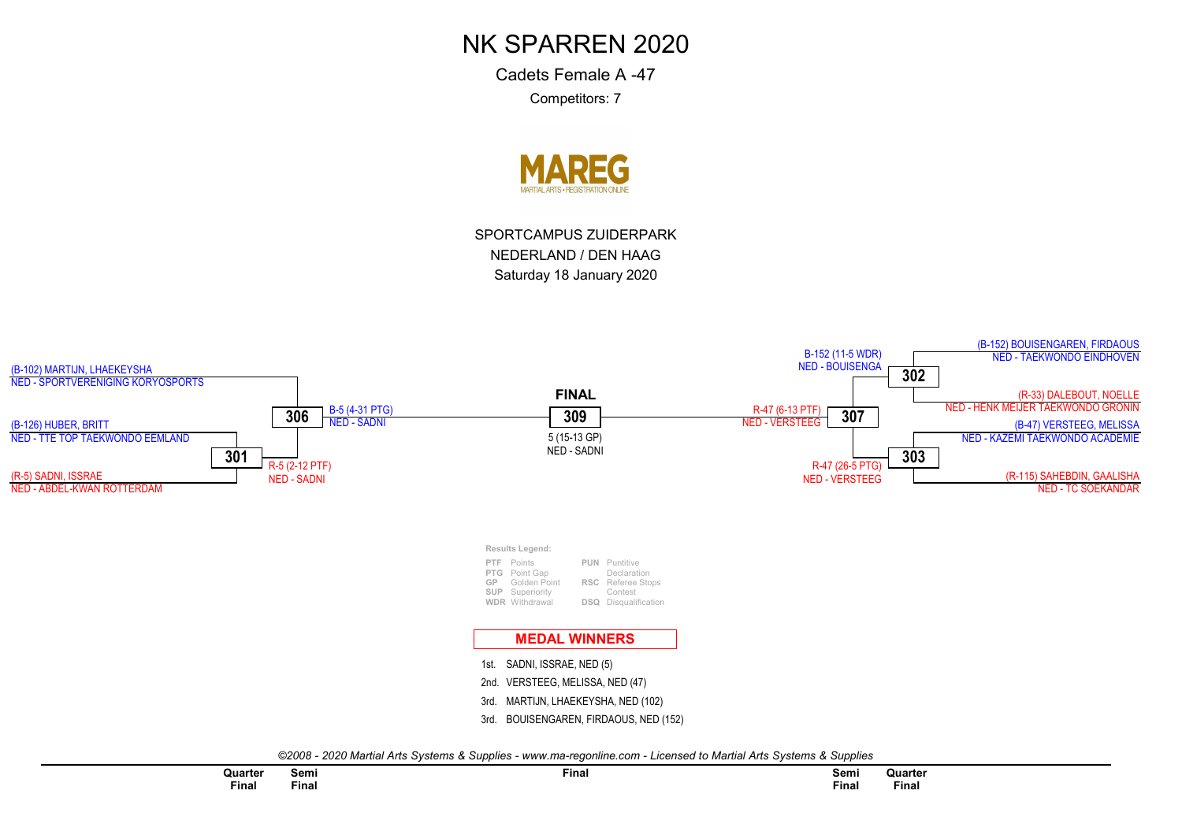# NK SPARREN 2020

Cadets Female A -47

Competitors: 7

MAREG
MARTIAL ARTS • REGISTRATION ONLINE

SPORTCAMPUS ZUIDERPARK

NEDERLAND / DEN HAAG

Saturday 18 January 2020

(B-102) MARTIJN, LHAEKEYSHA
NED - SPORTVERENIGING KORYOSPORTS

(B-126) HUBER, BRITT
NED - TTE TOP TAEKWONDO EEMLAND

(R-5) SADNI, ISSRAE
NED - ABDEL-KWAN ROTTERDAM

**301**
R-5 (2-12 PTF)
NED - SADNI

**306**
B-5 (4-31 PTG)
NED - SADNI

**FINAL**

**309**
5 (15-13 GP)
NED - SADNI

**307**
R-47 (6-13 PTF)
NED - VERSTEEG

**302**
B-152 (11-5 WDR)
NED - BOUISENGA

**303**
R-47 (26-5 PTG)
NED - VERSTEEG

(B-152) BOUISENGAREN, FIRDAOUS
NED - TAEKWONDO EINDHOVEN

(R-33) DALEBOUT, NOELLE
NED - HENK MEIJER TAEKWONDO GRONIN

(B-47) VERSTEEG, MELISSA
NED - KAZEMI TAEKWONDO ACADEMIE

(R-115) SAHEBDIN, GAALISHA
NED - TC SOEKANDAR

**Results Legend:**

| | | | |
|---|---|---|---|
| PTF | Points | PUN | Puntitive Declaration |
| PTG | Point Gap | | |
| GP | Golden Point | RSC | Referee Stops Contest |
| SUP | Superiority | | |
| WDR | Withdrawal | DSQ | Disqualification |

**MEDAL WINNERS**

1st. SADNI, ISSRAE, NED (5)
2nd. VERSTEEG, MELISSA, NED (47)
3rd. MARTIJN, LHAEKEYSHA, NED (102)
3rd. BOUISENGAREN, FIRDAOUS, NED (152)

*©2008 - 2020 Martial Arts Systems & Supplies - www.ma-regonline.com - Licensed to Martial Arts Systems & Supplies*

| Quarter Final | Semi Final | Final | Semi Final | Quarter Final |
|---|---|---|---|---|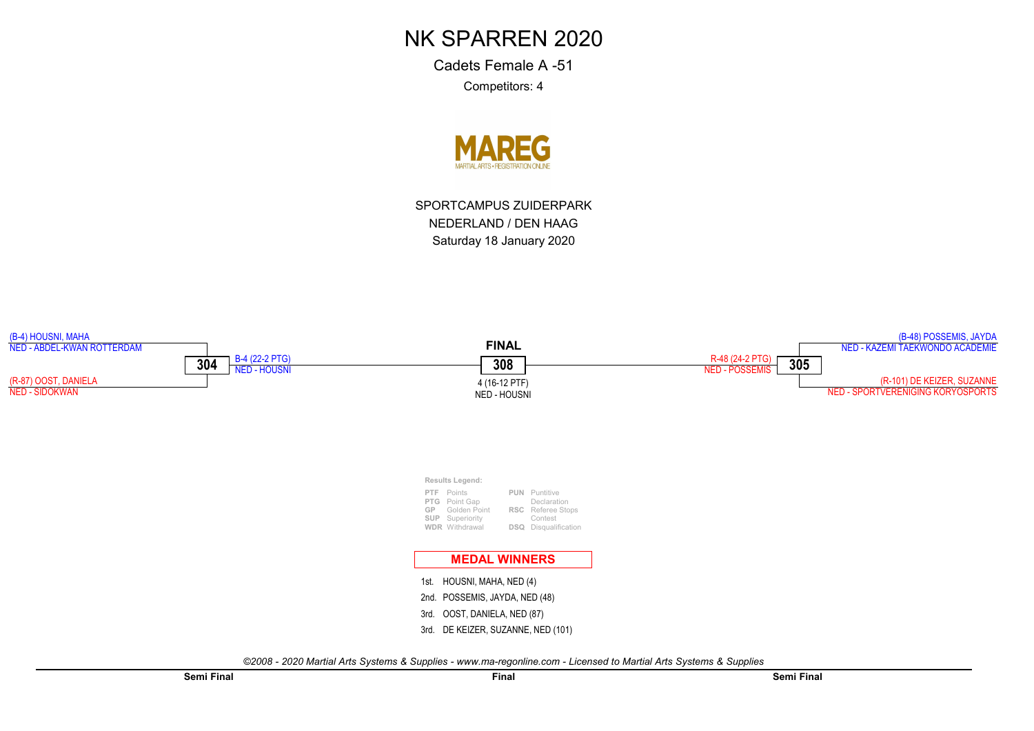# NK SPARREN 2020

Cadets Female A -51

Competitors: 4

MAREG
MARTIAL ARTS • REGISTRATION ONLINE

SPORTCAMPUS ZUIDERPARK
NEDERLAND / DEN HAAG
Saturday 18 January 2020

**Semi Final**

(B-4) HOUSNI, MAHA
NED - ABDEL-KWAN ROTTERDAM

**304**

(R-87) OOST, DANIELA
NED - SIDOKWAN

B-4 (22-2 PTG)
NED - HOUSNI

**Final**

**FINAL**

**308**

4 (16-12 PTF)
NED - HOUSNI

**Semi Final**

(B-48) POSSEMIS, JAYDA
NED - KAZEMI TAEKWONDO ACADEMIE

**305**

(R-101) DE KEIZER, SUZANNE
NED - SPORTVERENIGING KORYOSPORTS

R-48 (24-2 PTG)
NED - POSSEMIS

**Results Legend:**

| | | | |
|---|---|---|---|
| PTF | Points | PUN | Puntitive Declaration |
| PTG | Point Gap | RSC | Referee Stops Contest |
| GP | Golden Point | DSQ | Disqualification |
| SUP | Superiority | | |
| WDR | Withdrawal | | |

## MEDAL WINNERS

1st. HOUSNI, MAHA, NED (4)
2nd. POSSEMIS, JAYDA, NED (48)
3rd. OOST, DANIELA, NED (87)
3rd. DE KEIZER, SUZANNE, NED (101)

*©2008 - 2020 Martial Arts Systems & Supplies - www.ma-regonline.com - Licensed to Martial Arts Systems & Supplies*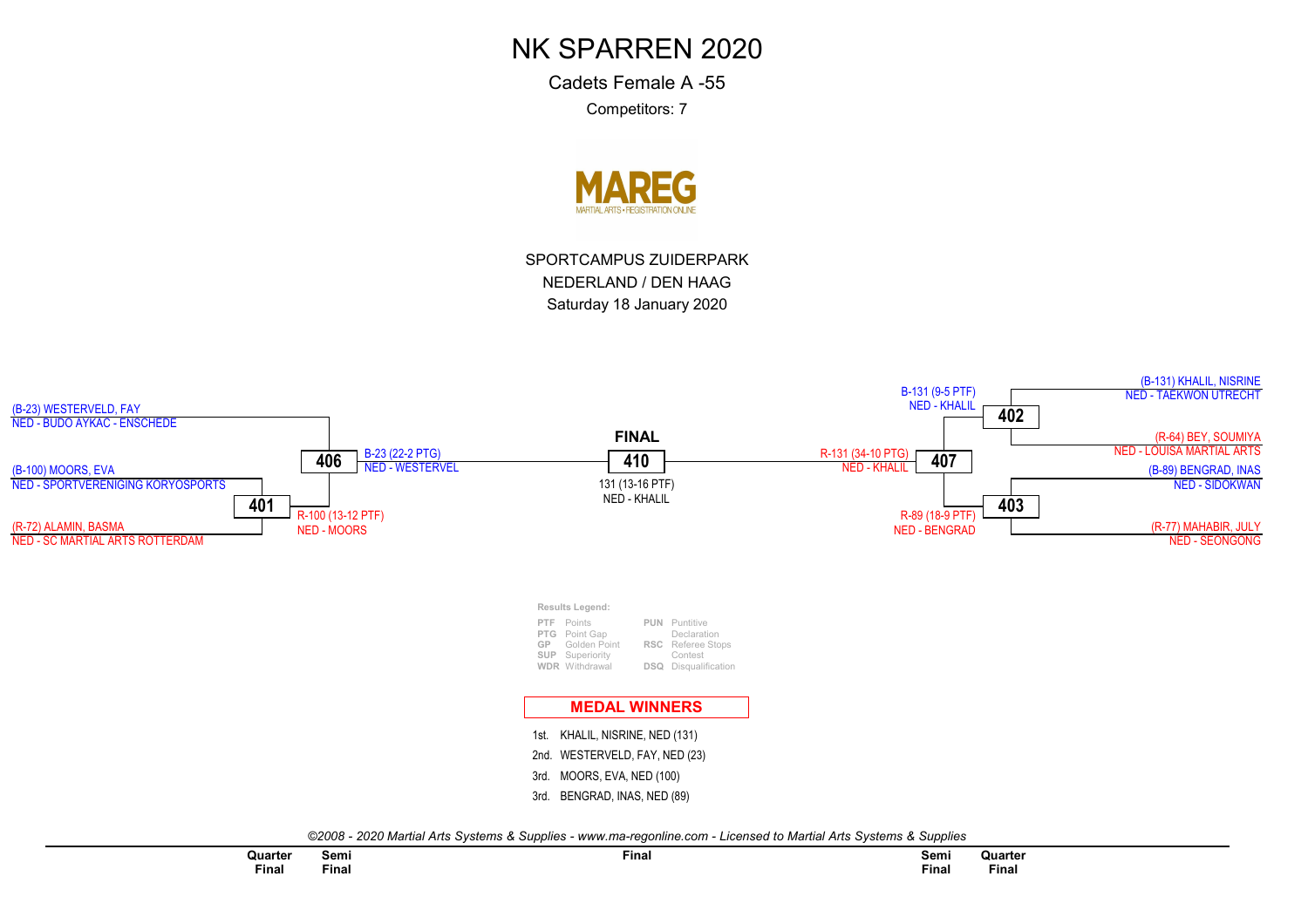# NK SPARREN 2020

Cadets Female A -55

Competitors: 7

MAREG
MARTIAL ARTS • REGISTRATION ONLINE

SPORTCAMPUS ZUIDERPARK
NEDERLAND / DEN HAAG
Saturday 18 January 2020

(B-23) WESTERVELD, FAY
NED - BUDO AYKAC - ENSCHEDE

(B-100) MOORS, EVA
NED - SPORTVERENIGING KORYOSPORTS

**401**

(R-72) ALAMIN, BASMA
NED - SC MARTIAL ARTS ROTTERDAM

R-100 (13-12 PTF)
NED - MOORS

**406**

B-23 (22-2 PTG)
NED - WESTERVEL

**FINAL**

**410**

131 (13-16 PTF)
NED - KHALIL

R-131 (34-10 PTG)
NED - KHALIL

**407**

B-131 (9-5 PTF)
NED - KHALIL

**402**

(B-131) KHALIL, NISRINE
NED - TAEKWON UTRECHT

(R-64) BEY, SOUMIYA
NED - LOUISA MARTIAL ARTS

R-89 (18-9 PTF)
NED - BENGRAD

**403**

(B-89) BENGRAD, INAS
NED - SIDOKWAN

(R-77) MAHABIR, JULY
NED - SEONGONG

**Results Legend:**

| | | | |
|---|---|---|---|
| PTF | Points | PUN | Puntitive Declaration |
| PTG | Point Gap | | |
| GP | Golden Point | RSC | Referee Stops Contest |
| SUP | Superiority | | |
| WDR | Withdrawal | DSQ | Disqualification |

**MEDAL WINNERS**

1st. KHALIL, NISRINE, NED (131)
2nd. WESTERVELD, FAY, NED (23)
3rd. MOORS, EVA, NED (100)
3rd. BENGRAD, INAS, NED (89)

*©2008 - 2020 Martial Arts Systems & Supplies - www.ma-regonline.com - Licensed to Martial Arts Systems & Supplies*

| Quarter Final | Semi Final | Final | Semi Final | Quarter Final |
|---|---|---|---|---|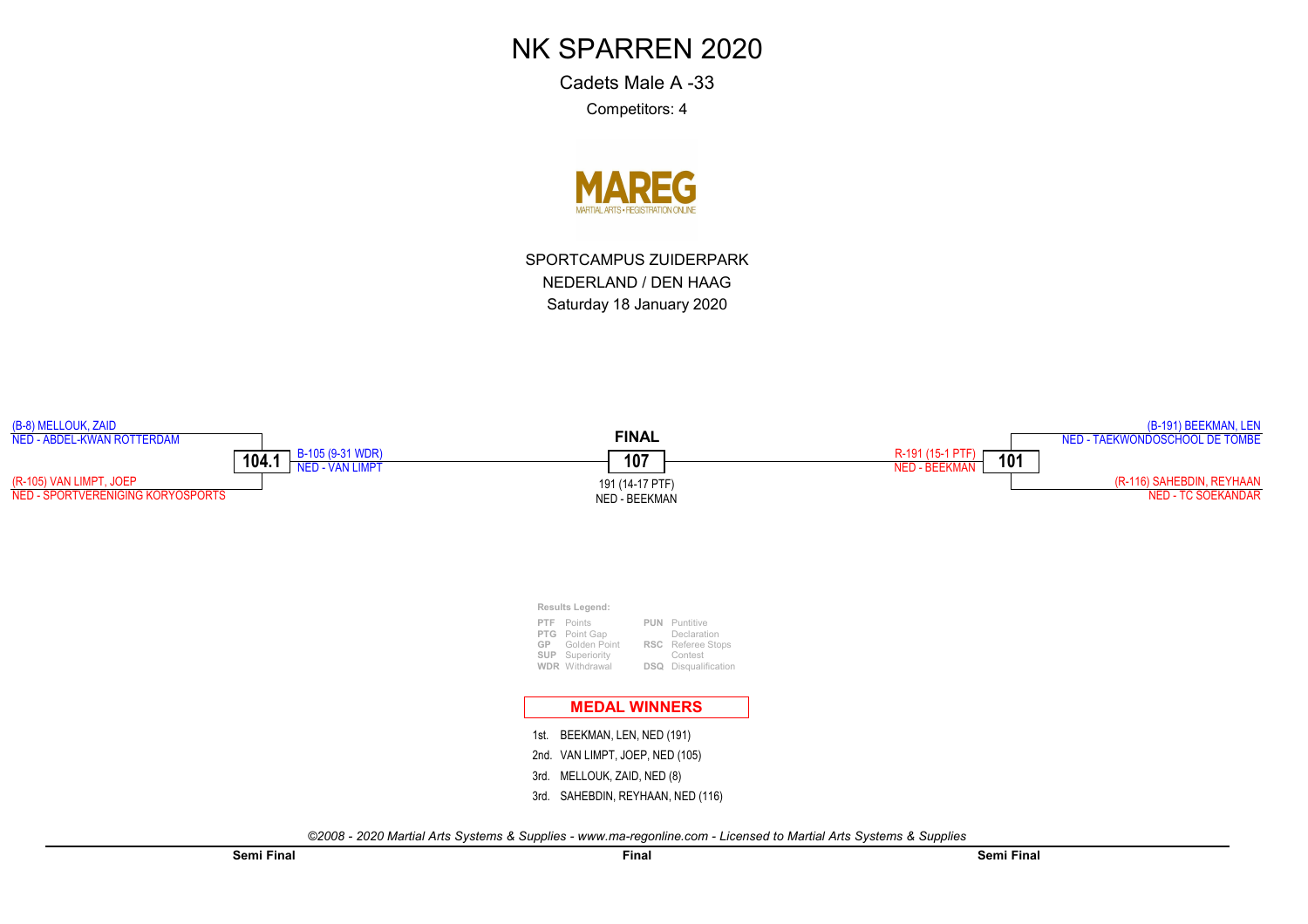# NK SPARREN 2020

Cadets Male A -33

Competitors: 4

MAREG
MARTIAL ARTS • REGISTRATION ONLINE

SPORTCAMPUS ZUIDERPARK

NEDERLAND / DEN HAAG

Saturday 18 January 2020

**Semi Final**

(B-8) MELLOUK, ZAID
NED - ABDEL-KWAN ROTTERDAM

**104.1**

(R-105) VAN LIMPT, JOEP
NED - SPORTVERENIGING KORYOSPORTS

B-105 (9-31 WDR)
NED - VAN LIMPT

**Final**

**FINAL**

**107**

191 (14-17 PTF)
NED - BEEKMAN

**Semi Final**

(B-191) BEEKMAN, LEN
NED - TAEKWONDOSCHOOL DE TOMBE

**101**

(R-116) SAHEBDIN, REYHAAN
NED - TC SOEKANDAR

R-191 (15-1 PTF)
NED - BEEKMAN

**Results Legend:**

| | | | |
|---|---|---|---|
| **PTF** | Points | **PUN** | Puntitive Declaration |
| **PTG** | Point Gap | | |
| **GP** | Golden Point | **RSC** | Referee Stops Contest |
| **SUP** | Superiority | | |
| **WDR** | Withdrawal | **DSQ** | Disqualification |

## MEDAL WINNERS

1st. BEEKMAN, LEN, NED (191)

2nd. VAN LIMPT, JOEP, NED (105)

3rd. MELLOUK, ZAID, NED (8)

3rd. SAHEBDIN, REYHAAN, NED (116)

*©2008 - 2020 Martial Arts Systems & Supplies - www.ma-regonline.com - Licensed to Martial Arts Systems & Supplies*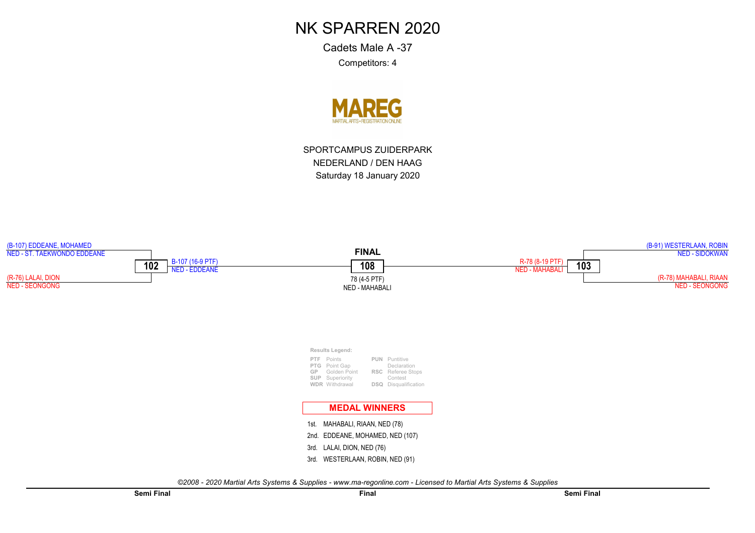# NK SPARREN 2020

Cadets Male A -37

Competitors: 4

MAREG
MARTIAL ARTS • REGISTRATION ONLINE

SPORTCAMPUS ZUIDERPARK
NEDERLAND / DEN HAAG
Saturday 18 January 2020

## Semi Final

**102**

(B-107) EDDEANE, MOHAMED
NED - ST. TAEKWONDO EDDEANE

(R-76) LALAI, DION
NED - SEONGONG

B-107 (16-9 PTF)
NED - EDDEANE

## Final

**FINAL**

**108**

78 (4-5 PTF)
NED - MAHABALI

## Semi Final

**103**

(B-91) WESTERLAAN, ROBIN
NED - SIDOKWAN

(R-78) MAHABALI, RIAAN
NED - SEONGONG

R-78 (8-19 PTF)
NED - MAHABALI

**Results Legend:**

| | | | |
|---|---|---|---|
| **PTF** | Points | **PUN** | Puntitive Declaration |
| **PTG** | Point Gap | **RSC** | Referee Stops Contest |
| **GP** | Golden Point | **DSQ** | Disqualification |
| **SUP** | Superiority | | |
| **WDR** | Withdrawal | | |

**MEDAL WINNERS**

1st. MAHABALI, RIAAN, NED (78)
2nd. EDDEANE, MOHAMED, NED (107)
3rd. LALAI, DION, NED (76)
3rd. WESTERLAAN, ROBIN, NED (91)

*©2008 - 2020 Martial Arts Systems & Supplies - www.ma-regonline.com - Licensed to Martial Arts Systems & Supplies*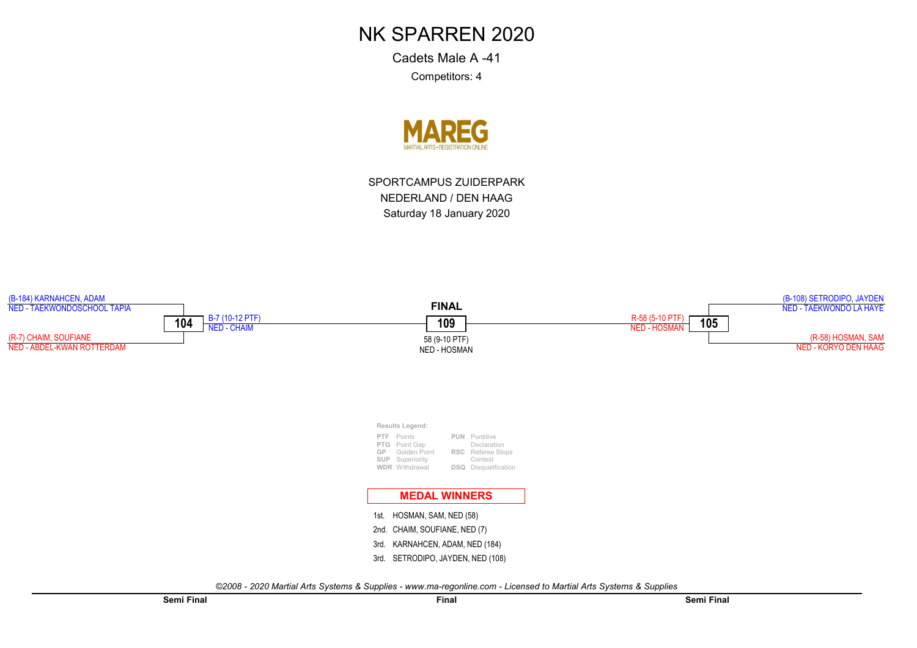# NK SPARREN 2020

Cadets Male A -41

Competitors: 4

MAREG
MARTIAL ARTS • REGISTRATION ONLINE

SPORTCAMPUS ZUIDERPARK
NEDERLAND / DEN HAAG
Saturday 18 January 2020

**Semi Final**

(B-184) KARNAHCEN, ADAM
NED - TAEKWONDOSCHOOL TAPIA

**104**

(R-7) CHAIM, SOUFIANE
NED - ABDEL-KWAN ROTTERDAM

B-7 (10-12 PTF)
NED - CHAIM

**Final**

**FINAL**

**109**

58 (9-10 PTF)
NED - HOSMAN

**Semi Final**

(B-108) SETRODIPO, JAYDEN
NED - TAEKWONDO LA HAYE

**105**

(R-58) HOSMAN, SAM
NED - KORYO DEN HAAG

R-58 (5-10 PTF)
NED - HOSMAN

**Results Legend:**

| | | | |
|---|---|---|---|
| **PTF** | Points | **PUN** | Puntitive Declaration |
| **PTG** | Point Gap | | |
| **GP** | Golden Point | **RSC** | Referee Stops Contest |
| **SUP** | Superiority | | |
| **WDR** | Withdrawal | **DSQ** | Disqualification |

## MEDAL WINNERS

1st. HOSMAN, SAM, NED (58)
2nd. CHAIM, SOUFIANE, NED (7)
3rd. KARNAHCEN, ADAM, NED (184)
3rd. SETRODIPO, JAYDEN, NED (108)

*©2008 - 2020 Martial Arts Systems & Supplies - www.ma-regonline.com - Licensed to Martial Arts Systems & Supplies*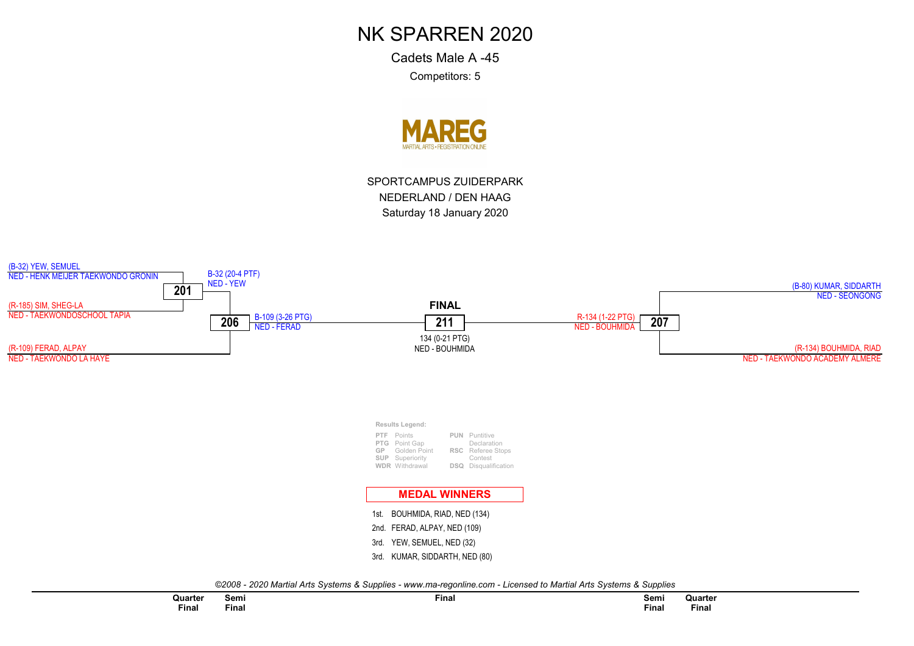# NK SPARREN 2020

Cadets Male A -45

Competitors: 5

MAREG

MARTIAL ARTS • REGISTRATION ONLINE

SPORTCAMPUS ZUIDERPARK

NEDERLAND / DEN HAAG

Saturday 18 January 2020

(B-32) YEW, SEMUEL
NED - HENK MEIJER TAEKWONDO GRONIN

**201**

B-32 (20-4 PTF)
NED - YEW

(R-185) SIM, SHEG-LA
NED - TAEKWONDOSCHOOL TAPIA

**206**

B-109 (3-26 PTG)
NED - FERAD

(R-109) FERAD, ALPAY
NED - TAEKWONDO LA HAYE

**FINAL**

**211**

134 (0-21 PTG)
NED - BOUHMIDA

R-134 (1-22 PTG)
NED - BOUHMIDA

**207**

(B-80) KUMAR, SIDDARTH
NED - SEONGONG

(R-134) BOUHMIDA, RIAD
NED - TAEKWONDO ACADEMY ALMERE

**Results Legend:**

| | | | |
|---|---|---|---|
| PTF | Points | PUN | Puntitive Declaration |
| PTG | Point Gap | RSC | Referee Stops Contest |
| GP | Golden Point | DSQ | Disqualification |
| SUP | Superiority | | |
| WDR | Withdrawal | | |

## MEDAL WINNERS

1st. BOUHMIDA, RIAD, NED (134)

2nd. FERAD, ALPAY, NED (109)

3rd. YEW, SEMUEL, NED (32)

3rd. KUMAR, SIDDARTH, NED (80)

*©2008 - 2020 Martial Arts Systems & Supplies - www.ma-regonline.com - Licensed to Martial Arts Systems & Supplies*

| Quarter Final | Semi Final | Final | Semi Final | Quarter Final |
|---|---|---|---|---|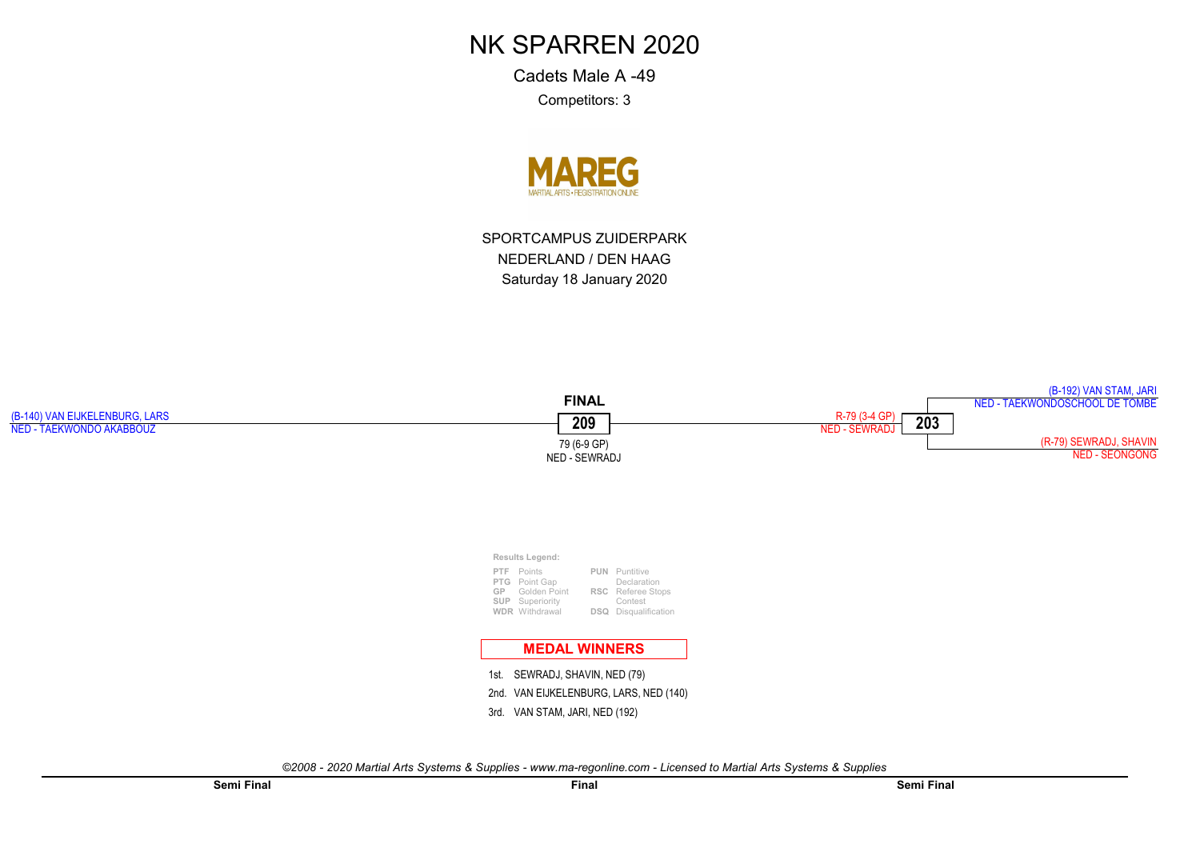# NK SPARREN 2020

Cadets Male A -49

Competitors: 3

MAREG
MARTIAL ARTS • REGISTRATION ONLINE

SPORTCAMPUS ZUIDERPARK

NEDERLAND / DEN HAAG

Saturday 18 January 2020

(B-140) VAN EIJKELENBURG, LARS
NED - TAEKWONDO AKABBOUZ

**FINAL**

**209**

79 (6-9 GP)
NED - SEWRADJ

R-79 (3-4 GP)
NED - SEWRADJ

**203**

(B-192) VAN STAM, JARI
NED - TAEKWONDOSCHOOL DE TOMBE

(R-79) SEWRADJ, SHAVIN
NED - SEONGONG

**Results Legend:**

| | | | |
|---|---|---|---|
| PTF | Points | PUN | Puntitive Declaration |
| PTG | Point Gap | RSC | Referee Stops Contest |
| GP | Golden Point | DSQ | Disqualification |
| SUP | Superiority | | |
| WDR | Withdrawal | | |

**MEDAL WINNERS**

1st. SEWRADJ, SHAVIN, NED (79)

2nd. VAN EIJKELENBURG, LARS, NED (140)

3rd. VAN STAM, JARI, NED (192)

*©2008 - 2020 Martial Arts Systems & Supplies - www.ma-regonline.com - Licensed to Martial Arts Systems & Supplies*

**Semi Final** | **Final** | **Semi Final**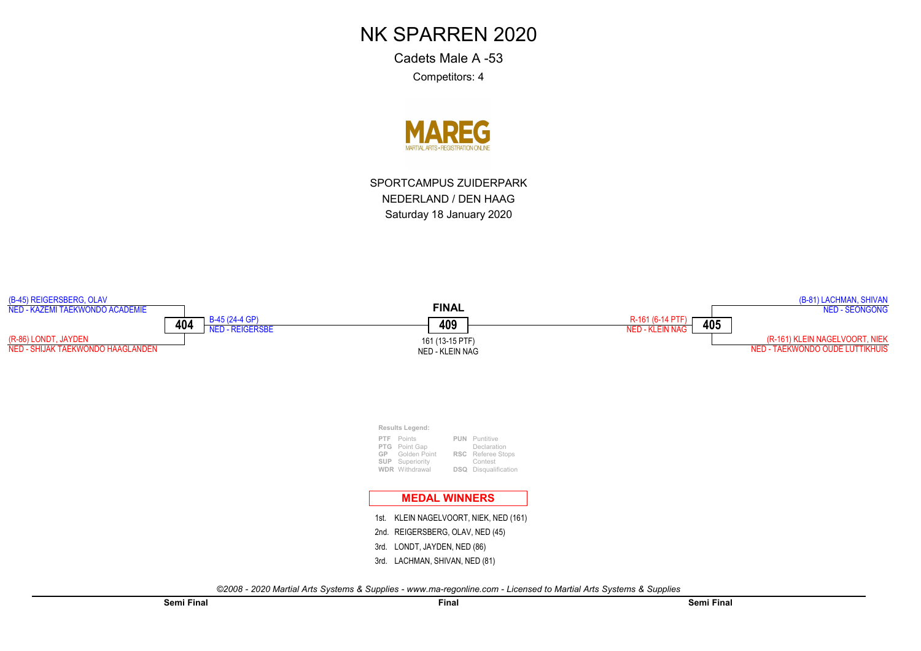# NK SPARREN 2020

Cadets Male A -53

Competitors: 4

MAREG

MARTIAL ARTS • REGISTRATION ONLINE

SPORTCAMPUS ZUIDERPARK

NEDERLAND / DEN HAAG

Saturday 18 January 2020

(B-45) REIGERSBERG, OLAV
NED - KAZEMI TAEKWONDO ACADEMIE

**404**

B-45 (24-4 GP)
NED - REIGERSBE

(R-86) LONDT, JAYDEN
NED - SHIJAK TAEKWONDO HAAGLANDEN

**FINAL**

**409**

161 (13-15 PTF)
NED - KLEIN NAG

(B-81) LACHMAN, SHIVAN
NED - SEONGONG

**405**

R-161 (6-14 PTF)
NED - KLEIN NAG

(R-161) KLEIN NAGELVOORT, NIEK
NED - TAEKWONDO OUDE LUTTIKHUIS

**Results Legend:**

| | | | |
|---|---|---|---|
| **PTF** | Points | **PUN** | Puntitive Declaration |
| **PTG** | Point Gap | **RSC** | Referee Stops Contest |
| **GP** | Golden Point | **DSQ** | Disqualification |
| **SUP** | Superiority | | |
| **WDR** | Withdrawal | | |

## MEDAL WINNERS

1st. KLEIN NAGELVOORT, NIEK, NED (161)

2nd. REIGERSBERG, OLAV, NED (45)

3rd. LONDT, JAYDEN, NED (86)

3rd. LACHMAN, SHIVAN, NED (81)

*©2008 - 2020 Martial Arts Systems & Supplies - www.ma-regonline.com - Licensed to Martial Arts Systems & Supplies*

**Semi Final** **Final** **Semi Final**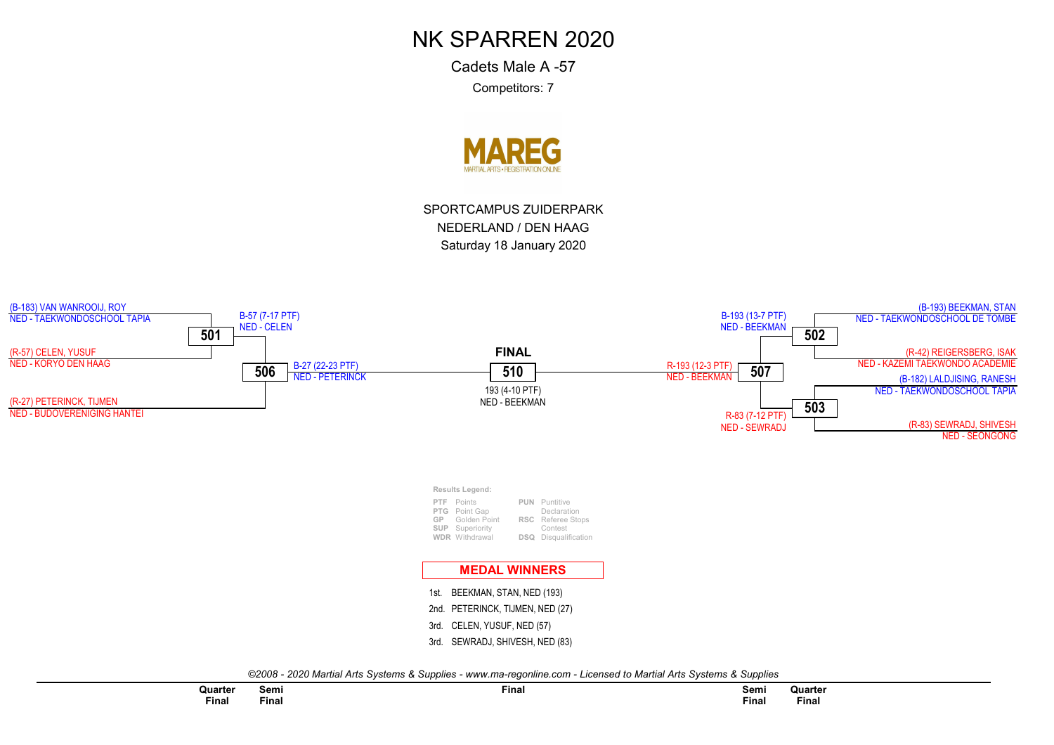# NK SPARREN 2020

Cadets Male A -57

Competitors: 7

SPORTCAMPUS ZUIDERPARK

NEDERLAND / DEN HAAG

Saturday 18 January 2020

**Quarter Final**

- **501**: (B-183) VAN WANROOIJ, ROY — NED - TAEKWONDOSCHOOL TAPIA vs (R-57) CELEN, YUSUF — NED - KORYO DEN HAAG → B-57 (7-17 PTF) NED - CELEN
- **502**: (B-193) BEEKMAN, STAN — NED - TAEKWONDOSCHOOL DE TOMBE vs (R-42) REIGERSBERG, ISAK — NED - KAZEMI TAEKWONDO ACADEMIE → B-193 (13-7 PTF) NED - BEEKMAN
- **503**: (B-182) LALDJISING, RANESH — NED - TAEKWONDOSCHOOL TAPIA vs (R-83) SEWRADJ, SHIVESH — NED - SEONGONG → R-83 (7-12 PTF) NED - SEWRADJ

**Semi Final**

- **506**: NED - CELEN vs (R-27) PETERINCK, TIJMEN — NED - BUDOVERENIGING HANTEI → B-27 (22-23 PTF) NED - PETERINCK
- **507**: NED - BEEKMAN vs NED - SEWRADJ → R-193 (12-3 PTF) NED - BEEKMAN

**FINAL**

- **510**: NED - PETERINCK vs NED - BEEKMAN → 193 (4-10 PTF) NED - BEEKMAN

**Results Legend:**

| | | | |
|---|---|---|---|
| PTF | Points | PUN | Puntitive Declaration |
| PTG | Point Gap | RSC | Referee Stops Contest |
| GP | Golden Point | DSQ | Disqualification |
| SUP | Superiority | | |
| WDR | Withdrawal | | |

## MEDAL WINNERS

1st. BEEKMAN, STAN, NED (193)

2nd. PETERINCK, TIJMEN, NED (27)

3rd. CELEN, YUSUF, NED (57)

3rd. SEWRADJ, SHIVESH, NED (83)

*©2008 - 2020 Martial Arts Systems & Supplies - www.ma-regonline.com - Licensed to Martial Arts Systems & Supplies*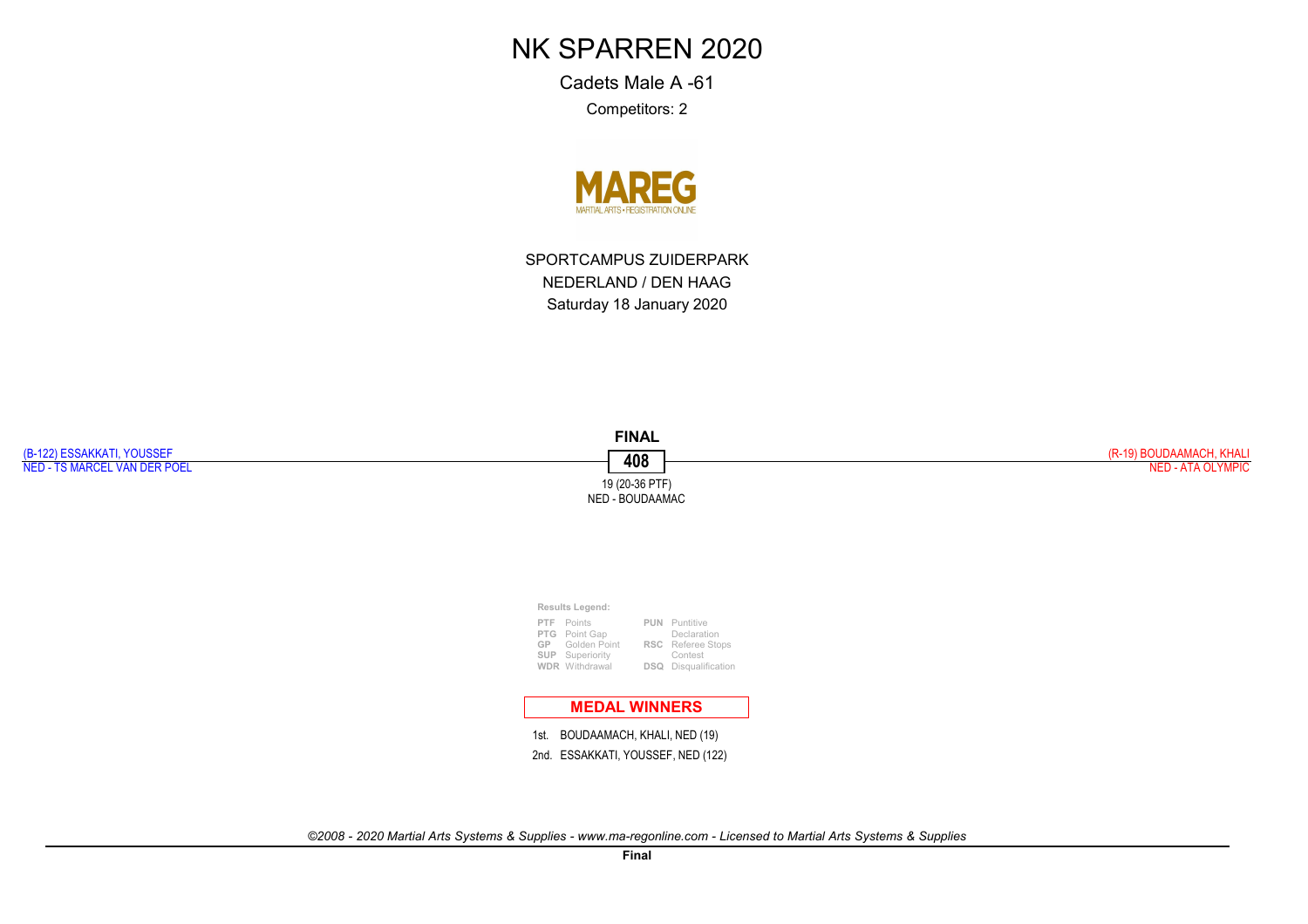# NK SPARREN 2020

Cadets Male A -61

Competitors: 2

SPORTCAMPUS ZUIDERPARK

NEDERLAND / DEN HAAG

Saturday 18 January 2020

**FINAL**

(B-122) ESSAKKATI, YOUSSEF
NED - TS MARCEL VAN DER POEL

**408**

(R-19) BOUDAAMACH, KHALI
NED - ATA OLYMPIC

19 (20-36 PTF)
NED - BOUDAAMAC

**Results Legend:**

| | | | |
|---|---|---|---|
| **PTF** | Points | **PUN** | Puntitive Declaration |
| **PTG** | Point Gap | **RSC** | Referee Stops Contest |
| **GP** | Golden Point | **DSQ** | Disqualification |
| **SUP** | Superiority | | |
| **WDR** | Withdrawal | | |

## MEDAL WINNERS

1st. BOUDAAMACH, KHALI, NED (19)

2nd. ESSAKKATI, YOUSSEF, NED (122)

*©2008 - 2020 Martial Arts Systems & Supplies - www.ma-regonline.com - Licensed to Martial Arts Systems & Supplies*

**Final**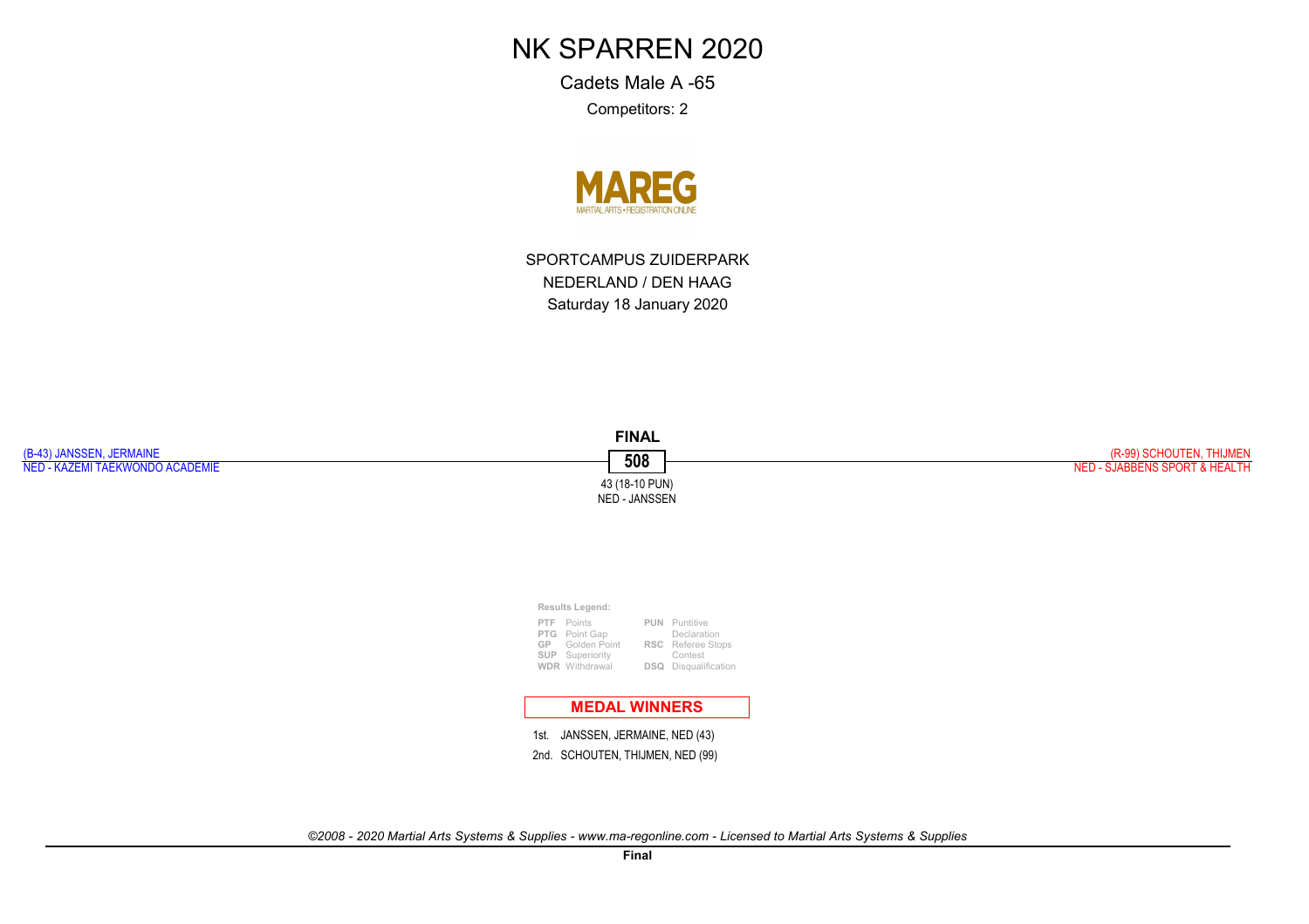# NK SPARREN 2020

Cadets Male A -65

Competitors: 2

SPORTCAMPUS ZUIDERPARK

NEDERLAND / DEN HAAG

Saturday 18 January 2020

**FINAL**

(B-43) JANSSEN, JERMAINE
NED - KAZEMI TAEKWONDO ACADEMIE

**508**

(R-99) SCHOUTEN, THIJMEN
NED - SJABBENS SPORT & HEALTH

43 (18-10 PUN)
NED - JANSSEN

**Results Legend:**

| | | | |
|---|---|---|---|
| **PTF** | Points | **PUN** | Puntitive Declaration |
| **PTG** | Point Gap | | |
| **GP** | Golden Point | **RSC** | Referee Stops Contest |
| **SUP** | Superiority | | |
| **WDR** | Withdrawal | **DSQ** | Disqualification |

**MEDAL WINNERS**

1st. JANSSEN, JERMAINE, NED (43)

2nd. SCHOUTEN, THIJMEN, NED (99)

*©2008 - 2020 Martial Arts Systems & Supplies - www.ma-regonline.com - Licensed to Martial Arts Systems & Supplies*

**Final**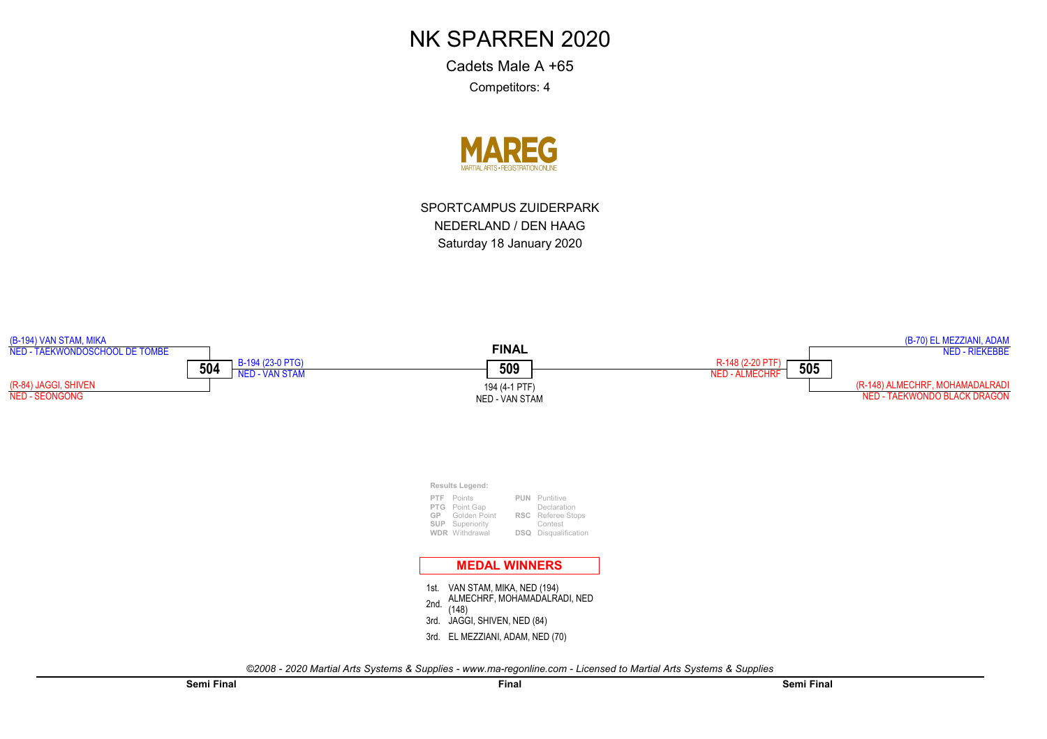# NK SPARREN 2020

Cadets Male A +65

Competitors: 4

MAREG
MARTIAL ARTS • REGISTRATION ONLINE

SPORTCAMPUS ZUIDERPARK

NEDERLAND / DEN HAAG

Saturday 18 January 2020

**Semi Final – 504**

(B-194) VAN STAM, MIKA
NED - TAEKWONDOSCHOOL DE TOMBE

(R-84) JAGGI, SHIVEN
NED - SEONGONG

Winner: B-194 (23-0 PTG)
NED - VAN STAM

**FINAL – 509**

194 (4-1 PTF)
NED - VAN STAM

**Semi Final – 505**

(B-70) EL MEZZIANI, ADAM
NED - RIEKEBBE

(R-148) ALMECHRF, MOHAMADALRADI
NED - TAEKWONDO BLACK DRAGON

Winner: R-148 (2-20 PTF)
NED - ALMECHRF

**Results Legend:**

| | | | |
|---|---|---|---|
| PTF | Points | PUN | Puntitive Declaration |
| PTG | Point Gap | RSC | Referee Stops Contest |
| GP | Golden Point | DSQ | Disqualification |
| SUP | Superiority | | |
| WDR | Withdrawal | | |

## MEDAL WINNERS

1st. VAN STAM, MIKA, NED (194)
2nd. ALMECHRF, MOHAMADALRADI, NED (148)
3rd. JAGGI, SHIVEN, NED (84)
3rd. EL MEZZIANI, ADAM, NED (70)

*©2008 - 2020 Martial Arts Systems & Supplies - www.ma-regonline.com - Licensed to Martial Arts Systems & Supplies*

Semi Final | Final | Semi Final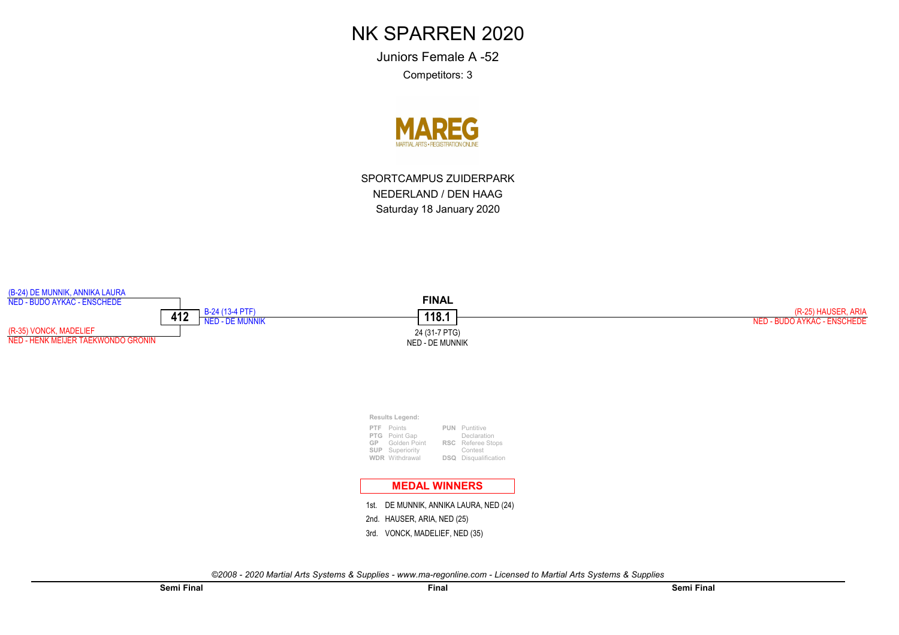# NK SPARREN 2020

Juniors Female A -52

Competitors: 3

MAREG
MARTIAL ARTS • REGISTRATION ONLINE

SPORTCAMPUS ZUIDERPARK

NEDERLAND / DEN HAAG

Saturday 18 January 2020

(B-24) DE MUNNIK, ANNIKA LAURA
NED - BUDO AYKAC - ENSCHEDE

**412**

B-24 (13-4 PTF)
NED - DE MUNNIK

(R-35) VONCK, MADELIEF
NED - HENK MEIJER TAEKWONDO GRONIN

**FINAL**

**118.1**

24 (31-7 PTG)
NED - DE MUNNIK

(R-25) HAUSER, ARIA
NED - BUDO AYKAC - ENSCHEDE

**Results Legend:**

| | | | |
|---|---|---|---|
| PTF | Points | PUN | Puntitive Declaration |
| PTG | Point Gap | RSC | Referee Stops Contest |
| GP | Golden Point | DSQ | Disqualification |
| SUP | Superiority | | |
| WDR | Withdrawal | | |

**MEDAL WINNERS**

1st. DE MUNNIK, ANNIKA LAURA, NED (24)

2nd. HAUSER, ARIA, NED (25)

3rd. VONCK, MADELIEF, NED (35)

*©2008 - 2020 Martial Arts Systems & Supplies - www.ma-regonline.com - Licensed to Martial Arts Systems & Supplies*

**Semi Final** **Final** **Semi Final**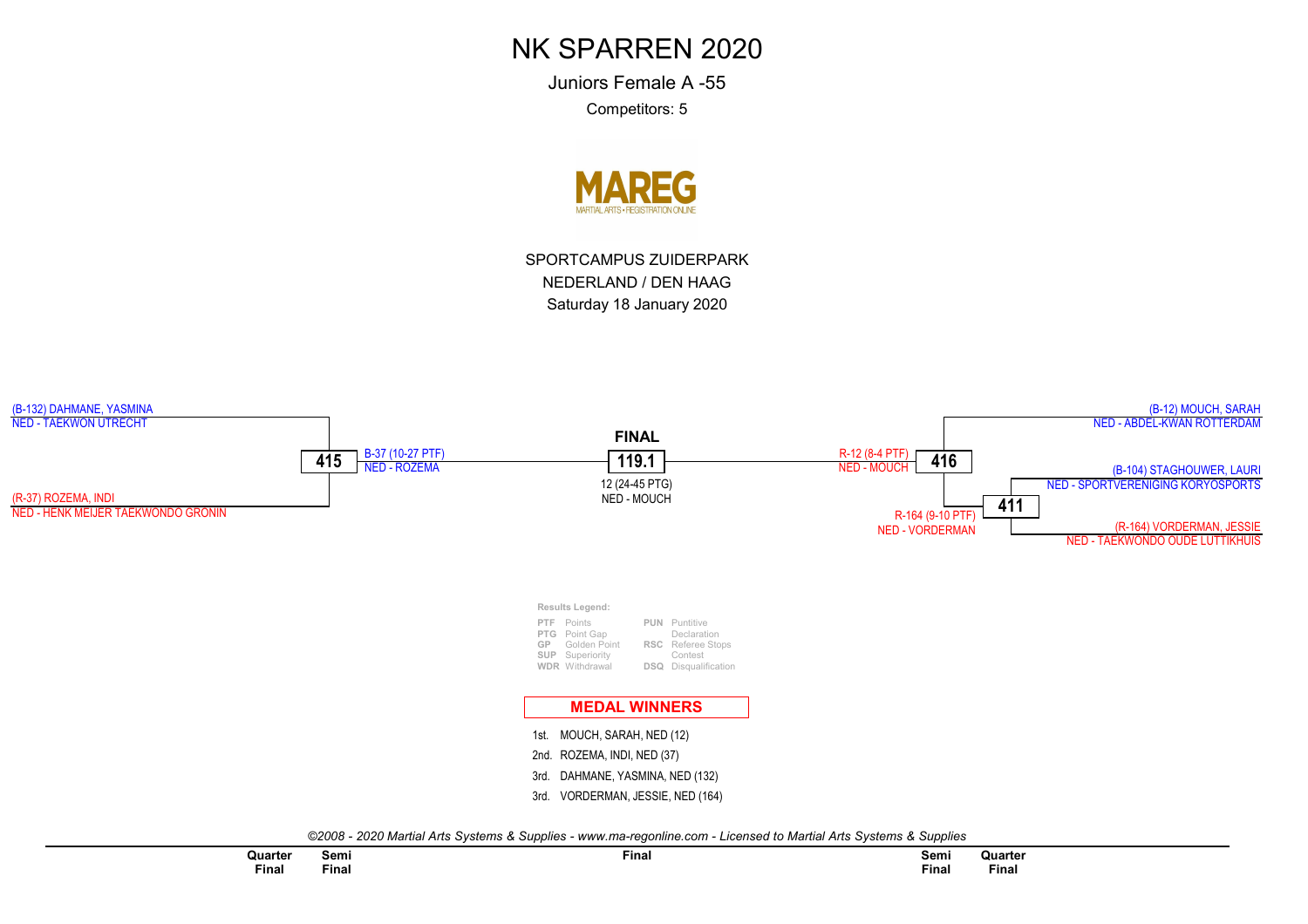# NK SPARREN 2020

Juniors Female A -55

Competitors: 5

MAREG
MARTIAL ARTS • REGISTRATION ONLINE

SPORTCAMPUS ZUIDERPARK
NEDERLAND / DEN HAAG
Saturday 18 January 2020

(B-132) DAHMANE, YASMINA
NED - TAEKWON UTRECHT

(R-37) ROZEMA, INDI
NED - HENK MEIJER TAEKWONDO GRONIN

**415**
B-37 (10-27 PTF)
NED - ROZEMA

**FINAL**

**119.1**
12 (24-45 PTG)
NED - MOUCH

R-12 (8-4 PTF)
NED - MOUCH
**416**

(B-12) MOUCH, SARAH
NED - ABDEL-KWAN ROTTERDAM

(B-104) STAGHOUWER, LAURI
NED - SPORTVERENIGING KORYOSPORTS

**411**
R-164 (9-10 PTF)
NED - VORDERMAN

(R-164) VORDERMAN, JESSIE
NED - TAEKWONDO OUDE LUTTIKHUIS

**Results Legend:**

| | | | |
|---|---|---|---|
| PTF | Points | PUN | Puntitive Declaration |
| PTG | Point Gap | | |
| GP | Golden Point | RSC | Referee Stops Contest |
| SUP | Superiority | | |
| WDR | Withdrawal | DSQ | Disqualification |

**MEDAL WINNERS**

1st. MOUCH, SARAH, NED (12)
2nd. ROZEMA, INDI, NED (37)
3rd. DAHMANE, YASMINA, NED (132)
3rd. VORDERMAN, JESSIE, NED (164)

*©2008 - 2020 Martial Arts Systems & Supplies - www.ma-regonline.com - Licensed to Martial Arts Systems & Supplies*

| Quarter Final | Semi Final | Final | Semi Final | Quarter Final |
|---|---|---|---|---|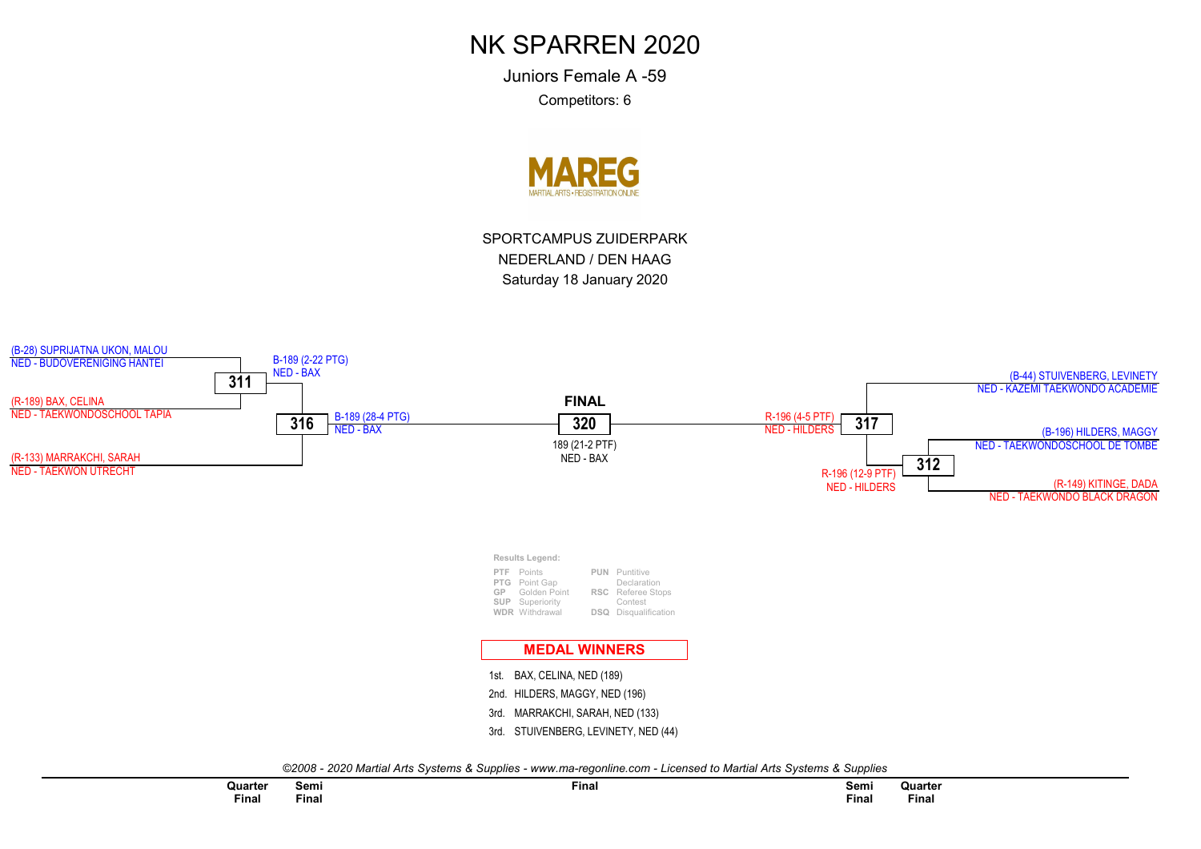# NK SPARREN 2020

Juniors Female A -59

Competitors: 6

MAREG
MARTIAL ARTS • REGISTRATION ONLINE

SPORTCAMPUS ZUIDERPARK

NEDERLAND / DEN HAAG

Saturday 18 January 2020

(B-28) SUPRIJATNA UKON, MALOU
NED - BUDOVERENIGING HANTEI

**311**

B-189 (2-22 PTG)
NED - BAX

(R-189) BAX, CELINA
NED - TAEKWONDOSCHOOL TAPIA

**316**

B-189 (28-4 PTG)
NED - BAX

(R-133) MARRAKCHI, SARAH
NED - TAEKWON UTRECHT

**FINAL**

**320**

189 (21-2 PTF)
NED - BAX

R-196 (4-5 PTF)
NED - HILDERS

**317**

(B-44) STUIVENBERG, LEVINETY
NED - KAZEMI TAEKWONDO ACADEMIE

(B-196) HILDERS, MAGGY
NED - TAEKWONDOSCHOOL DE TOMBE

**312**

R-196 (12-9 PTF)
NED - HILDERS

(R-149) KITINGE, DADA
NED - TAEKWONDO BLACK DRAGON

**Results Legend:**

| | | | |
|---|---|---|---|
| **PTF** | Points | **PUN** | Puntitive Declaration |
| **PTG** | Point Gap | | |
| **GP** | Golden Point | **RSC** | Referee Stops Contest |
| **SUP** | Superiority | | |
| **WDR** | Withdrawal | **DSQ** | Disqualification |

## MEDAL WINNERS

1st. BAX, CELINA, NED (189)
2nd. HILDERS, MAGGY, NED (196)
3rd. MARRAKCHI, SARAH, NED (133)
3rd. STUIVENBERG, LEVINETY, NED (44)

*©2008 - 2020 Martial Arts Systems & Supplies - www.ma-regonline.com - Licensed to Martial Arts Systems & Supplies*

| Quarter Final | Semi Final | Final | Semi Final | Quarter Final |
|---|---|---|---|---|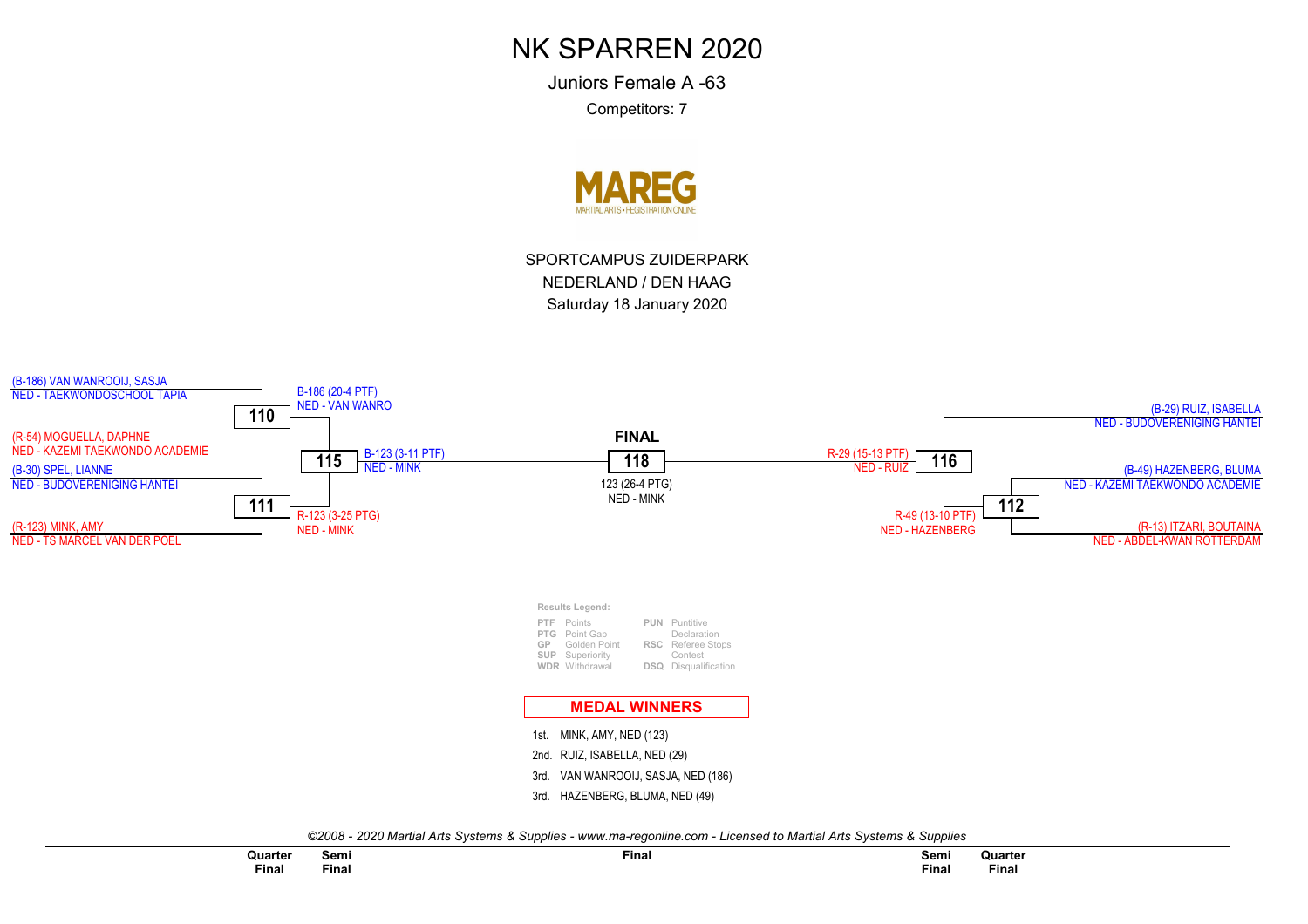# NK SPARREN 2020

Juniors Female A -63

Competitors: 7

MAREG
MARTIAL ARTS • REGISTRATION ONLINE

SPORTCAMPUS ZUIDERPARK
NEDERLAND / DEN HAAG
Saturday 18 January 2020

(B-186) VAN WANROOIJ, SASJA
NED - TAEKWONDOSCHOOL TAPIA

**110**

B-186 (20-4 PTF)
NED - VAN WANRO

(R-54) MOGUELLA, DAPHNE
NED - KAZEMI TAEKWONDO ACADEMIE

**115**

B-123 (3-11 PTF)
NED - MINK

(B-30) SPEL, LIANNE
NED - BUDOVERENIGING HANTEI

**111**

R-123 (3-25 PTG)
NED - MINK

(R-123) MINK, AMY
NED - TS MARCEL VAN DER POEL

**FINAL**

**118**

123 (26-4 PTG)
NED - MINK

(B-29) RUIZ, ISABELLA
NED - BUDOVERENIGING HANTEI

**116**

R-29 (15-13 PTF)
NED - RUIZ

(B-49) HAZENBERG, BLUMA
NED - KAZEMI TAEKWONDO ACADEMIE

**112**

R-49 (13-10 PTF)
NED - HAZENBERG

(R-13) ITZARI, BOUTAINA
NED - ABDEL-KWAN ROTTERDAM

**Results Legend:**

| | | | |
|---|---|---|---|
| PTF | Points | PUN | Puntitive Declaration |
| PTG | Point Gap | | |
| GP | Golden Point | RSC | Referee Stops Contest |
| SUP | Superiority | | |
| WDR | Withdrawal | DSQ | Disqualification |

**MEDAL WINNERS**

1st. MINK, AMY, NED (123)
2nd. RUIZ, ISABELLA, NED (29)
3rd. VAN WANROOIJ, SASJA, NED (186)
3rd. HAZENBERG, BLUMA, NED (49)

*©2008 - 2020 Martial Arts Systems & Supplies - www.ma-regonline.com - Licensed to Martial Arts Systems & Supplies*

| Quarter Final | Semi Final | Final | Semi Final | Quarter Final |
|---|---|---|---|---|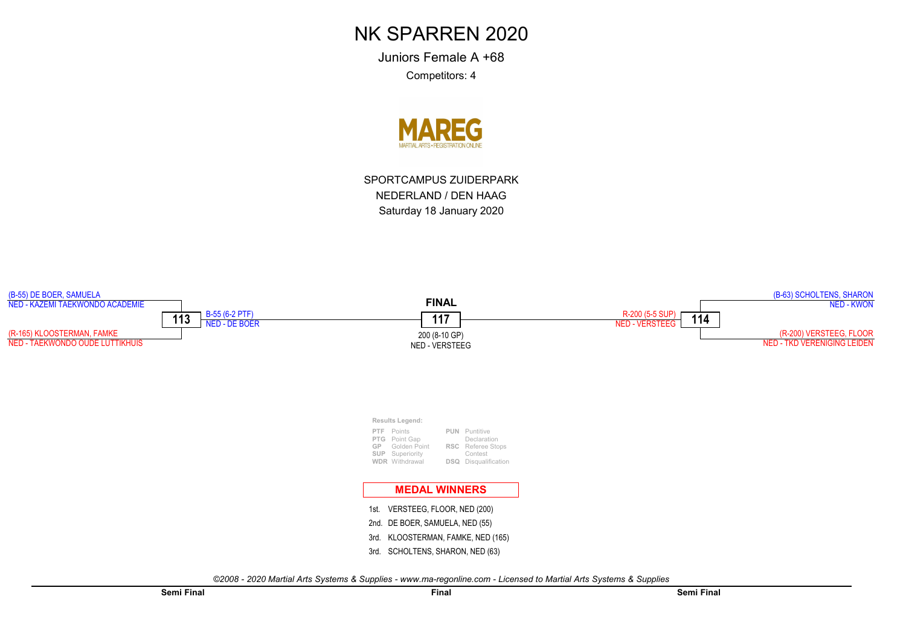# NK SPARREN 2020

Juniors Female A +68

Competitors: 4

MAREG
MARTIAL ARTS • REGISTRATION ONLINE

SPORTCAMPUS ZUIDERPARK
NEDERLAND / DEN HAAG
Saturday 18 January 2020

**Semi Final — 113**

(B-55) DE BOER, SAMUELA
NED - KAZEMI TAEKWONDO ACADEMIE

(R-165) KLOOSTERMAN, FAMKE
NED - TAEKWONDO OUDE LUTTIKHUIS

B-55 (6-2 PTF)
NED - DE BOER

**Semi Final — 114**

(B-63) SCHOLTENS, SHARON
NED - KWON

(R-200) VERSTEEG, FLOOR
NED - TKD VERENIGING LEIDEN

R-200 (5-5 SUP)
NED - VERSTEEG

**FINAL — 117**

200 (8-10 GP)
NED - VERSTEEG

**Results Legend:**

| | | | |
|---|---|---|---|
| **PTF** | Points | **PUN** | Puntitive Declaration |
| **PTG** | Point Gap | **RSC** | Referee Stops Contest |
| **GP** | Golden Point | **DSQ** | Disqualification |
| **SUP** | Superiority | | |
| **WDR** | Withdrawal | | |

## MEDAL WINNERS

1st. VERSTEEG, FLOOR, NED (200)
2nd. DE BOER, SAMUELA, NED (55)
3rd. KLOOSTERMAN, FAMKE, NED (165)
3rd. SCHOLTENS, SHARON, NED (63)

*©2008 - 2020 Martial Arts Systems & Supplies - www.ma-regonline.com - Licensed to Martial Arts Systems & Supplies*

**Semi Final** | **Final** | **Semi Final**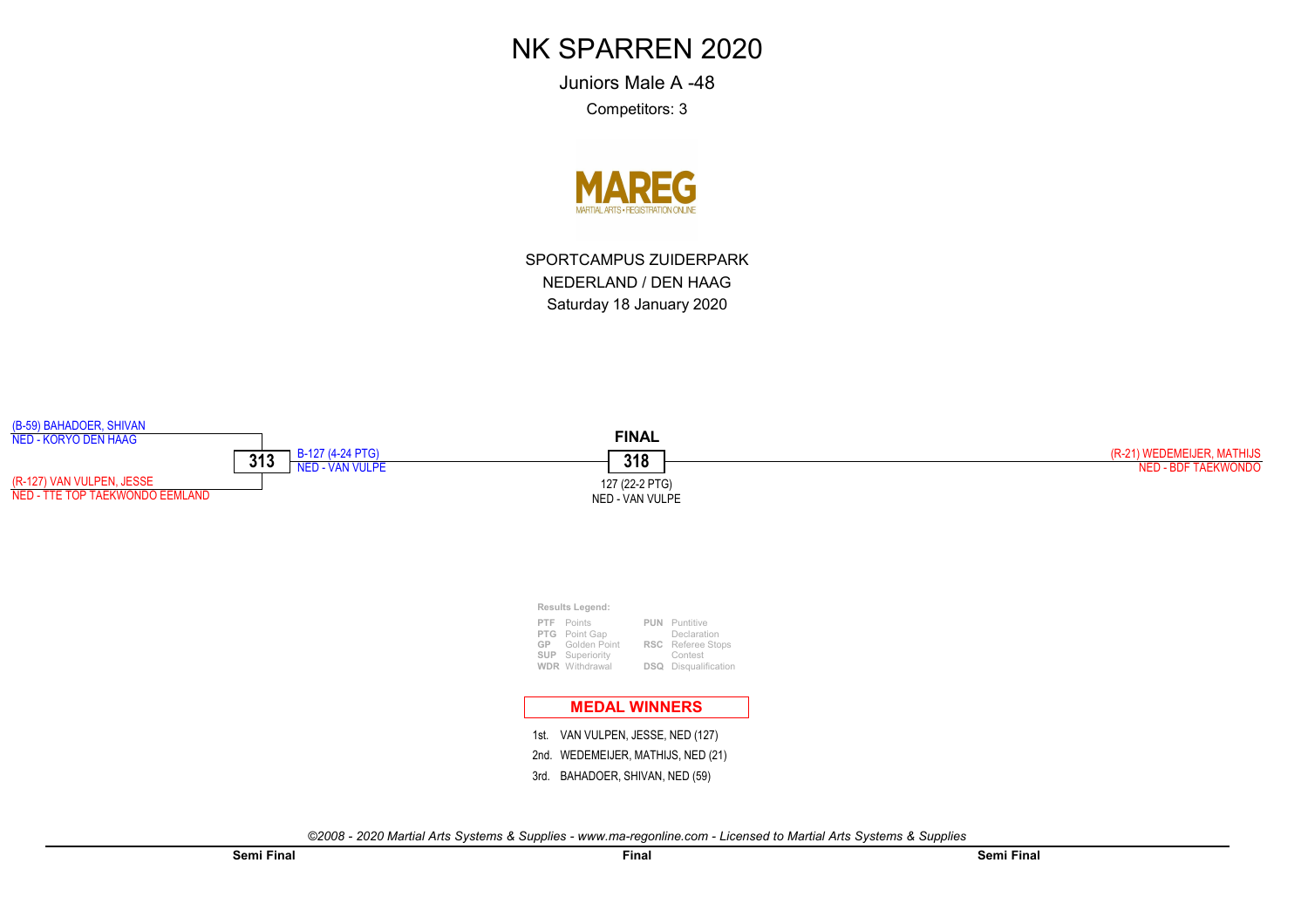# NK SPARREN 2020

Juniors Male A -48

Competitors: 3

MAREG
MARTIAL ARTS • REGISTRATION ONLINE

SPORTCAMPUS ZUIDERPARK
NEDERLAND / DEN HAAG
Saturday 18 January 2020

(B-59) BAHADOER, SHIVAN
NED - KORYO DEN HAAG

**313**

(R-127) VAN VULPEN, JESSE
NED - TTE TOP TAEKWONDO EEMLAND

B-127 (4-24 PTG)
NED - VAN VULPE

**FINAL**

**318**

127 (22-2 PTG)
NED - VAN VULPE

(R-21) WEDEMEIJER, MATHIJS
NED - BDF TAEKWONDO

**Results Legend:**

| | | | |
|---|---|---|---|
| PTF | Points | PUN | Puntitive Declaration |
| PTG | Point Gap | | |
| GP | Golden Point | RSC | Referee Stops Contest |
| SUP | Superiority | | |
| WDR | Withdrawal | DSQ | Disqualification |

**MEDAL WINNERS**

1st. VAN VULPEN, JESSE, NED (127)
2nd. WEDEMEIJER, MATHIJS, NED (21)
3rd. BAHADOER, SHIVAN, NED (59)

*©2008 - 2020 Martial Arts Systems & Supplies - www.ma-regonline.com - Licensed to Martial Arts Systems & Supplies*

**Semi Final** **Final** **Semi Final**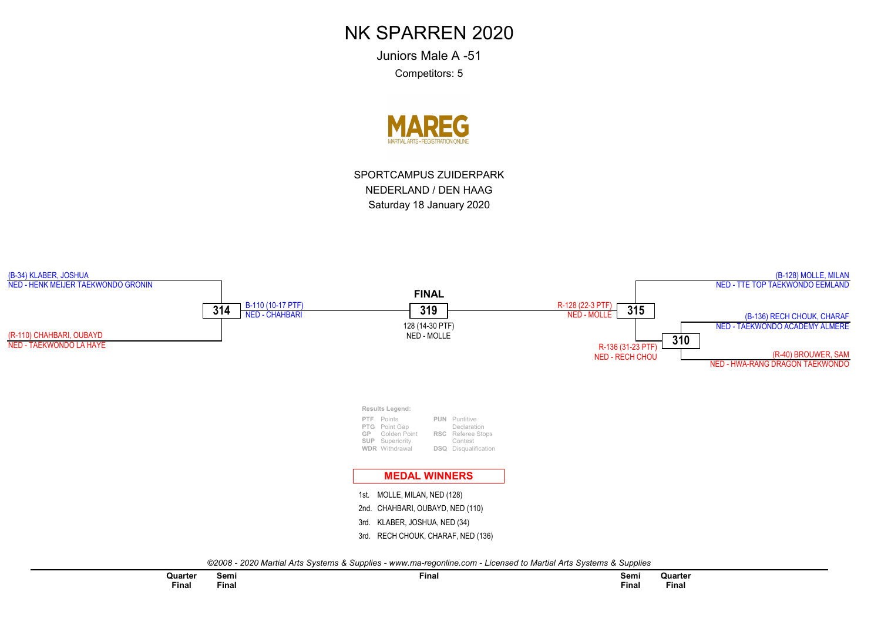# NK SPARREN 2020

Juniors Male A -51

Competitors: 5

MAREG
MARTIAL ARTS • REGISTRATION ONLINE

SPORTCAMPUS ZUIDERPARK
NEDERLAND / DEN HAAG
Saturday 18 January 2020

(B-34) KLABER, JOSHUA
NED - HENK MEIJER TAEKWONDO GRONIN

(R-110) CHAHBARI, OUBAYD
NED - TAEKWONDO LA HAYE

**314**
B-110 (10-17 PTF)
NED - CHAHBARI

**FINAL**

**319**
128 (14-30 PTF)
NED - MOLLE

R-128 (22-3 PTF)
NED - MOLLE
**315**

(B-128) MOLLE, MILAN
NED - TTE TOP TAEKWONDO EEMLAND

(B-136) RECH CHOUK, CHARAF
NED - TAEKWONDO ACADEMY ALMERE

**310**
R-136 (31-23 PTF)
NED - RECH CHOU

(R-40) BROUWER, SAM
NED - HWA-RANG DRAGON TAEKWONDO

**Results Legend:**

| | | | |
|---|---|---|---|
| PTF | Points | PUN | Puntitive Declaration |
| PTG | Point Gap | RSC | Referee Stops Contest |
| GP | Golden Point | DSQ | Disqualification |
| SUP | Superiority | | |
| WDR | Withdrawal | | |

## MEDAL WINNERS

1st. MOLLE, MILAN, NED (128)
2nd. CHAHBARI, OUBAYD, NED (110)
3rd. KLABER, JOSHUA, NED (34)
3rd. RECH CHOUK, CHARAF, NED (136)

*©2008 - 2020 Martial Arts Systems & Supplies - www.ma-regonline.com - Licensed to Martial Arts Systems & Supplies*

| Quarter Final | Semi Final | Final | Semi Final | Quarter Final |
|---|---|---|---|---|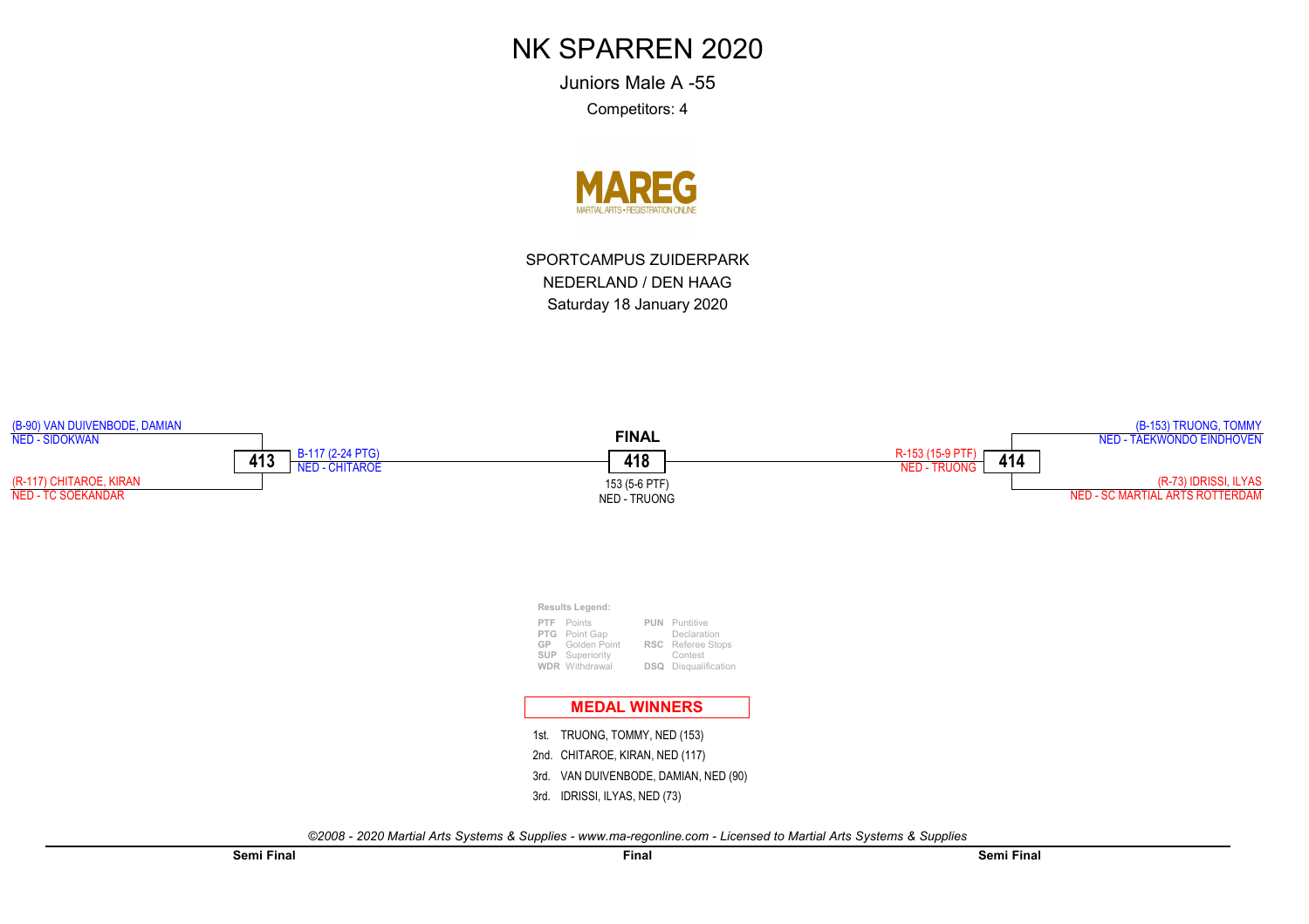# NK SPARREN 2020

Juniors Male A -55

Competitors: 4

MAREG
MARTIAL ARTS • REGISTRATION ONLINE

SPORTCAMPUS ZUIDERPARK
NEDERLAND / DEN HAAG
Saturday 18 January 2020

**Semi Final 413**
(B-90) VAN DUIVENBODE, DAMIAN
NED - SIDOKWAN

(R-117) CHITAROE, KIRAN
NED - TC SOEKANDAR

Winner: B-117 (2-24 PTG)
NED - CHITAROE

**FINAL 418**
153 (5-6 PTF)
NED - TRUONG

**Semi Final 414**
(B-153) TRUONG, TOMMY
NED - TAEKWONDO EINDHOVEN

(R-73) IDRISSI, ILYAS
NED - SC MARTIAL ARTS ROTTERDAM

Winner: R-153 (15-9 PTF)
NED - TRUONG

**Results Legend:**

| | | | |
|---|---|---|---|
| PTF | Points | PUN | Puntitive Declaration |
| PTG | Point Gap | RSC | Referee Stops Contest |
| GP | Golden Point | DSQ | Disqualification |
| SUP | Superiority | | |
| WDR | Withdrawal | | |

## MEDAL WINNERS

1st. TRUONG, TOMMY, NED (153)
2nd. CHITAROE, KIRAN, NED (117)
3rd. VAN DUIVENBODE, DAMIAN, NED (90)
3rd. IDRISSI, ILYAS, NED (73)

*©2008 - 2020 Martial Arts Systems & Supplies - www.ma-regonline.com - Licensed to Martial Arts Systems & Supplies*

**Semi Final** **Final** **Semi Final**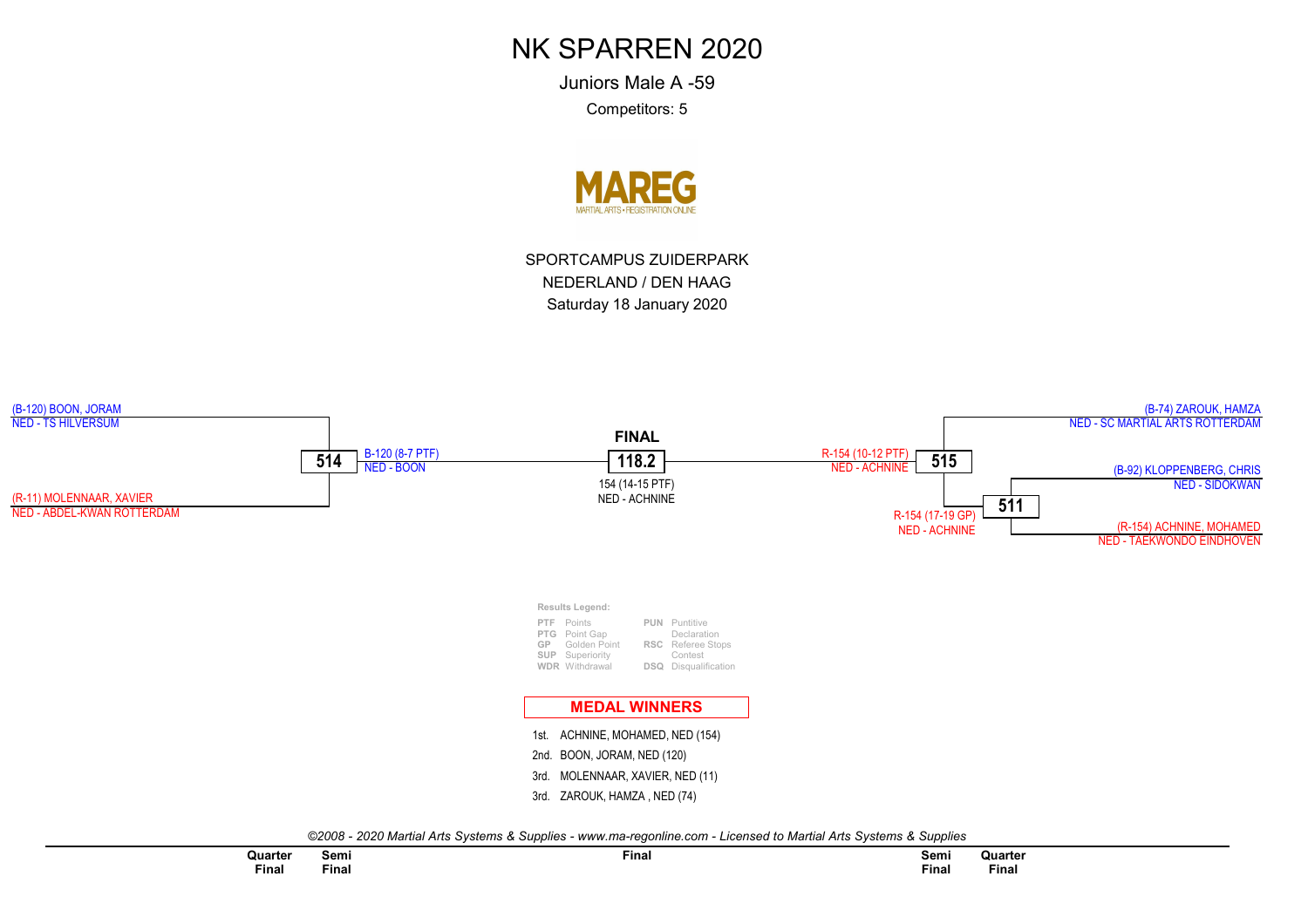# NK SPARREN 2020

Juniors Male A -59

Competitors: 5

MAREG
MARTIAL ARTS • REGISTRATION ONLINE

SPORTCAMPUS ZUIDERPARK
NEDERLAND / DEN HAAG
Saturday 18 January 2020

(B-120) BOON, JORAM
NED - TS HILVERSUM

(R-11) MOLENNAAR, XAVIER
NED - ABDEL-KWAN ROTTERDAM

**514**
B-120 (8-7 PTF)
NED - BOON

**FINAL**

**118.2**
154 (14-15 PTF)
NED - ACHNINE

R-154 (10-12 PTF)
NED - ACHNINE
**515**

(B-74) ZAROUK, HAMZA
NED - SC MARTIAL ARTS ROTTERDAM

(B-92) KLOPPENBERG, CHRIS
NED - SIDOKWAN

**511**
R-154 (17-19 GP)
NED - ACHNINE

(R-154) ACHNINE, MOHAMED
NED - TAEKWONDO EINDHOVEN

**Results Legend:**

| | | | |
|---|---|---|---|
| PTF | Points | PUN | Puntitive Declaration |
| PTG | Point Gap | | |
| GP | Golden Point | RSC | Referee Stops Contest |
| SUP | Superiority | | |
| WDR | Withdrawal | DSQ | Disqualification |

## MEDAL WINNERS

1st. ACHNINE, MOHAMED, NED (154)
2nd. BOON, JORAM, NED (120)
3rd. MOLENNAAR, XAVIER, NED (11)
3rd. ZAROUK, HAMZA , NED (74)

*©2008 - 2020 Martial Arts Systems & Supplies - www.ma-regonline.com - Licensed to Martial Arts Systems & Supplies*

| Quarter Final | Semi Final | Final | Semi Final | Quarter Final |
|---|---|---|---|---|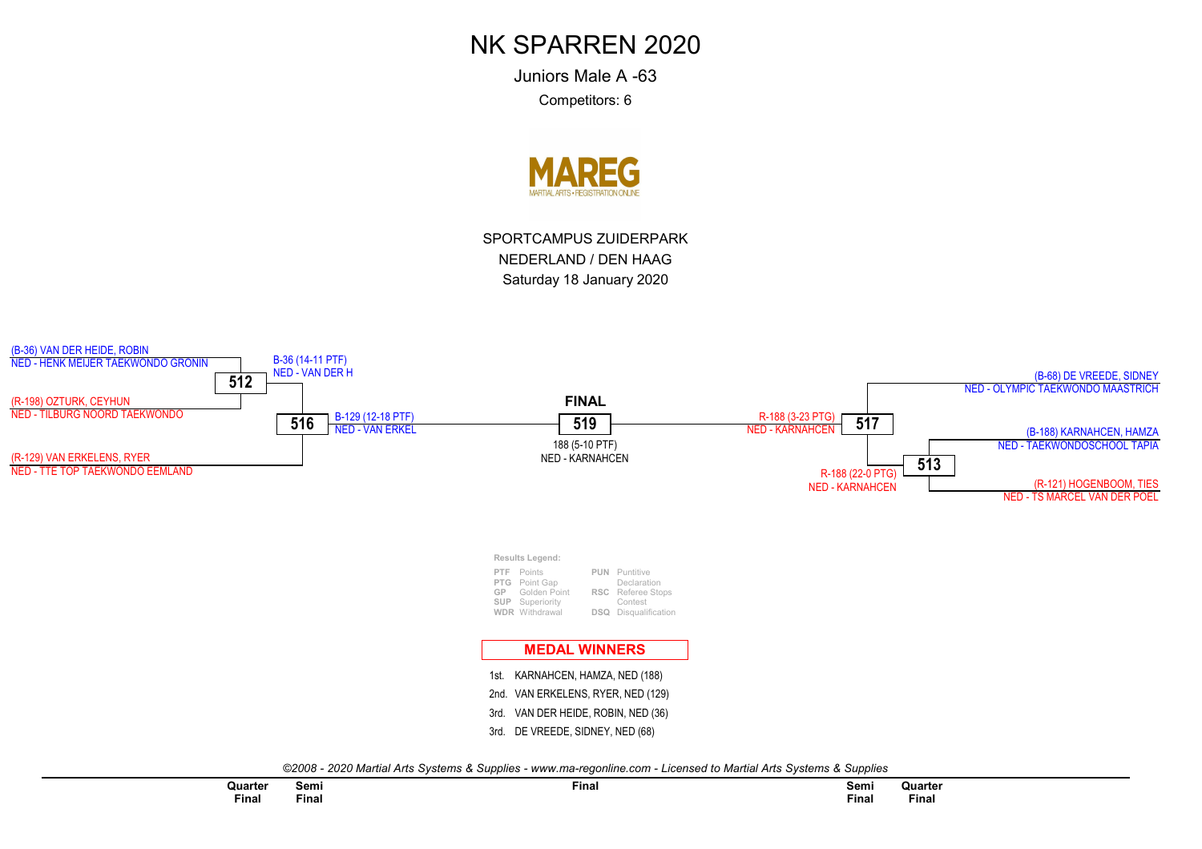# NK SPARREN 2020

Juniors Male A -63

Competitors: 6

MAREG
MARTIAL ARTS • REGISTRATION ONLINE

SPORTCAMPUS ZUIDERPARK
NEDERLAND / DEN HAAG
Saturday 18 January 2020

(B-36) VAN DER HEIDE, ROBIN
NED - HENK MEIJER TAEKWONDO GRONIN

**512**

(R-198) OZTURK, CEYHUN
NED - TILBURG NOORD TAEKWONDO

B-36 (14-11 PTF)
NED - VAN DER H

**516**

(R-129) VAN ERKELENS, RYER
NED - TTE TOP TAEKWONDO EEMLAND

B-129 (12-18 PTF)
NED - VAN ERKEL

**FINAL**

**519**

188 (5-10 PTF)
NED - KARNAHCEN

R-188 (3-23 PTG)
NED - KARNAHCEN

**517**

(B-68) DE VREEDE, SIDNEY
NED - OLYMPIC TAEKWONDO MAASTRICH

(B-188) KARNAHCEN, HAMZA
NED - TAEKWONDOSCHOOL TAPIA

**513**

R-188 (22-0 PTG)
NED - KARNAHCEN

(R-121) HOGENBOOM, TIES
NED - TS MARCEL VAN DER POEL

**Results Legend:**

| | | | |
|---|---|---|---|
| **PTF** | Points | **PUN** | Puntitive Declaration |
| **PTG** | Point Gap | | |
| **GP** | Golden Point | **RSC** | Referee Stops Contest |
| **SUP** | Superiority | | |
| **WDR** | Withdrawal | **DSQ** | Disqualification |

## MEDAL WINNERS

1st. KARNAHCEN, HAMZA, NED (188)
2nd. VAN ERKELENS, RYER, NED (129)
3rd. VAN DER HEIDE, ROBIN, NED (36)
3rd. DE VREEDE, SIDNEY, NED (68)

*©2008 - 2020 Martial Arts Systems & Supplies - www.ma-regonline.com - Licensed to Martial Arts Systems & Supplies*

**Quarter Final** | **Semi Final** | **Final** | **Semi Final** | **Quarter Final**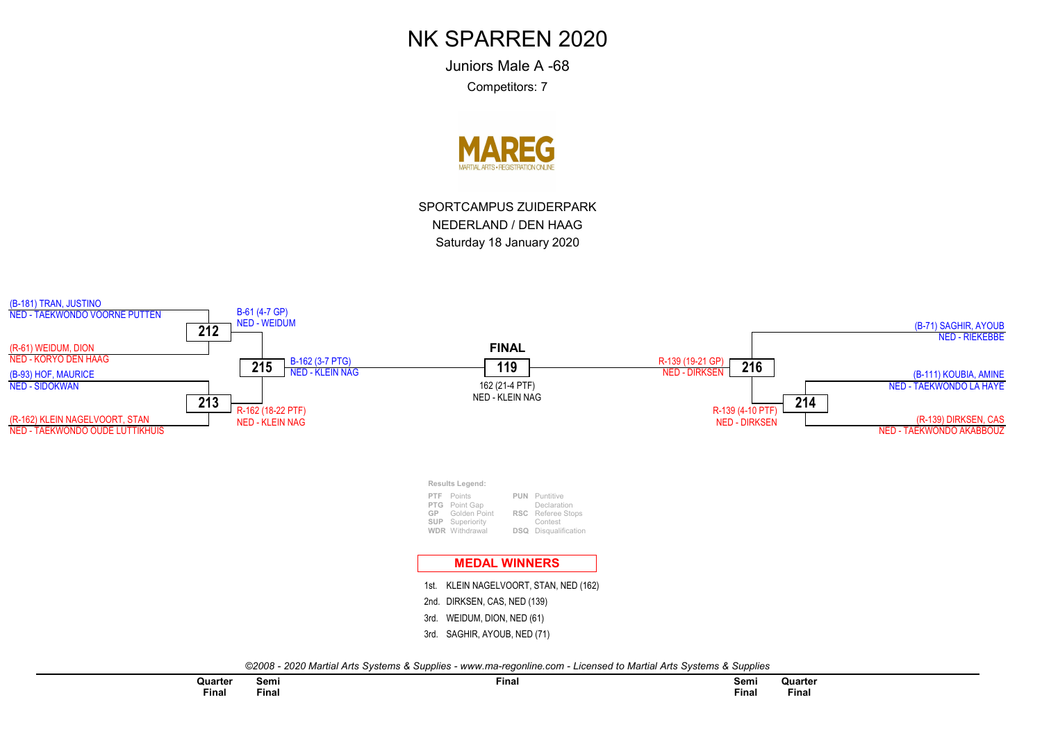# NK SPARREN 2020

Juniors Male A -68

Competitors: 7

MAREG
MARTIAL ARTS • REGISTRATION ONLINE

SPORTCAMPUS ZUIDERPARK
NEDERLAND / DEN HAAG
Saturday 18 January 2020

(B-181) TRAN, JUSTINO
NED - TAEKWONDO VOORNE PUTTEN

**212**

B-61 (4-7 GP)
NED - WEIDUM

(R-61) WEIDUM, DION
NED - KORYO DEN HAAG

**215**

B-162 (3-7 PTG)
NED - KLEIN NAG

(B-93) HOF, MAURICE
NED - SIDOKWAN

**213**

R-162 (18-22 PTF)
NED - KLEIN NAG

(R-162) KLEIN NAGELVOORT, STAN
NED - TAEKWONDO OUDE LUTTIKHUIS

**FINAL**

**119**

162 (21-4 PTF)
NED - KLEIN NAG

R-139 (19-21 GP)
NED - DIRKSEN

**216**

(B-71) SAGHIR, AYOUB
NED - RIEKEBBE

(B-111) KOUBIA, AMINE
NED - TAEKWONDO LA HAYE

**214**

R-139 (4-10 PTF)
NED - DIRKSEN

(R-139) DIRKSEN, CAS
NED - TAEKWONDO AKABBOUZ

**Results Legend:**

| | | | |
|---|---|---|---|
| PTF | Points | PUN | Puntitive Declaration |
| PTG | Point Gap | RSC | Referee Stops Contest |
| GP | Golden Point | | |
| SUP | Superiority | | |
| WDR | Withdrawal | DSQ | Disqualification |

**MEDAL WINNERS**

1st. KLEIN NAGELVOORT, STAN, NED (162)
2nd. DIRKSEN, CAS, NED (139)
3rd. WEIDUM, DION, NED (61)
3rd. SAGHIR, AYOUB, NED (71)

*©2008 - 2020 Martial Arts Systems & Supplies - www.ma-regonline.com - Licensed to Martial Arts Systems & Supplies*

| Quarter Final | Semi Final | Final | Semi Final | Quarter Final |
|---|---|---|---|---|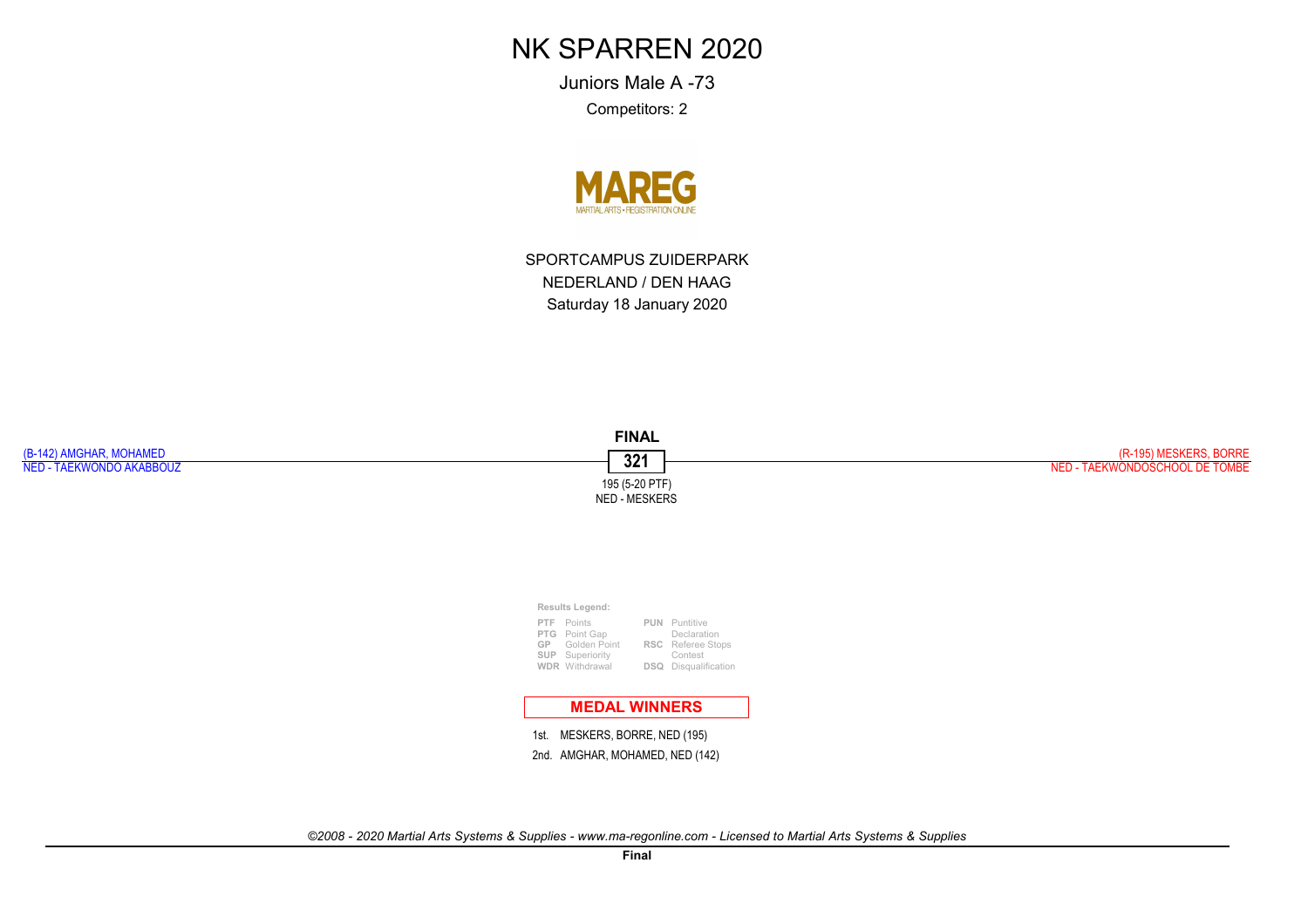# NK SPARREN 2020

Juniors Male A -73

Competitors: 2

MAREG
MARTIAL ARTS • REGISTRATION ONLINE

SPORTCAMPUS ZUIDERPARK

NEDERLAND / DEN HAAG

Saturday 18 January 2020

**FINAL**

(B-142) AMGHAR, MOHAMED
NED - TAEKWONDO AKABBOUZ

**321**

195 (5-20 PTF)
NED - MESKERS

(R-195) MESKERS, BORRE
NED - TAEKWONDOSCHOOL DE TOMBE

**Results Legend:**

| | | | |
|---|---|---|---|
| **PTF** | Points | **PUN** | Puntitive Declaration |
| **PTG** | Point Gap | | |
| **GP** | Golden Point | **RSC** | Referee Stops Contest |
| **SUP** | Superiority | | |
| **WDR** | Withdrawal | **DSQ** | Disqualification |

## MEDAL WINNERS

1st. MESKERS, BORRE, NED (195)

2nd. AMGHAR, MOHAMED, NED (142)

*©2008 - 2020 Martial Arts Systems & Supplies - www.ma-regonline.com - Licensed to Martial Arts Systems & Supplies*

**Final**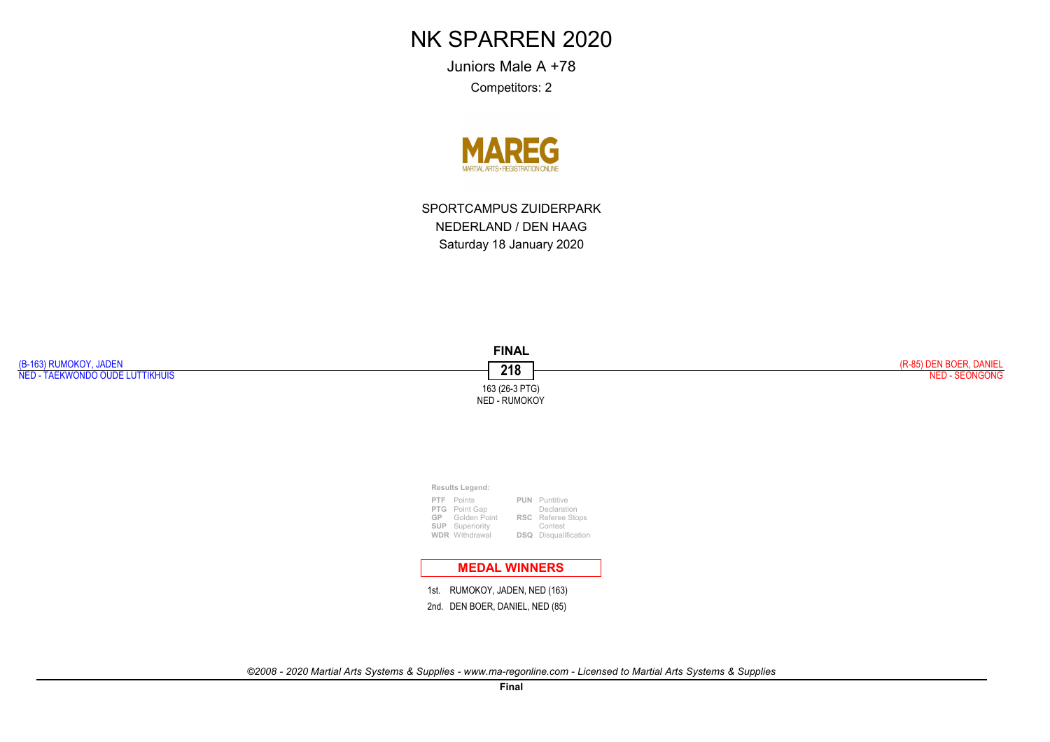# NK SPARREN 2020

Juniors Male A +78

Competitors: 2

MAREG
MARTIAL ARTS • REGISTRATION ONLINE

SPORTCAMPUS ZUIDERPARK

NEDERLAND / DEN HAAG

Saturday 18 January 2020

**FINAL**

(B-163) RUMOKOY, JADEN
NED - TAEKWONDO OUDE LUTTIKHUIS

**218**

(R-85) DEN BOER, DANIEL
NED - SEONGONG

163 (26-3 PTG)
NED - RUMOKOY

**Results Legend:**

| | | | |
|---|---|---|---|
| **PTF** | Points | **PUN** | Puntitive Declaration |
| **PTG** | Point Gap | | |
| **GP** | Golden Point | **RSC** | Referee Stops Contest |
| **SUP** | Superiority | | |
| **WDR** | Withdrawal | **DSQ** | Disqualification |

**MEDAL WINNERS**

1st. RUMOKOY, JADEN, NED (163)

2nd. DEN BOER, DANIEL, NED (85)

*©2008 - 2020 Martial Arts Systems & Supplies - www.ma-regonline.com - Licensed to Martial Arts Systems & Supplies*

**Final**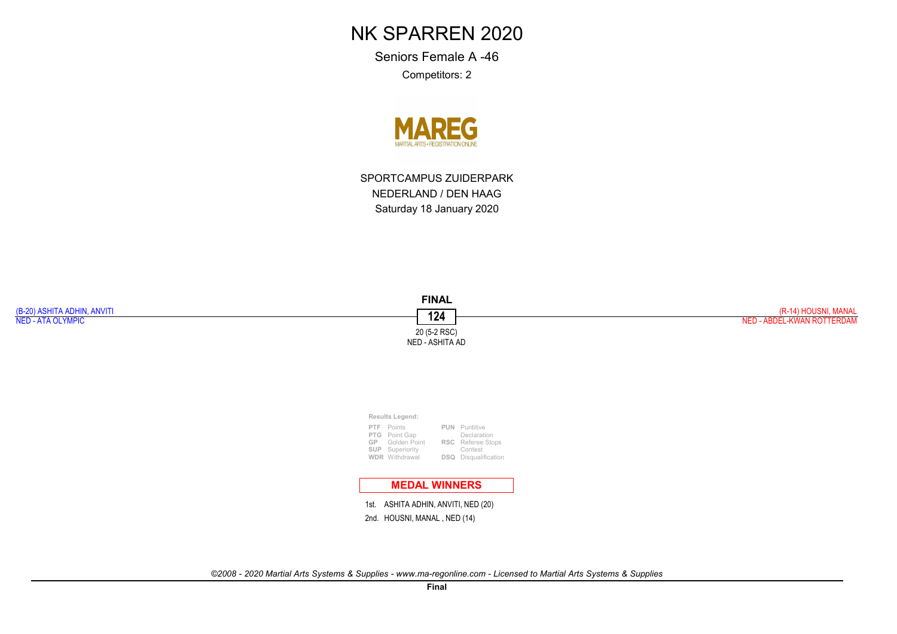# NK SPARREN 2020

Seniors Female A -46

Competitors: 2

SPORTCAMPUS ZUIDERPARK

NEDERLAND / DEN HAAG

Saturday 18 January 2020

**FINAL**

(B-20) ASHITA ADHIN, ANVITI
NED - ATA OLYMPIC

**124**

(R-14) HOUSNI, MANAL
NED - ABDEL-KWAN ROTTERDAM

20 (5-2 RSC)
NED - ASHITA AD

**Results Legend:**

| | | | |
|---|---|---|---|
| **PTF** | Points | **PUN** | Puntitive Declaration |
| **PTG** | Point Gap | | |
| **GP** | Golden Point | **RSC** | Referee Stops Contest |
| **SUP** | Superiority | | |
| **WDR** | Withdrawal | **DSQ** | Disqualification |

## MEDAL WINNERS

1st. ASHITA ADHIN, ANVITI, NED (20)

2nd. HOUSNI, MANAL , NED (14)

*©2008 - 2020 Martial Arts Systems & Supplies - www.ma-regonline.com - Licensed to Martial Arts Systems & Supplies*

**Final**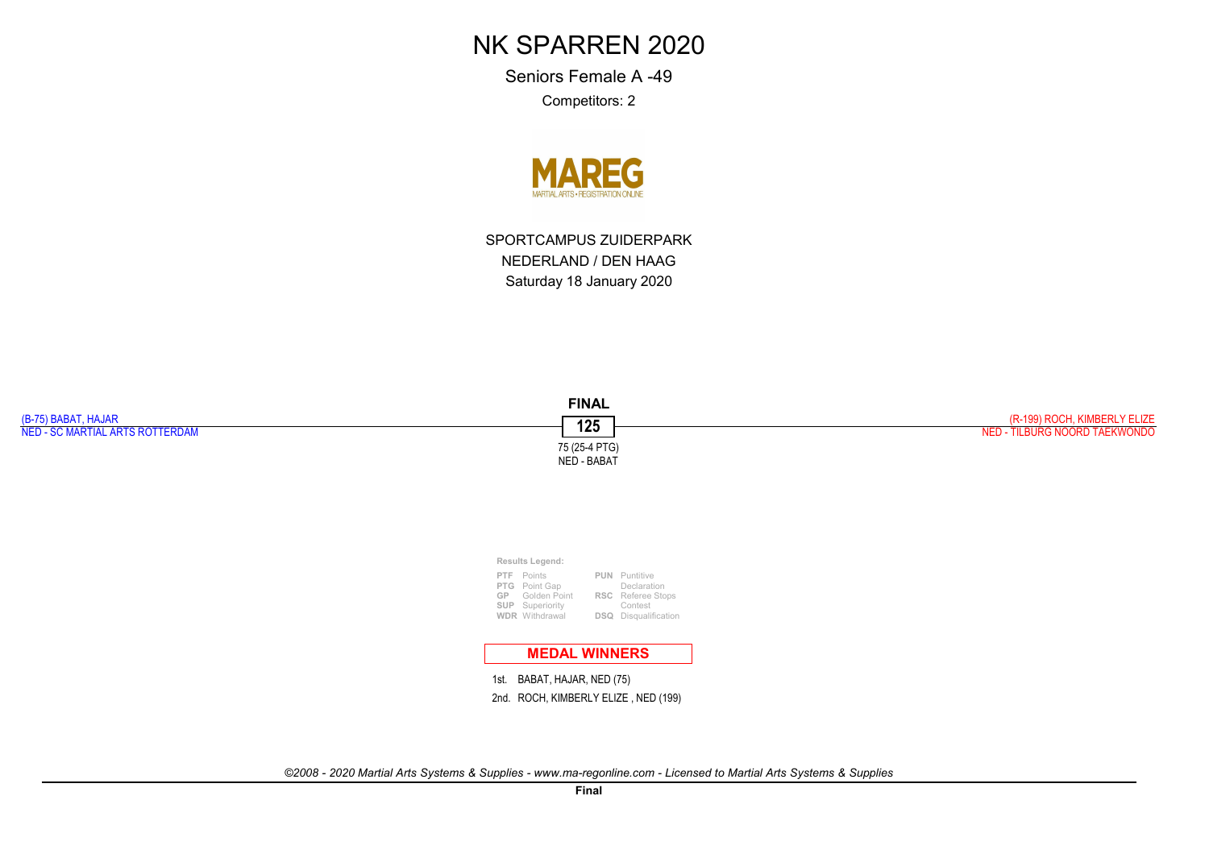# NK SPARREN 2020

Seniors Female A -49

Competitors: 2

MAREG
MARTIAL ARTS • REGISTRATION ONLINE

SPORTCAMPUS ZUIDERPARK
NEDERLAND / DEN HAAG
Saturday 18 January 2020

**FINAL**

(B-75) BABAT, HAJAR
NED - SC MARTIAL ARTS ROTTERDAM

**125**

(R-199) ROCH, KIMBERLY ELIZE
NED - TILBURG NOORD TAEKWONDO

75 (25-4 PTG)
NED - BABAT

**Results Legend:**

| | | | |
|---|---|---|---|
| PTF | Points | PUN | Puntitive Declaration |
| PTG | Point Gap | | |
| GP | Golden Point | RSC | Referee Stops Contest |
| SUP | Superiority | | |
| WDR | Withdrawal | DSQ | Disqualification |

**MEDAL WINNERS**

1st. BABAT, HAJAR, NED (75)

2nd. ROCH, KIMBERLY ELIZE , NED (199)

*©2008 - 2020 Martial Arts Systems & Supplies - www.ma-regonline.com - Licensed to Martial Arts Systems & Supplies*

**Final**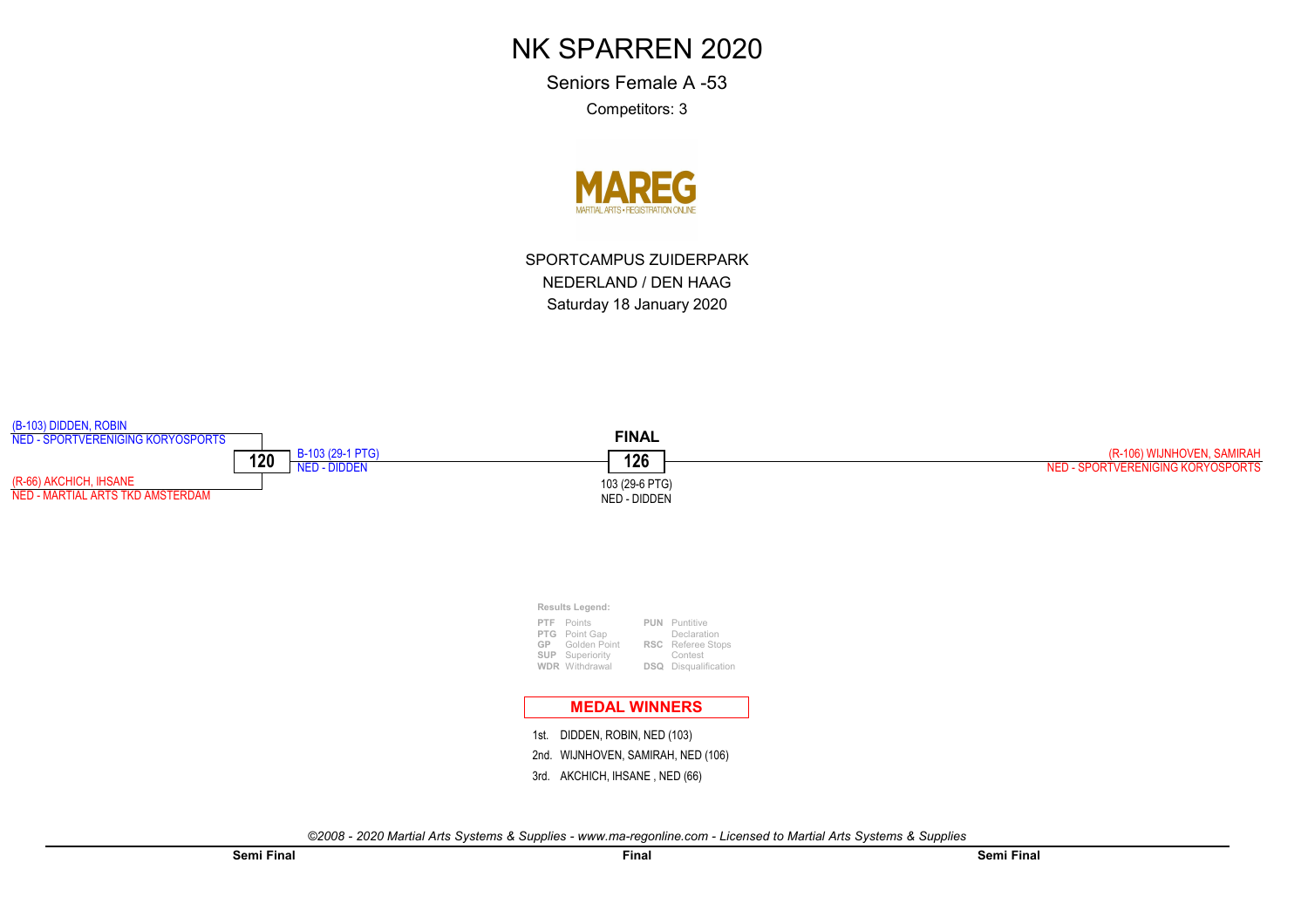# NK SPARREN 2020

Seniors Female A -53

Competitors: 3

MAREG

MARTIAL ARTS • REGISTRATION ONLINE

SPORTCAMPUS ZUIDERPARK

NEDERLAND / DEN HAAG

Saturday 18 January 2020

(B-103) DIDDEN, ROBIN
NED - SPORTVERENIGING KORYOSPORTS

**120**

B-103 (29-1 PTG)
NED - DIDDEN

(R-66) AKCHICH, IHSANE
NED - MARTIAL ARTS TKD AMSTERDAM

**FINAL**

**126**

103 (29-6 PTG)
NED - DIDDEN

(R-106) WIJNHOVEN, SAMIRAH
NED - SPORTVERENIGING KORYOSPORTS

**Results Legend:**

| | | | |
|---|---|---|---|
| **PTF** | Points | **PUN** | Puntitive Declaration |
| **PTG** | Point Gap | | |
| **GP** | Golden Point | **RSC** | Referee Stops Contest |
| **SUP** | Superiority | | |
| **WDR** | Withdrawal | **DSQ** | Disqualification |

## MEDAL WINNERS

1st. DIDDEN, ROBIN, NED (103)

2nd. WIJNHOVEN, SAMIRAH, NED (106)

3rd. AKCHICH, IHSANE , NED (66)

*©2008 - 2020 Martial Arts Systems & Supplies - www.ma-regonline.com - Licensed to Martial Arts Systems & Supplies*

**Semi Final** | **Final** | **Semi Final**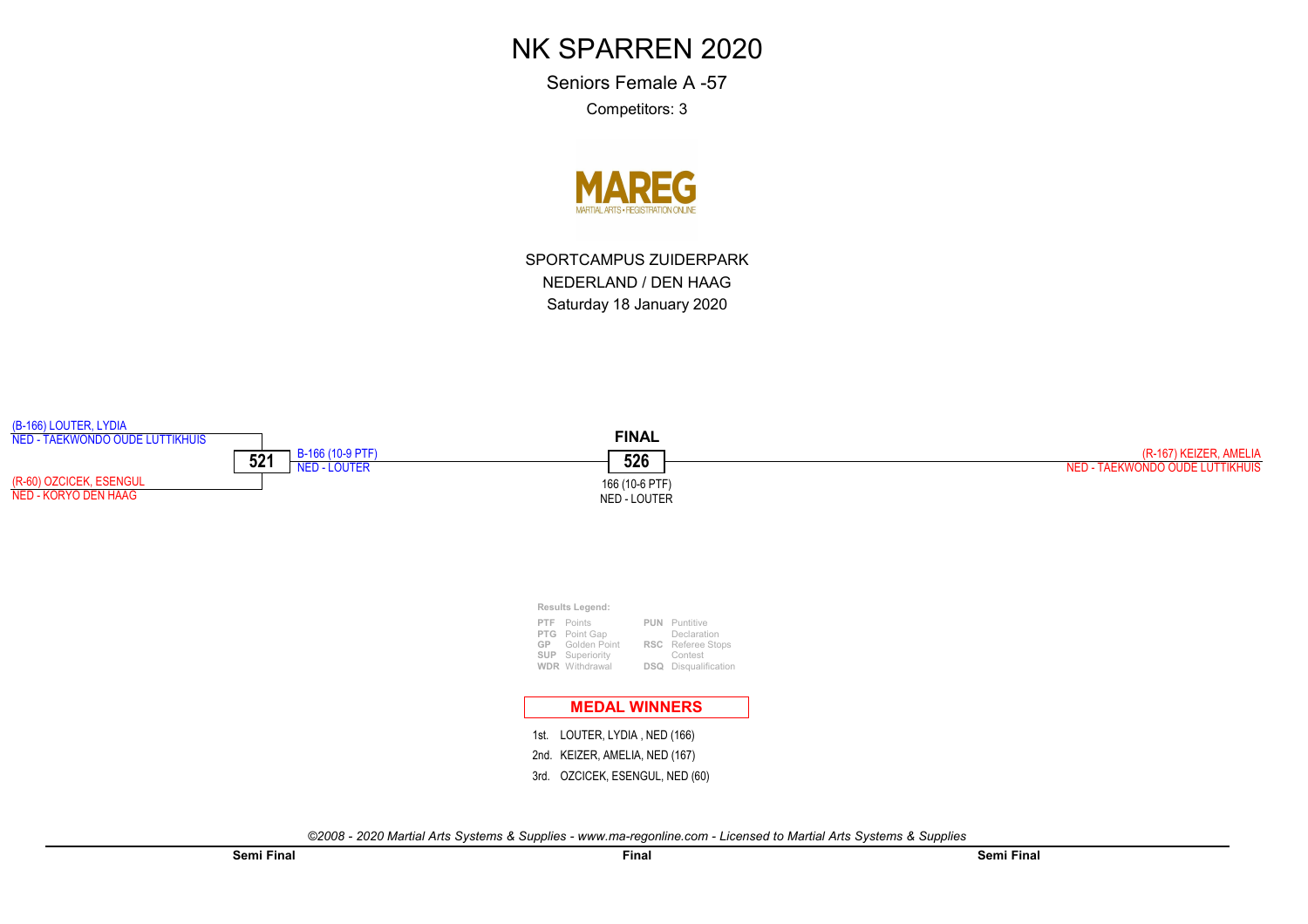# NK SPARREN 2020

Seniors Female A -57

Competitors: 3

MAREG
MARTIAL ARTS • REGISTRATION ONLINE

SPORTCAMPUS ZUIDERPARK
NEDERLAND / DEN HAAG
Saturday 18 January 2020

(B-166) LOUTER, LYDIA
NED - TAEKWONDO OUDE LUTTIKHUIS

**521**

B-166 (10-9 PTF)
NED - LOUTER

(R-60) OZCICEK, ESENGUL
NED - KORYO DEN HAAG

**FINAL**

**526**

166 (10-6 PTF)
NED - LOUTER

(R-167) KEIZER, AMELIA
NED - TAEKWONDO OUDE LUTTIKHUIS

**Results Legend:**

| | | | |
|---|---|---|---|
| **PTF** | Points | **PUN** | Puntitive Declaration |
| **PTG** | Point Gap | | |
| **GP** | Golden Point | **RSC** | Referee Stops Contest |
| **SUP** | Superiority | | |
| **WDR** | Withdrawal | **DSQ** | Disqualification |

## MEDAL WINNERS

1st. LOUTER, LYDIA , NED (166)
2nd. KEIZER, AMELIA, NED (167)
3rd. OZCICEK, ESENGUL, NED (60)

*©2008 - 2020 Martial Arts Systems & Supplies - www.ma-regonline.com - Licensed to Martial Arts Systems & Supplies*

**Semi Final** **Final** **Semi Final**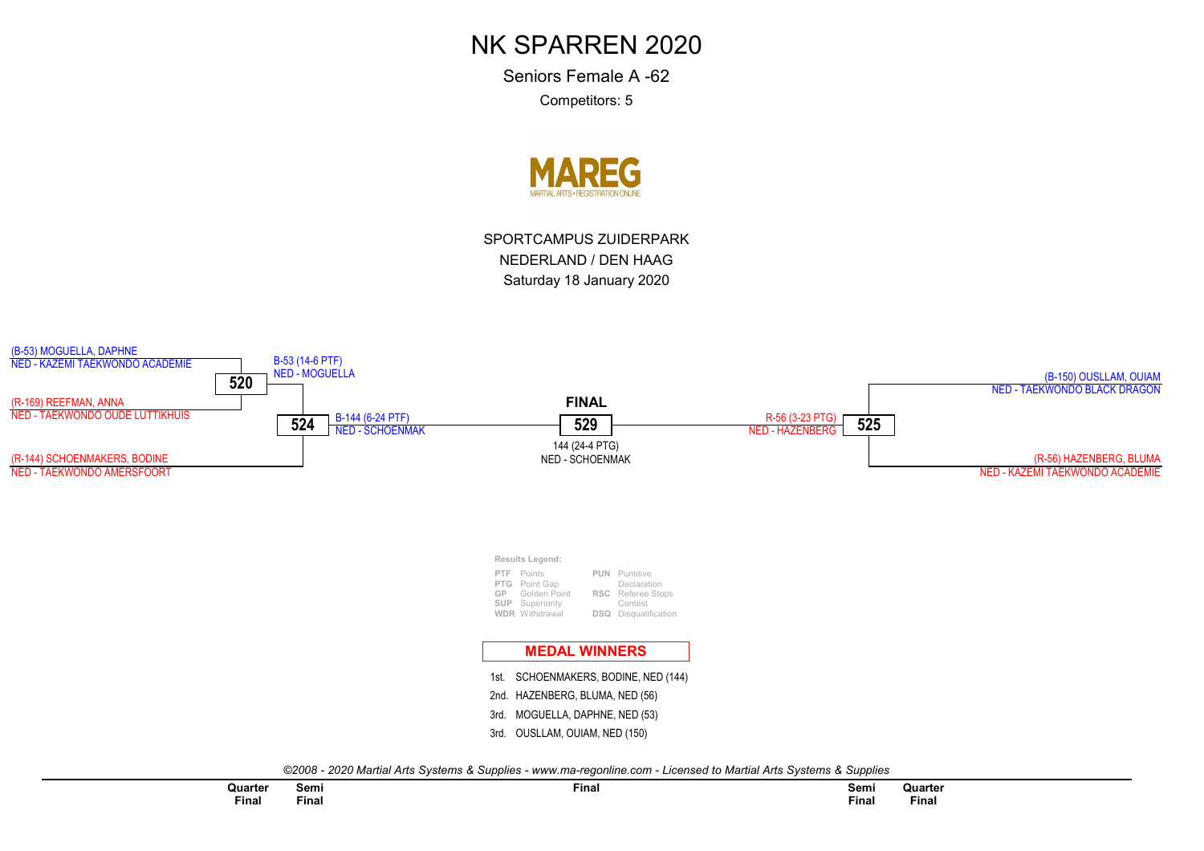# NK SPARREN 2020

Seniors Female A -62

Competitors: 5

MAREG
MARTIAL ARTS • REGISTRATION ONLINE

SPORTCAMPUS ZUIDERPARK

NEDERLAND / DEN HAAG

Saturday 18 January 2020

(B-53) MOGUELLA, DAPHNE
NED - KAZEMI TAEKWONDO ACADEMIE

**520**

B-53 (14-6 PTF)
NED - MOGUELLA

(R-169) REEFMAN, ANNA
NED - TAEKWONDO OUDE LUTTIKHUIS

**524**

B-144 (6-24 PTF)
NED - SCHOENMAK

(R-144) SCHOENMAKERS, BODINE
NED - TAEKWONDO AMERSFOORT

**FINAL**

**529**

144 (24-4 PTG)
NED - SCHOENMAK

R-56 (3-23 PTG)
NED - HAZENBERG

**525**

(B-150) OUSLLAM, OUIAM
NED - TAEKWONDO BLACK DRAGON

(R-56) HAZENBERG, BLUMA
NED - KAZEMI TAEKWONDO ACADEMIE

**Results Legend:**

| | | | |
|---|---|---|---|
| **PTF** | Points | **PUN** | Puntitive Declaration |
| **PTG** | Point Gap | | |
| **GP** | Golden Point | **RSC** | Referee Stops Contest |
| **SUP** | Superiority | | |
| **WDR** | Withdrawal | **DSQ** | Disqualification |

**MEDAL WINNERS**

1st. SCHOENMAKERS, BODINE, NED (144)

2nd. HAZENBERG, BLUMA, NED (56)

3rd. MOGUELLA, DAPHNE, NED (53)

3rd. OUSLLAM, OUIAM, NED (150)

*©2008 - 2020 Martial Arts Systems & Supplies - www.ma-regonline.com - Licensed to Martial Arts Systems & Supplies*

| Quarter Final | Semi Final | Final | Semi Final | Quarter Final |
|---|---|---|---|---|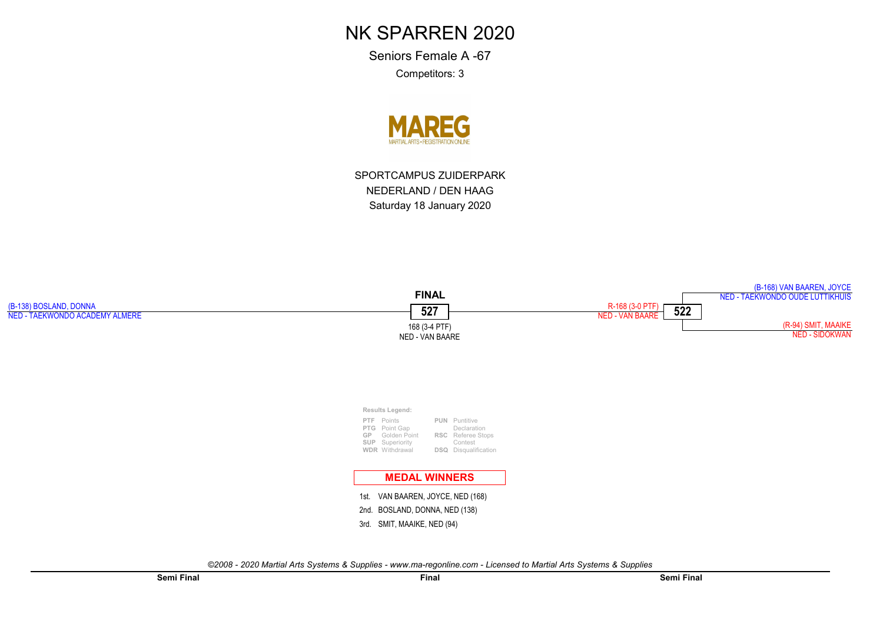# NK SPARREN 2020

Seniors Female A -67

Competitors: 3

MAREG
MARTIAL ARTS • REGISTRATION ONLINE

SPORTCAMPUS ZUIDERPARK
NEDERLAND / DEN HAAG
Saturday 18 January 2020

(B-168) VAN BAAREN, JOYCE
NED - TAEKWONDO OUDE LUTTIKHUIS

**FINAL**

(B-138) BOSLAND, DONNA
NED - TAEKWONDO ACADEMY ALMERE

**527**

168 (3-4 PTF)
NED - VAN BAARE

R-168 (3-0 PTF)
NED - VAN BAARE

**522**

(R-94) SMIT, MAAIKE
NED - SIDOKWAN

**Results Legend:**

| | | | |
|---|---|---|---|
| **PTF** | Points | **PUN** | Puntitive Declaration |
| **PTG** | Point Gap | | |
| **GP** | Golden Point | **RSC** | Referee Stops Contest |
| **SUP** | Superiority | | |
| **WDR** | Withdrawal | **DSQ** | Disqualification |

## MEDAL WINNERS

1st. VAN BAAREN, JOYCE, NED (168)

2nd. BOSLAND, DONNA, NED (138)

3rd. SMIT, MAAIKE, NED (94)

*©2008 - 2020 Martial Arts Systems & Supplies - www.ma-regonline.com - Licensed to Martial Arts Systems & Supplies*

**Semi Final** **Final** **Semi Final**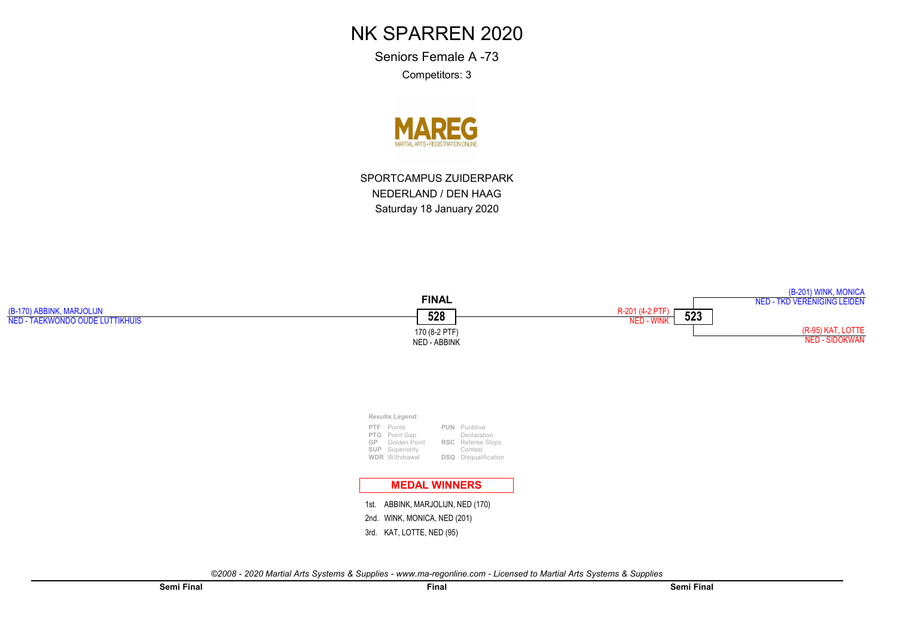# NK SPARREN 2020

Seniors Female A -73

Competitors: 3

MAREG
MARTIAL ARTS • REGISTRATION ONLINE

SPORTCAMPUS ZUIDERPARK

NEDERLAND / DEN HAAG

Saturday 18 January 2020

(B-170) ABBINK, MARJOLIJN
NED - TAEKWONDO OUDE LUTTIKHUIS

**FINAL**

**528**

170 (8-2 PTF)
NED - ABBINK

R-201 (4-2 PTF)
NED - WINK

**523**

(B-201) WINK, MONICA
NED - TKD VERENIGING LEIDEN

(R-95) KAT, LOTTE
NED - SIDOKWAN

**Results Legend:**

| | | | |
|---|---|---|---|
| **PTF** | Points | **PUN** | Puntitive Declaration |
| **PTG** | Point Gap | | |
| **GP** | Golden Point | **RSC** | Referee Stops Contest |
| **SUP** | Superiority | | |
| **WDR** | Withdrawal | **DSQ** | Disqualification |

## MEDAL WINNERS

1st. ABBINK, MARJOLIJN, NED (170)

2nd. WINK, MONICA, NED (201)

3rd. KAT, LOTTE, NED (95)

*©2008 - 2020 Martial Arts Systems & Supplies - www.ma-regonline.com - Licensed to Martial Arts Systems & Supplies*

**Semi Final** **Final** **Semi Final**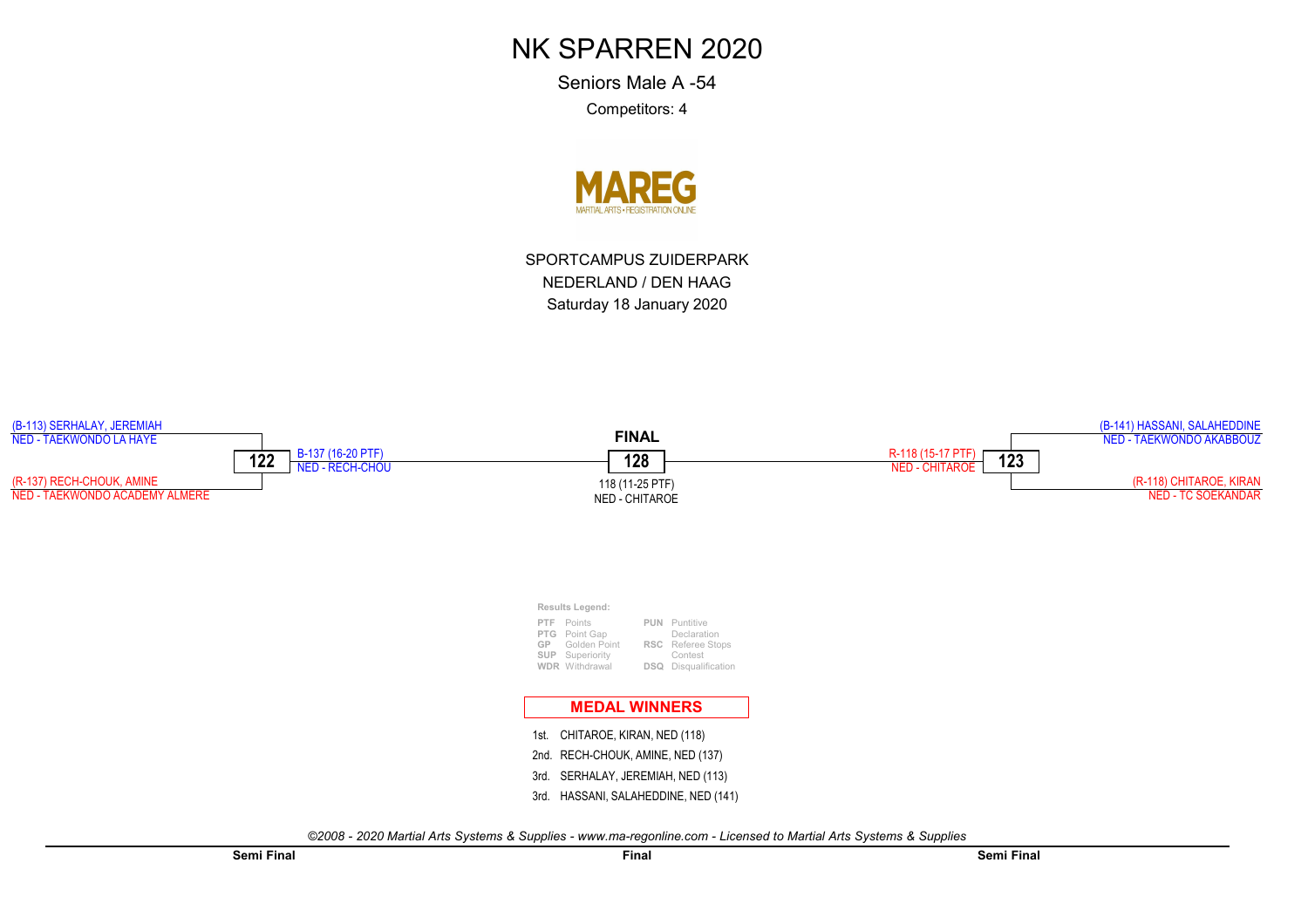# NK SPARREN 2020

Seniors Male A -54

Competitors: 4

MAREG
MARTIAL ARTS • REGISTRATION ONLINE

SPORTCAMPUS ZUIDERPARK
NEDERLAND / DEN HAAG
Saturday 18 January 2020

**Semi Final**

(B-113) SERHALAY, JEREMIAH
NED - TAEKWONDO LA HAYE

(R-137) RECH-CHOUK, AMINE
NED - TAEKWONDO ACADEMY ALMERE

**122**

B-137 (16-20 PTF)
NED - RECH-CHOU

**Final**

**FINAL**

**128**

118 (11-25 PTF)
NED - CHITAROE

**Semi Final**

(B-141) HASSANI, SALAHEDDINE
NED - TAEKWONDO AKABBOUZ

(R-118) CHITAROE, KIRAN
NED - TC SOEKANDAR

**123**

R-118 (15-17 PTF)
NED - CHITAROE

**Results Legend:**

| | | | |
|---|---|---|---|
| **PTF** | Points | **PUN** | Puntitive Declaration |
| **PTG** | Point Gap | | |
| **GP** | Golden Point | **RSC** | Referee Stops Contest |
| **SUP** | Superiority | | |
| **WDR** | Withdrawal | **DSQ** | Disqualification |

## MEDAL WINNERS

1st. CHITAROE, KIRAN, NED (118)
2nd. RECH-CHOUK, AMINE, NED (137)
3rd. SERHALAY, JEREMIAH, NED (113)
3rd. HASSANI, SALAHEDDINE, NED (141)

*©2008 - 2020 Martial Arts Systems & Supplies - www.ma-regonline.com - Licensed to Martial Arts Systems & Supplies*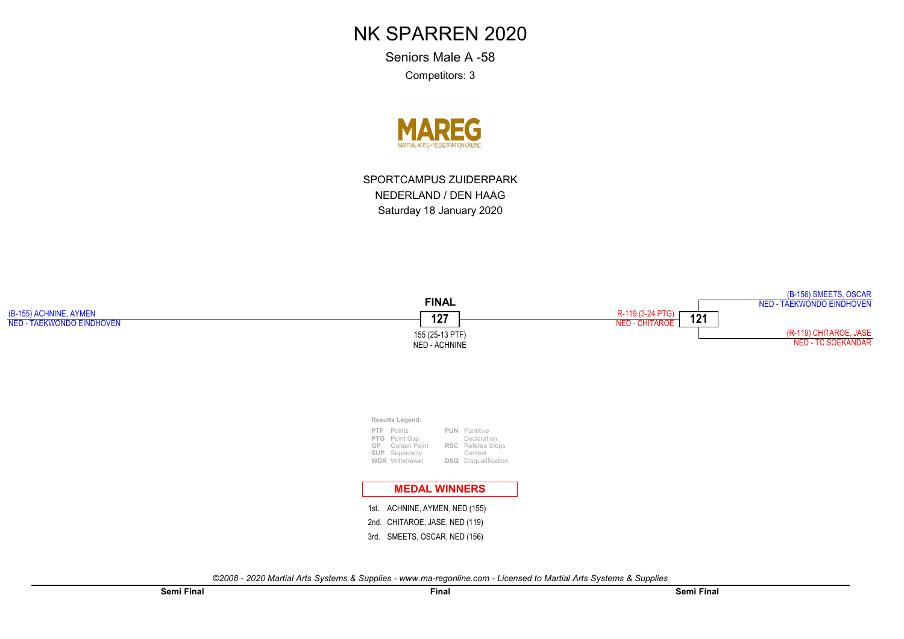# NK SPARREN 2020

Seniors Male A -58

Competitors: 3

MAREG
MARTIAL ARTS • REGISTRATION ONLINE

SPORTCAMPUS ZUIDERPARK
NEDERLAND / DEN HAAG
Saturday 18 January 2020

(B-155) ACHNINE, AYMEN
NED - TAEKWONDO EINDHOVEN

**FINAL**

**127**

155 (25-13 PTF)
NED - ACHNINE

R-119 (3-24 PTG)
NED - CHITAROE

**121**

(B-156) SMEETS, OSCAR
NED - TAEKWONDO EINDHOVEN

(R-119) CHITAROE, JASE
NED - TC SOEKANDAR

**Results Legend:**

| | | | |
|---|---|---|---|
| **PTF** | Points | **PUN** | Puntitive Declaration |
| **PTG** | Point Gap | **RSC** | Referee Stops Contest |
| **GP** | Golden Point | | |
| **SUP** | Superiority | | |
| **WDR** | Withdrawal | **DSQ** | Disqualification |

**MEDAL WINNERS**

1st. ACHNINE, AYMEN, NED (155)
2nd. CHITAROE, JASE, NED (119)
3rd. SMEETS, OSCAR, NED (156)

*©2008 - 2020 Martial Arts Systems & Supplies - www.ma-regonline.com - Licensed to Martial Arts Systems & Supplies*

**Semi Final** | **Final** | **Semi Final**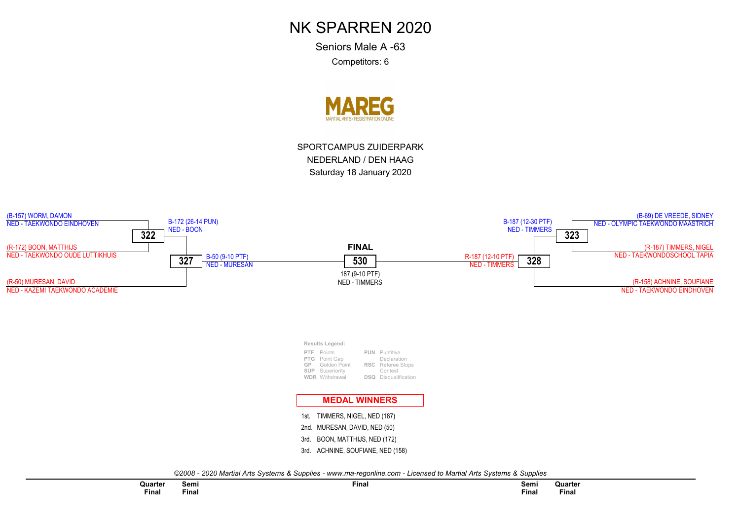# NK SPARREN 2020

Seniors Male A -63

Competitors: 6

MAREG
MARTIAL ARTS • REGISTRATION ONLINE

SPORTCAMPUS ZUIDERPARK
NEDERLAND / DEN HAAG
Saturday 18 January 2020

**Quarter Final**

**322**
- (B-157) WORM, DAMON — NED - TAEKWONDO EINDHOVEN
- (R-172) BOON, MATTHIJS — NED - TAEKWONDO OUDE LUTTIKHUIS
- Result: B-172 (26-14 PUN) NED - BOON

**323**
- (B-69) DE VREEDE, SIDNEY — NED - OLYMPIC TAEKWONDO MAASTRICH
- (R-187) TIMMERS, NIGEL — NED - TAEKWONDOSCHOOL TAPIA
- Result: B-187 (12-30 PTF) NED - TIMMERS

**Semi Final**

**327**
- B-172 NED - BOON
- (R-50) MURESAN, DAVID — NED - KAZEMI TAEKWONDO ACADEMIE
- Result: B-50 (9-10 PTF) NED - MURESAN

**328**
- B-187 NED - TIMMERS
- (R-158) ACHNINE, SOUFIANE — NED - TAEKWONDO EINDHOVEN
- Result: R-187 (12-10 PTF) NED - TIMMERS

**FINAL**

**530**
- B-50 NED - MURESAN
- R-187 NED - TIMMERS
- Result: 187 (9-10 PTF) NED - TIMMERS

**Results Legend:**

| | | | |
|---|---|---|---|
| PTF | Points | PUN | Puntitive Declaration |
| PTG | Point Gap | RSC | Referee Stops Contest |
| GP | Golden Point | DSQ | Disqualification |
| SUP | Superiority | | |
| WDR | Withdrawal | | |

## MEDAL WINNERS

1st. TIMMERS, NIGEL, NED (187)
2nd. MURESAN, DAVID, NED (50)
3rd. BOON, MATTHIJS, NED (172)
3rd. ACHNINE, SOUFIANE, NED (158)

*©2008 - 2020 Martial Arts Systems & Supplies - www.ma-regonline.com - Licensed to Martial Arts Systems & Supplies*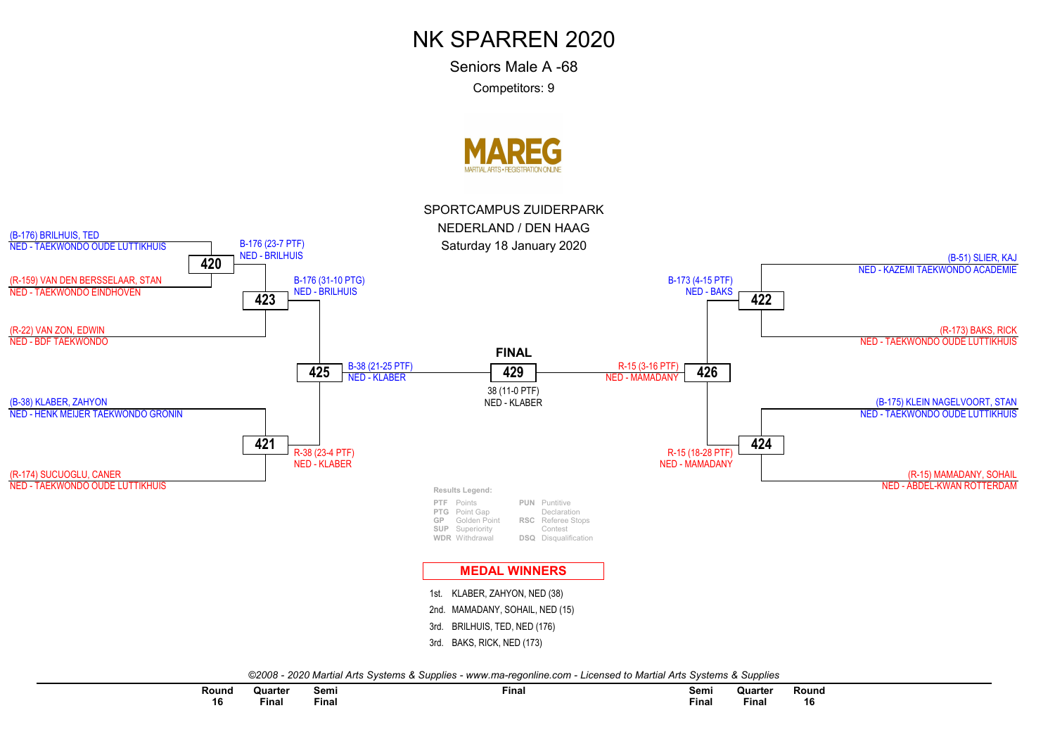# NK SPARREN 2020

Seniors Male A -68

Competitors: 9

SPORTCAMPUS ZUIDERPARK

NEDERLAND / DEN HAAG

Saturday 18 January 2020

## Bracket

**Left side**

- (B-176) BRILHUIS, TED — NED - TAEKWONDO OUDE LUTTIKHUIS
- (R-159) VAN DEN BERSSELAAR, STAN — NED - TAEKWONDO EINDHOVEN
  - **420**: B-176 (23-7 PTF) NED - BRILHUIS
- (R-22) VAN ZON, EDWIN — NED - BDF TAEKWONDO
  - **423**: B-176 (31-10 PTG) NED - BRILHUIS
- (B-38) KLABER, ZAHYON — NED - HENK MEIJER TAEKWONDO GRONIN
- (R-174) SUCUOGLU, CANER — NED - TAEKWONDO OUDE LUTTIKHUIS
  - **421**: R-38 (23-4 PTF) NED - KLABER
- **425**: B-38 (21-25 PTF) NED - KLABER

**Right side**

- (B-51) SLIER, KAJ — NED - KAZEMI TAEKWONDO ACADEMIE
- (R-173) BAKS, RICK — NED - TAEKWONDO OUDE LUTTIKHUIS
  - **422**: B-173 (4-15 PTF) NED - BAKS
- (B-175) KLEIN NAGELVOORT, STAN — NED - TAEKWONDO OUDE LUTTIKHUIS
- (R-15) MAMADANY, SOHAIL — NED - ABDEL-KWAN ROTTERDAM
  - **424**: R-15 (18-28 PTF) NED - MAMADANY
- **426**: R-15 (3-16 PTF) NED - MAMADANY

**FINAL**

- **429**: 38 (11-0 PTF) NED - KLABER

## Results Legend:

| | | | |
|---|---|---|---|
| PTF | Points | PUN | Puntitive Declaration |
| PTG | Point Gap | RSC | Referee Stops Contest |
| GP | Golden Point | DSQ | Disqualification |
| SUP | Superiority | | |
| WDR | Withdrawal | | |

## MEDAL WINNERS

1st. KLABER, ZAHYON, NED (38)
2nd. MAMADANY, SOHAIL, NED (15)
3rd. BRILHUIS, TED, NED (176)
3rd. BAKS, RICK, NED (173)

*©2008 - 2020 Martial Arts Systems & Supplies - www.ma-regonline.com - Licensed to Martial Arts Systems & Supplies*

| Round 16 | Quarter Final | Semi Final | Final | Semi Final | Quarter Final | Round 16 |
|---|---|---|---|---|---|---|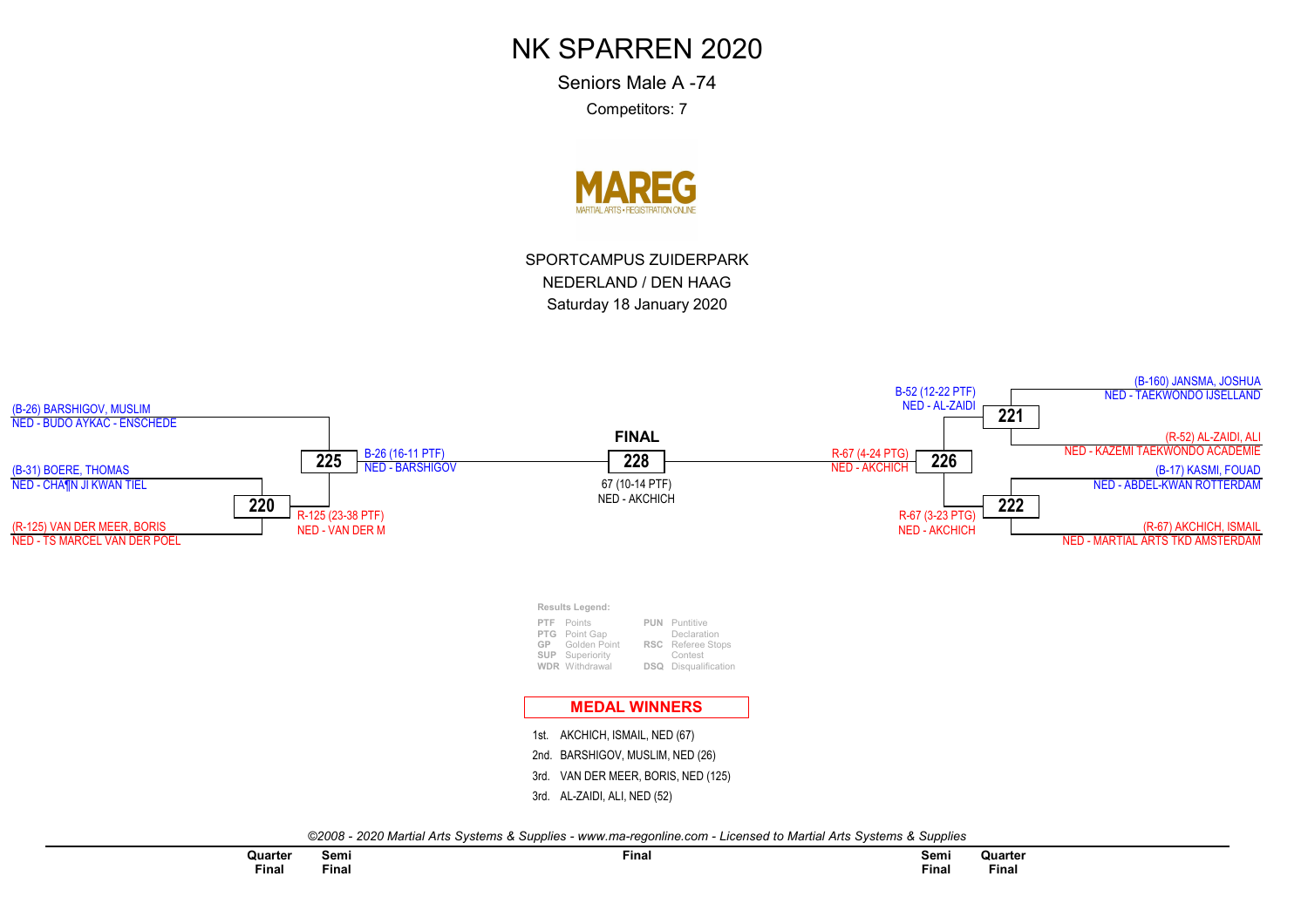# NK SPARREN 2020

Seniors Male A -74

Competitors: 7

MAREG
MARTIAL ARTS • REGISTRATION ONLINE

SPORTCAMPUS ZUIDERPARK
NEDERLAND / DEN HAAG
Saturday 18 January 2020

(B-26) BARSHIGOV, MUSLIM
NED - BUDO AYKAC - ENSCHEDE

(B-31) BOERE, THOMAS
NED - CHA¶N JI KWAN TIEL

**220**

(R-125) VAN DER MEER, BORIS
NED - TS MARCEL VAN DER POEL

R-125 (23-38 PTF)
NED - VAN DER M

**225**

B-26 (16-11 PTF)
NED - BARSHIGOV

**FINAL**

**228**

67 (10-14 PTF)
NED - AKCHICH

R-67 (4-24 PTG)
NED - AKCHICH

**226**

B-52 (12-22 PTF)
NED - AL-ZAIDI

**221**

(B-160) JANSMA, JOSHUA
NED - TAEKWONDO IJSELLAND

(R-52) AL-ZAIDI, ALI
NED - KAZEMI TAEKWONDO ACADEMIE

R-67 (3-23 PTG)
NED - AKCHICH

**222**

(B-17) KASMI, FOUAD
NED - ABDEL-KWAN ROTTERDAM

(R-67) AKCHICH, ISMAIL
NED - MARTIAL ARTS TKD AMSTERDAM

**Results Legend:**

| | | | |
|---|---|---|---|
| PTF | Points | PUN | Puntitive Declaration |
| PTG | Point Gap | | |
| GP | Golden Point | RSC | Referee Stops Contest |
| SUP | Superiority | | |
| WDR | Withdrawal | DSQ | Disqualification |

**MEDAL WINNERS**

1st. AKCHICH, ISMAIL, NED (67)
2nd. BARSHIGOV, MUSLIM, NED (26)
3rd. VAN DER MEER, BORIS, NED (125)
3rd. AL-ZAIDI, ALI, NED (52)

*©2008 - 2020 Martial Arts Systems & Supplies - www.ma-regonline.com - Licensed to Martial Arts Systems & Supplies*

| Quarter Final | Semi Final | Final | Semi Final | Quarter Final |
|---|---|---|---|---|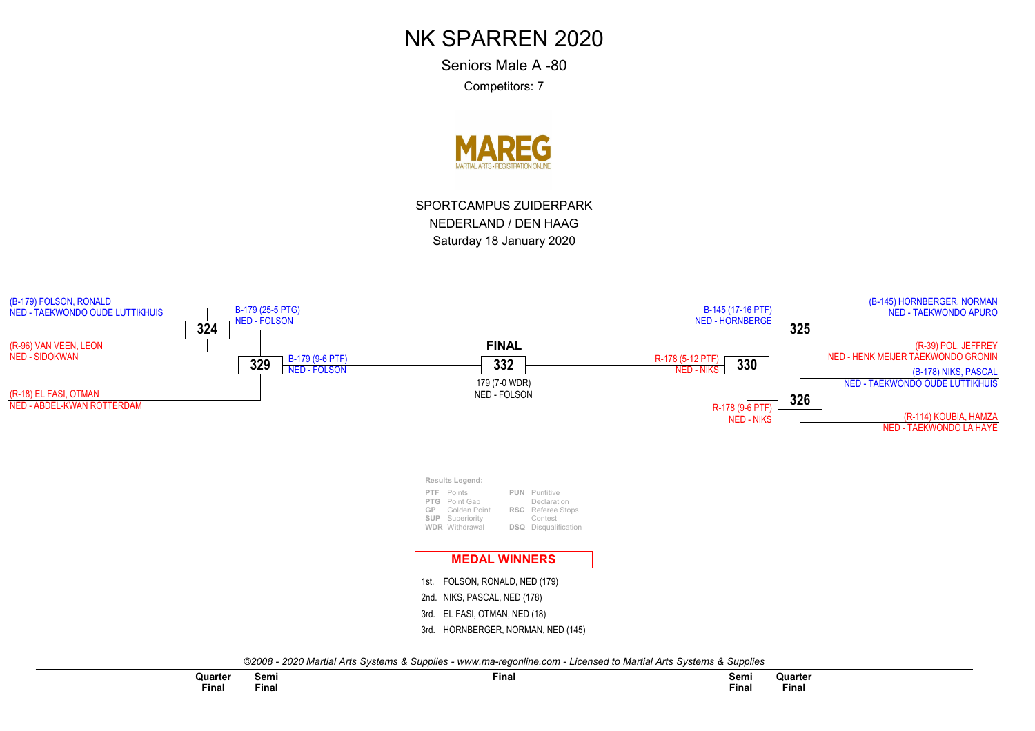# NK SPARREN 2020

Seniors Male A -80

Competitors: 7

MAREG
MARTIAL ARTS • REGISTRATION ONLINE

SPORTCAMPUS ZUIDERPARK

NEDERLAND / DEN HAAG

Saturday 18 January 2020

(B-179) FOLSON, RONALD
NED - TAEKWONDO OUDE LUTTIKHUIS

**324**

B-179 (25-5 PTG)
NED - FOLSON

(R-96) VAN VEEN, LEON
NED - SIDOKWAN

**329**

B-179 (9-6 PTF)
NED - FOLSON

(R-18) EL FASI, OTMAN
NED - ABDEL-KWAN ROTTERDAM

**FINAL**

**332**

179 (7-0 WDR)
NED - FOLSON

(B-145) HORNBERGER, NORMAN
NED - TAEKWONDO APURO

**325**

B-145 (17-16 PTF)
NED - HORNBERGE

(R-39) POL, JEFFREY
NED - HENK MEIJER TAEKWONDO GRONIN

**330**

R-178 (5-12 PTF)
NED - NIKS

(B-178) NIKS, PASCAL
NED - TAEKWONDO OUDE LUTTIKHUIS

**326**

R-178 (9-6 PTF)
NED - NIKS

(R-114) KOUBIA, HAMZA
NED - TAEKWONDO LA HAYE

**Results Legend:**

| | | | |
|---|---|---|---|
| PTF | Points | PUN | Puntitive Declaration |
| PTG | Point Gap | | |
| GP | Golden Point | RSC | Referee Stops Contest |
| SUP | Superiority | | |
| WDR | Withdrawal | DSQ | Disqualification |

## MEDAL WINNERS

1st. FOLSON, RONALD, NED (179)

2nd. NIKS, PASCAL, NED (178)

3rd. EL FASI, OTMAN, NED (18)

3rd. HORNBERGER, NORMAN, NED (145)

*©2008 - 2020 Martial Arts Systems & Supplies - www.ma-regonline.com - Licensed to Martial Arts Systems & Supplies*

| Quarter Final | Semi Final | Final | Semi Final | Quarter Final |
|---|---|---|---|---|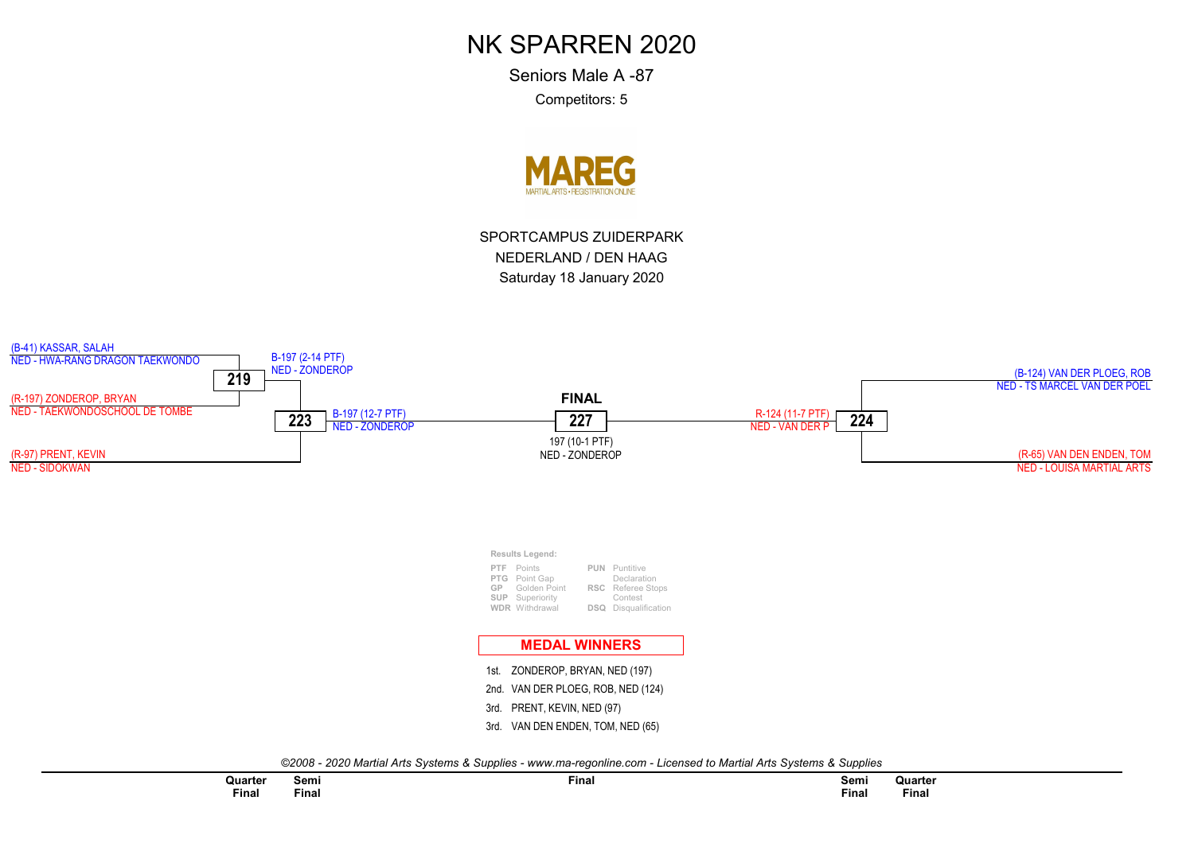# NK SPARREN 2020

Seniors Male A -87

Competitors: 5

MAREG
MARTIAL ARTS • REGISTRATION ONLINE

SPORTCAMPUS ZUIDERPARK
NEDERLAND / DEN HAAG
Saturday 18 January 2020

(B-41) KASSAR, SALAH
NED - HWA-RANG DRAGON TAEKWONDO

**219**

(R-197) ZONDEROP, BRYAN
NED - TAEKWONDOSCHOOL DE TOMBE

B-197 (2-14 PTF)
NED - ZONDEROP

**223**

(R-97) PRENT, KEVIN
NED - SIDOKWAN

B-197 (12-7 PTF)
NED - ZONDEROP

**FINAL**

**227**

197 (10-1 PTF)
NED - ZONDEROP

R-124 (11-7 PTF)
NED - VAN DER P

**224**

(B-124) VAN DER PLOEG, ROB
NED - TS MARCEL VAN DER POEL

(R-65) VAN DEN ENDEN, TOM
NED - LOUISA MARTIAL ARTS

**Results Legend:**

| | | | |
|---|---|---|---|
| PTF | Points | PUN | Puntitive Declaration |
| PTG | Point Gap | | |
| GP | Golden Point | RSC | Referee Stops Contest |
| SUP | Superiority | | |
| WDR | Withdrawal | DSQ | Disqualification |

## MEDAL WINNERS

1st. ZONDEROP, BRYAN, NED (197)
2nd. VAN DER PLOEG, ROB, NED (124)
3rd. PRENT, KEVIN, NED (97)
3rd. VAN DEN ENDEN, TOM, NED (65)

*©2008 - 2020 Martial Arts Systems & Supplies - www.ma-regonline.com - Licensed to Martial Arts Systems & Supplies*

| Quarter Final | Semi Final | Final | Semi Final | Quarter Final |
|---|---|---|---|---|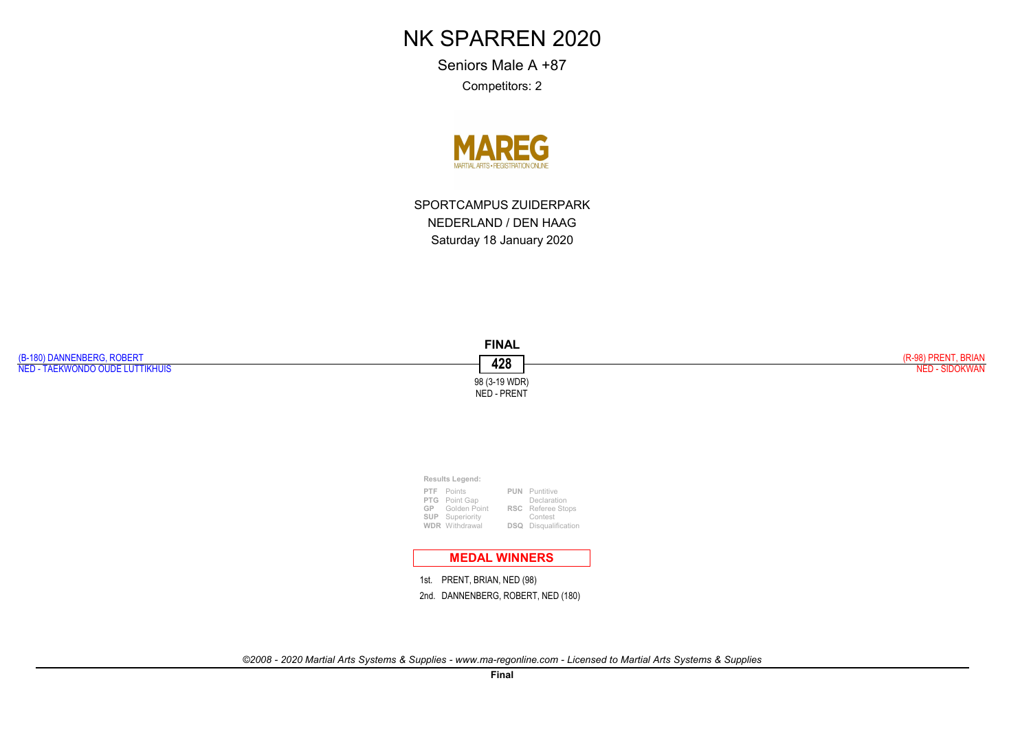# NK SPARREN 2020

Seniors Male A +87

Competitors: 2

MAREG
MARTIAL ARTS • REGISTRATION ONLINE

SPORTCAMPUS ZUIDERPARK

NEDERLAND / DEN HAAG

Saturday 18 January 2020

**FINAL**

(B-180) DANNENBERG, ROBERT
NED - TAEKWONDO OUDE LUTTIKHUIS

**428**

(R-98) PRENT, BRIAN
NED - SIDOKWAN

98 (3-19 WDR)
NED - PRENT

**Results Legend:**

| | | | |
|---|---|---|---|
| **PTF** | Points | **PUN** | Puntitive Declaration |
| **PTG** | Point Gap | | |
| **GP** | Golden Point | **RSC** | Referee Stops Contest |
| **SUP** | Superiority | | |
| **WDR** | Withdrawal | **DSQ** | Disqualification |

**MEDAL WINNERS**

1st. PRENT, BRIAN, NED (98)

2nd. DANNENBERG, ROBERT, NED (180)

*©2008 - 2020 Martial Arts Systems & Supplies - www.ma-regonline.com - Licensed to Martial Arts Systems & Supplies*

**Final**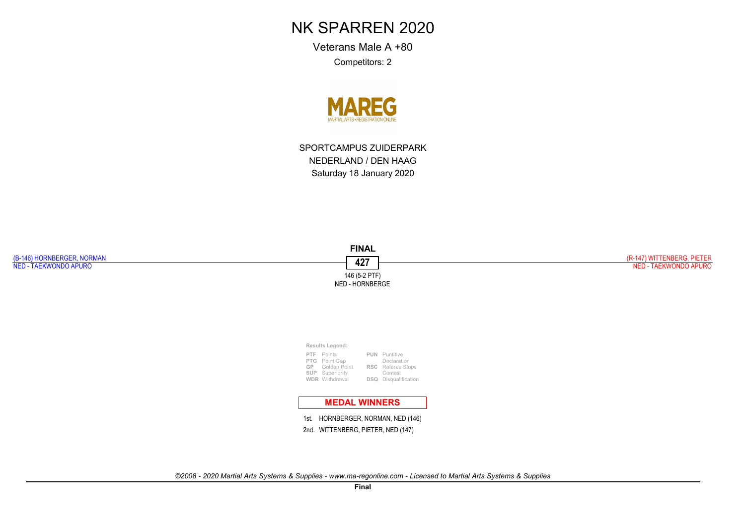# NK SPARREN 2020

Veterans Male A +80

Competitors: 2

MAREG

MARTIAL ARTS • REGISTRATION ONLINE

SPORTCAMPUS ZUIDERPARK

NEDERLAND / DEN HAAG

Saturday 18 January 2020

**FINAL**

(B-146) HORNBERGER, NORMAN
NED - TAEKWONDO APURO

**427**

146 (5-2 PTF)
NED - HORNBERGE

(R-147) WITTENBERG, PIETER
NED - TAEKWONDO APURO

**Results Legend:**

| | | | |
|---|---|---|---|
| **PTF** | Points | **PUN** | Puntitive Declaration |
| **PTG** | Point Gap | | |
| **GP** | Golden Point | **RSC** | Referee Stops Contest |
| **SUP** | Superiority | | |
| **WDR** | Withdrawal | **DSQ** | Disqualification |

**MEDAL WINNERS**

1st. HORNBERGER, NORMAN, NED (146)

2nd. WITTENBERG, PIETER, NED (147)

*©2008 - 2020 Martial Arts Systems & Supplies - www.ma-regonline.com - Licensed to Martial Arts Systems & Supplies*

**Final**